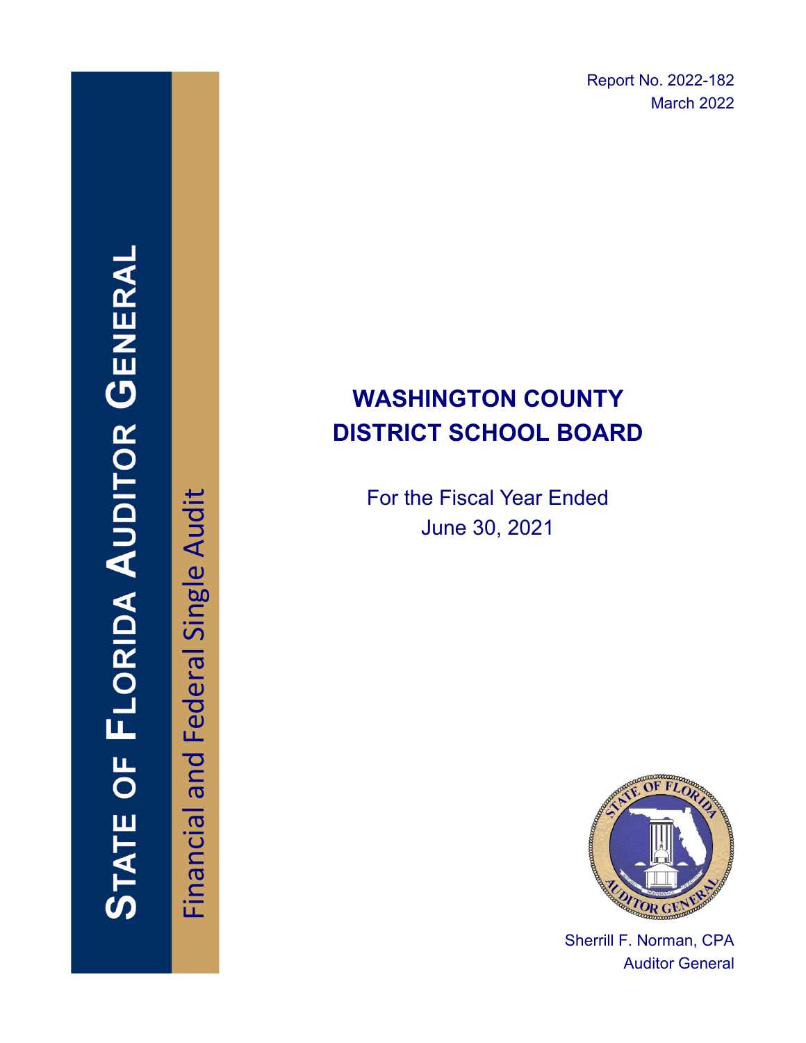STATE OF FLORIDA AUDITOR GENERAL

Financial and Federal Single Audit

Report No. 2022-182
March 2022

# WASHINGTON COUNTY DISTRICT SCHOOL BOARD

For the Fiscal Year Ended
June 30, 2021

Sherrill F. Norman, CPA
Auditor General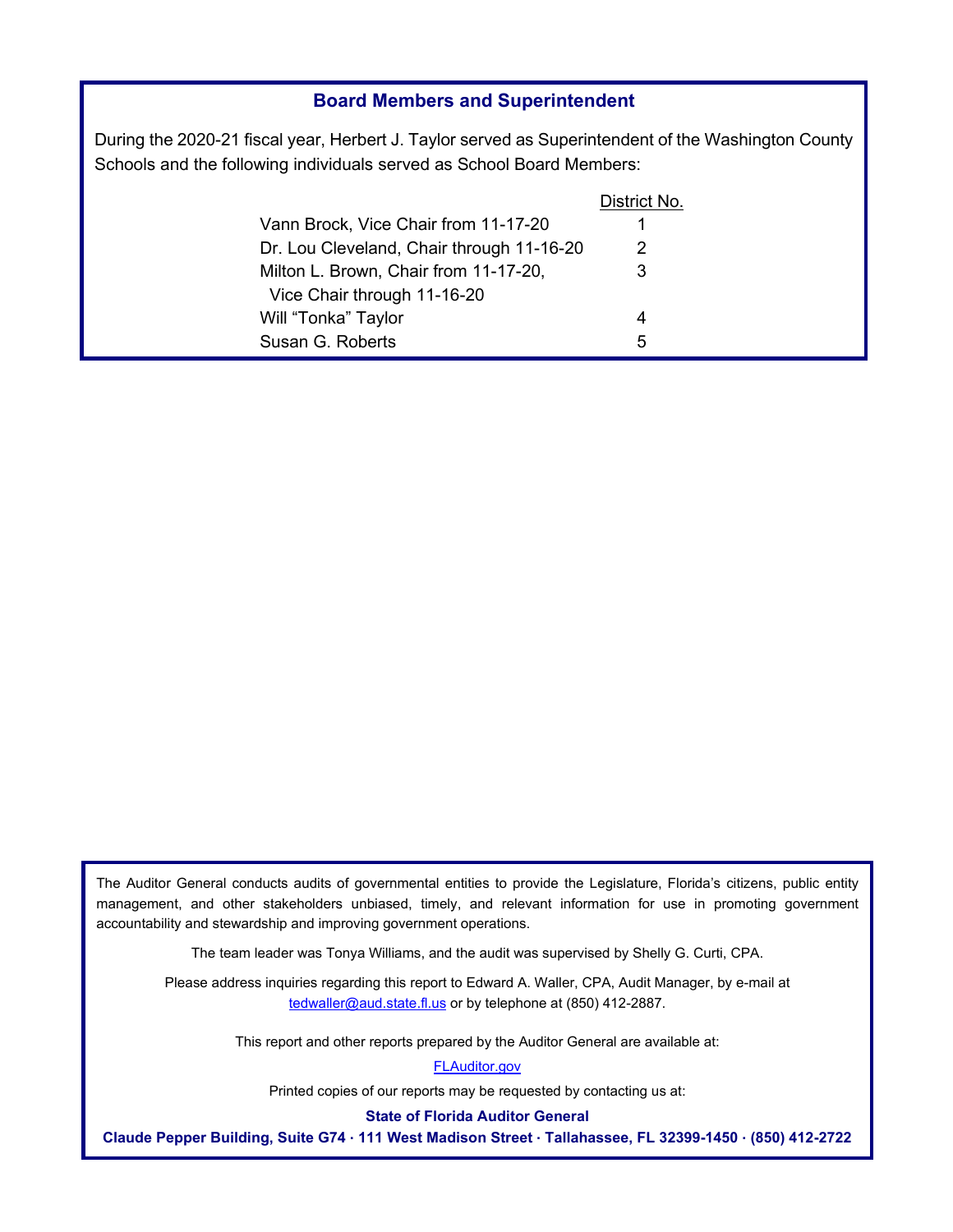## Board Members and Superintendent

During the 2020-21 fiscal year, Herbert J. Taylor served as Superintendent of the Washington County Schools and the following individuals served as School Board Members:

| | District No. |
|---|---|
| Vann Brock, Vice Chair from 11-17-20 | 1 |
| Dr. Lou Cleveland, Chair through 11-16-20 | 2 |
| Milton L. Brown, Chair from 11-17-20, Vice Chair through 11-16-20 | 3 |
| Will "Tonka" Taylor | 4 |
| Susan G. Roberts | 5 |

The Auditor General conducts audits of governmental entities to provide the Legislature, Florida's citizens, public entity management, and other stakeholders unbiased, timely, and relevant information for use in promoting government accountability and stewardship and improving government operations.

The team leader was Tonya Williams, and the audit was supervised by Shelly G. Curti, CPA.

Please address inquiries regarding this report to Edward A. Waller, CPA, Audit Manager, by e-mail at tedwaller@aud.state.fl.us or by telephone at (850) 412-2887.

This report and other reports prepared by the Auditor General are available at:

FLAuditor.gov

Printed copies of our reports may be requested by contacting us at:

**State of Florida Auditor General**

**Claude Pepper Building, Suite G74 · 111 West Madison Street · Tallahassee, FL 32399-1450 · (850) 412-2722**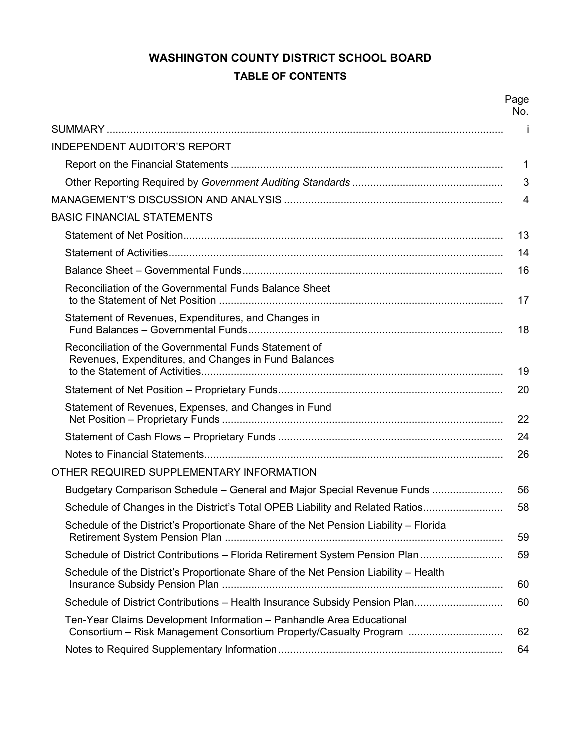# WASHINGTON COUNTY DISTRICT SCHOOL BOARD

## TABLE OF CONTENTS

| | Page No. |
|---|---|
| SUMMARY | i |
| INDEPENDENT AUDITOR'S REPORT | |
| Report on the Financial Statements | 1 |
| Other Reporting Required by *Government Auditing Standards* | 3 |
| MANAGEMENT'S DISCUSSION AND ANALYSIS | 4 |
| BASIC FINANCIAL STATEMENTS | |
| Statement of Net Position | 13 |
| Statement of Activities | 14 |
| Balance Sheet – Governmental Funds | 16 |
| Reconciliation of the Governmental Funds Balance Sheet to the Statement of Net Position | 17 |
| Statement of Revenues, Expenditures, and Changes in Fund Balances – Governmental Funds | 18 |
| Reconciliation of the Governmental Funds Statement of Revenues, Expenditures, and Changes in Fund Balances to the Statement of Activities | 19 |
| Statement of Net Position – Proprietary Funds | 20 |
| Statement of Revenues, Expenses, and Changes in Fund Net Position – Proprietary Funds | 22 |
| Statement of Cash Flows – Proprietary Funds | 24 |
| Notes to Financial Statements | 26 |
| OTHER REQUIRED SUPPLEMENTARY INFORMATION | |
| Budgetary Comparison Schedule – General and Major Special Revenue Funds | 56 |
| Schedule of Changes in the District's Total OPEB Liability and Related Ratios | 58 |
| Schedule of the District's Proportionate Share of the Net Pension Liability – Florida Retirement System Pension Plan | 59 |
| Schedule of District Contributions – Florida Retirement System Pension Plan | 59 |
| Schedule of the District's Proportionate Share of the Net Pension Liability – Health Insurance Subsidy Pension Plan | 60 |
| Schedule of District Contributions – Health Insurance Subsidy Pension Plan | 60 |
| Ten-Year Claims Development Information – Panhandle Area Educational Consortium – Risk Management Consortium Property/Casualty Program | 62 |
| Notes to Required Supplementary Information | 64 |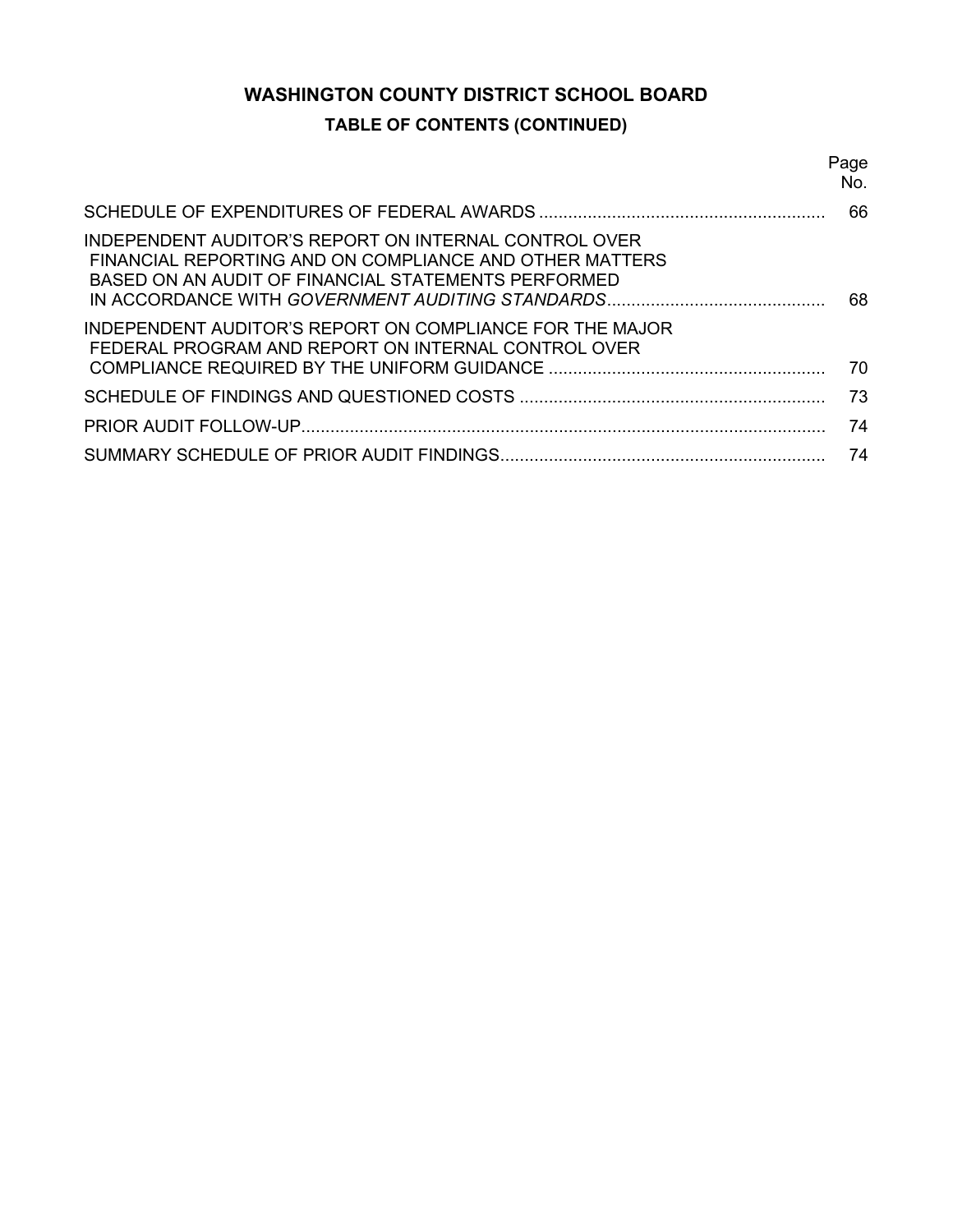# WASHINGTON COUNTY DISTRICT SCHOOL BOARD

## TABLE OF CONTENTS (CONTINUED)

| | Page No. |
|---|---|
| SCHEDULE OF EXPENDITURES OF FEDERAL AWARDS | 66 |
| INDEPENDENT AUDITOR'S REPORT ON INTERNAL CONTROL OVER FINANCIAL REPORTING AND ON COMPLIANCE AND OTHER MATTERS BASED ON AN AUDIT OF FINANCIAL STATEMENTS PERFORMED IN ACCORDANCE WITH *GOVERNMENT AUDITING STANDARDS* | 68 |
| INDEPENDENT AUDITOR'S REPORT ON COMPLIANCE FOR THE MAJOR FEDERAL PROGRAM AND REPORT ON INTERNAL CONTROL OVER COMPLIANCE REQUIRED BY THE UNIFORM GUIDANCE | 70 |
| SCHEDULE OF FINDINGS AND QUESTIONED COSTS | 73 |
| PRIOR AUDIT FOLLOW-UP | 74 |
| SUMMARY SCHEDULE OF PRIOR AUDIT FINDINGS | 74 |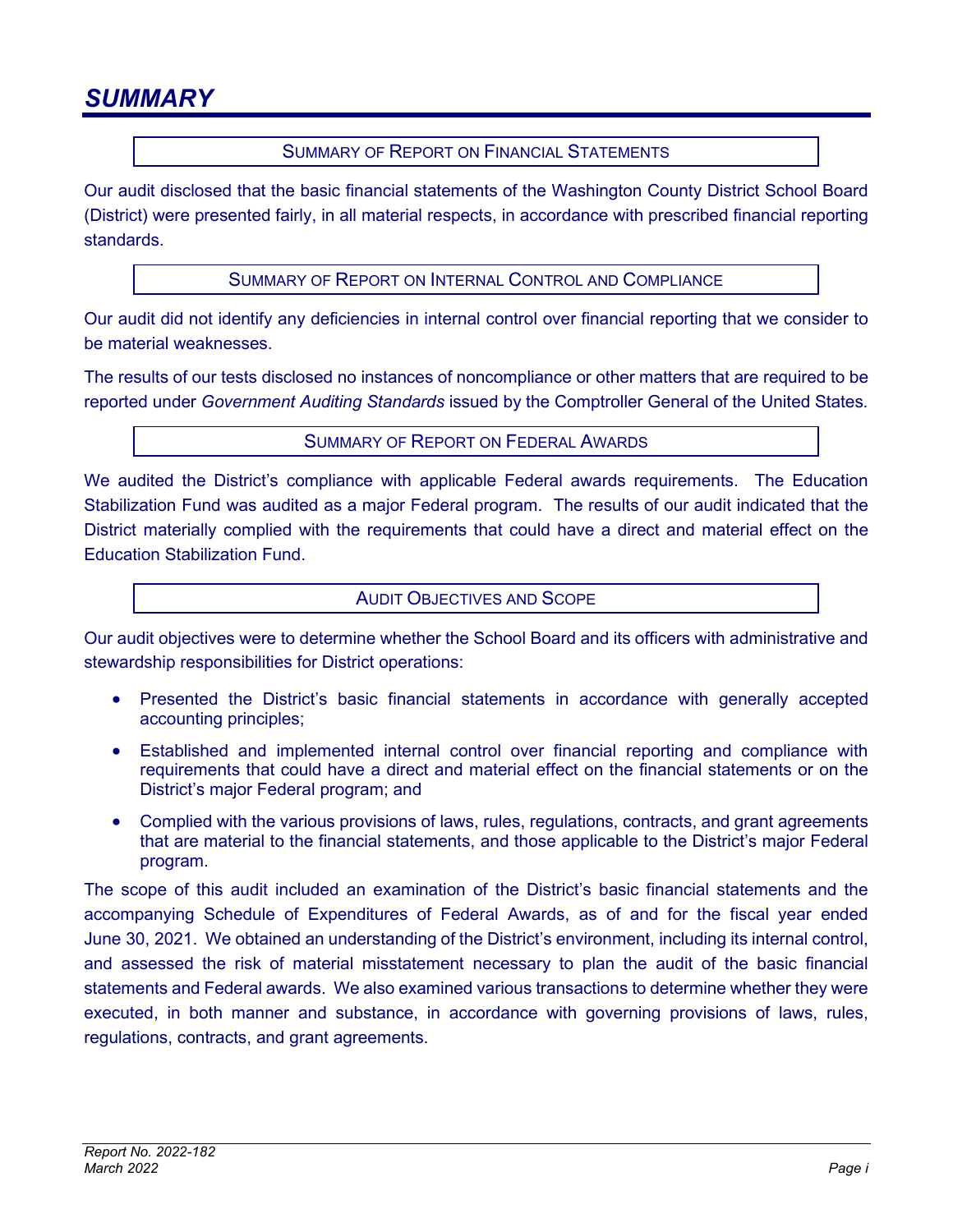# SUMMARY

## SUMMARY OF REPORT ON FINANCIAL STATEMENTS

Our audit disclosed that the basic financial statements of the Washington County District School Board (District) were presented fairly, in all material respects, in accordance with prescribed financial reporting standards.

## SUMMARY OF REPORT ON INTERNAL CONTROL AND COMPLIANCE

Our audit did not identify any deficiencies in internal control over financial reporting that we consider to be material weaknesses.

The results of our tests disclosed no instances of noncompliance or other matters that are required to be reported under *Government Auditing Standards* issued by the Comptroller General of the United States.

## SUMMARY OF REPORT ON FEDERAL AWARDS

We audited the District's compliance with applicable Federal awards requirements. The Education Stabilization Fund was audited as a major Federal program. The results of our audit indicated that the District materially complied with the requirements that could have a direct and material effect on the Education Stabilization Fund.

## AUDIT OBJECTIVES AND SCOPE

Our audit objectives were to determine whether the School Board and its officers with administrative and stewardship responsibilities for District operations:

- Presented the District's basic financial statements in accordance with generally accepted accounting principles;
- Established and implemented internal control over financial reporting and compliance with requirements that could have a direct and material effect on the financial statements or on the District's major Federal program; and
- Complied with the various provisions of laws, rules, regulations, contracts, and grant agreements that are material to the financial statements, and those applicable to the District's major Federal program.

The scope of this audit included an examination of the District's basic financial statements and the accompanying Schedule of Expenditures of Federal Awards, as of and for the fiscal year ended June 30, 2021. We obtained an understanding of the District's environment, including its internal control, and assessed the risk of material misstatement necessary to plan the audit of the basic financial statements and Federal awards. We also examined various transactions to determine whether they were executed, in both manner and substance, in accordance with governing provisions of laws, rules, regulations, contracts, and grant agreements.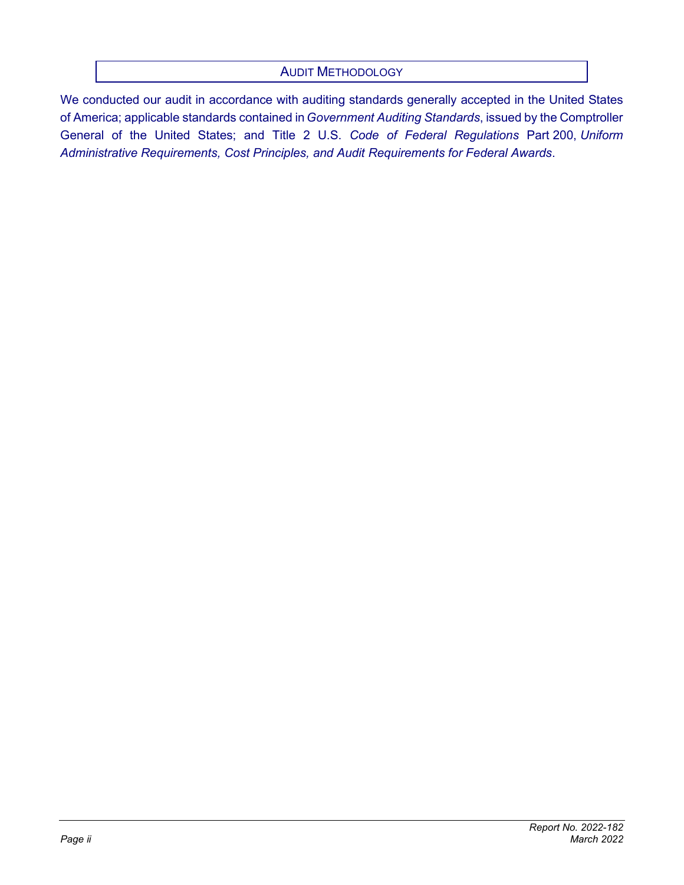## Audit Methodology

We conducted our audit in accordance with auditing standards generally accepted in the United States of America; applicable standards contained in *Government Auditing Standards*, issued by the Comptroller General of the United States; and Title 2 U.S. *Code of Federal Regulations* Part 200, *Uniform Administrative Requirements, Cost Principles, and Audit Requirements for Federal Awards*.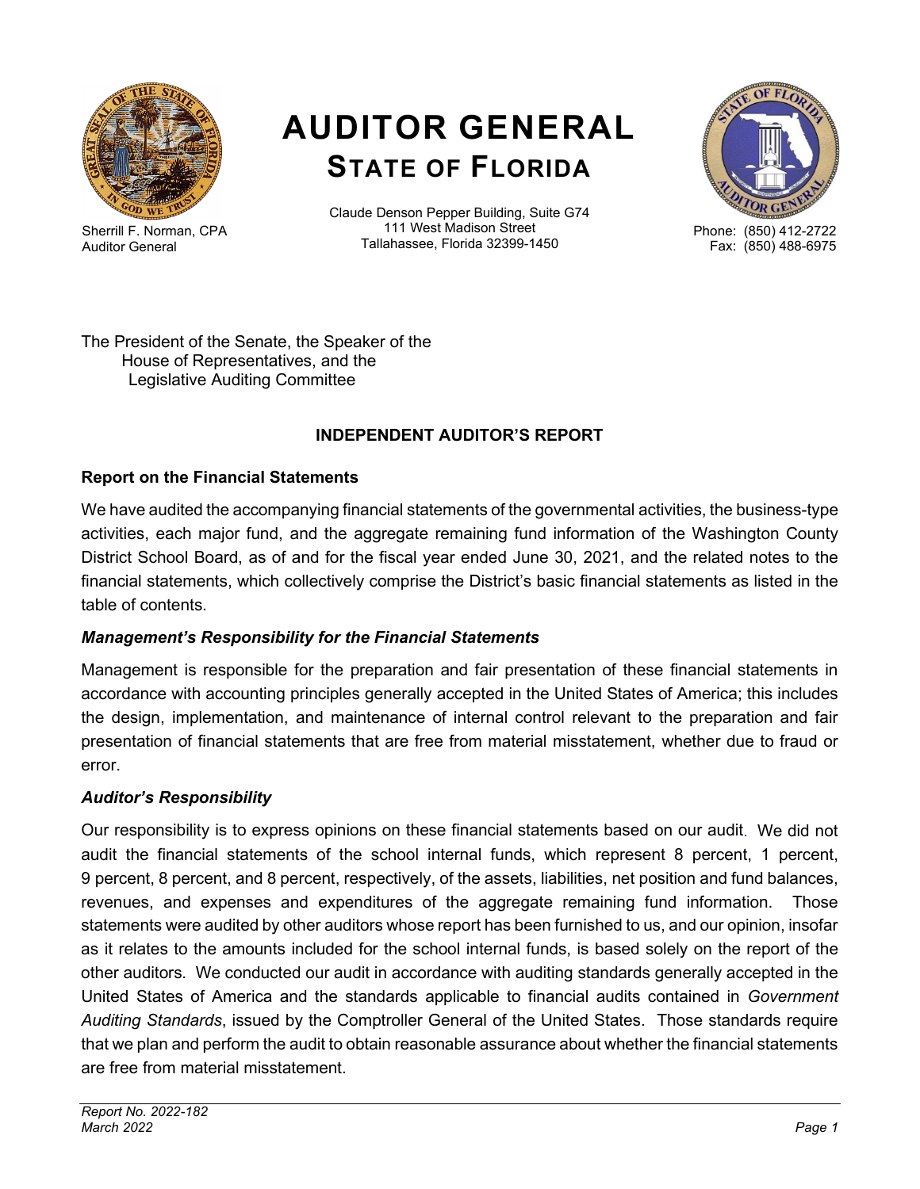# AUDITOR GENERAL
## STATE OF FLORIDA

Sherrill F. Norman, CPA
Auditor General

Claude Denson Pepper Building, Suite G74
111 West Madison Street
Tallahassee, Florida 32399-1450

Phone: (850) 412-2722
Fax: (850) 488-6975

The President of the Senate, the Speaker of the
House of Representatives, and the
Legislative Auditing Committee

**INDEPENDENT AUDITOR'S REPORT**

**Report on the Financial Statements**

We have audited the accompanying financial statements of the governmental activities, the business-type activities, each major fund, and the aggregate remaining fund information of the Washington County District School Board, as of and for the fiscal year ended June 30, 2021, and the related notes to the financial statements, which collectively comprise the District's basic financial statements as listed in the table of contents.

***Management's Responsibility for the Financial Statements***

Management is responsible for the preparation and fair presentation of these financial statements in accordance with accounting principles generally accepted in the United States of America; this includes the design, implementation, and maintenance of internal control relevant to the preparation and fair presentation of financial statements that are free from material misstatement, whether due to fraud or error.

***Auditor's Responsibility***

Our responsibility is to express opinions on these financial statements based on our audit. We did not audit the financial statements of the school internal funds, which represent 8 percent, 1 percent, 9 percent, 8 percent, and 8 percent, respectively, of the assets, liabilities, net position and fund balances, revenues, and expenses and expenditures of the aggregate remaining fund information. Those statements were audited by other auditors whose report has been furnished to us, and our opinion, insofar as it relates to the amounts included for the school internal funds, is based solely on the report of the other auditors. We conducted our audit in accordance with auditing standards generally accepted in the United States of America and the standards applicable to financial audits contained in *Government Auditing Standards*, issued by the Comptroller General of the United States. Those standards require that we plan and perform the audit to obtain reasonable assurance about whether the financial statements are free from material misstatement.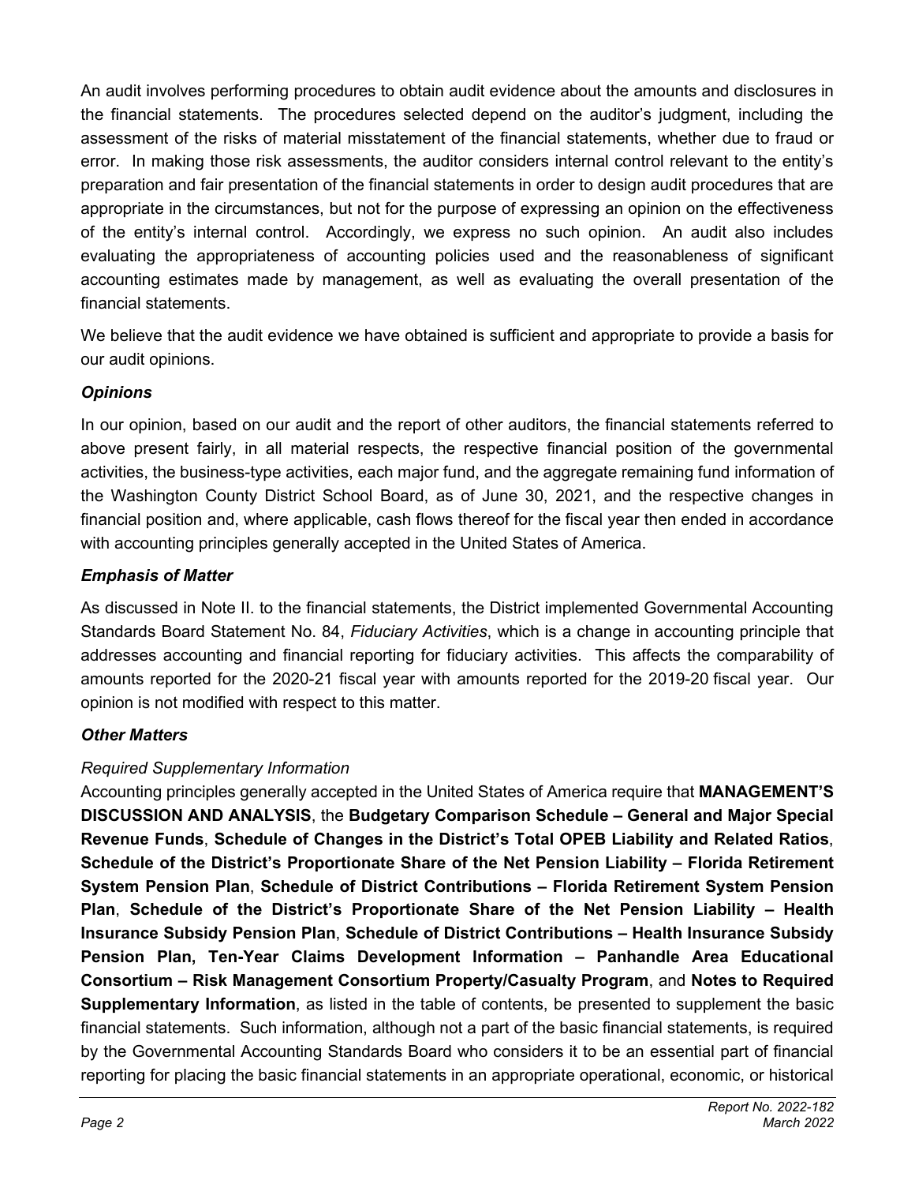An audit involves performing procedures to obtain audit evidence about the amounts and disclosures in the financial statements. The procedures selected depend on the auditor's judgment, including the assessment of the risks of material misstatement of the financial statements, whether due to fraud or error. In making those risk assessments, the auditor considers internal control relevant to the entity's preparation and fair presentation of the financial statements in order to design audit procedures that are appropriate in the circumstances, but not for the purpose of expressing an opinion on the effectiveness of the entity's internal control. Accordingly, we express no such opinion. An audit also includes evaluating the appropriateness of accounting policies used and the reasonableness of significant accounting estimates made by management, as well as evaluating the overall presentation of the financial statements.

We believe that the audit evidence we have obtained is sufficient and appropriate to provide a basis for our audit opinions.

### *Opinions*

In our opinion, based on our audit and the report of other auditors, the financial statements referred to above present fairly, in all material respects, the respective financial position of the governmental activities, the business-type activities, each major fund, and the aggregate remaining fund information of the Washington County District School Board, as of June 30, 2021, and the respective changes in financial position and, where applicable, cash flows thereof for the fiscal year then ended in accordance with accounting principles generally accepted in the United States of America.

### *Emphasis of Matter*

As discussed in Note II. to the financial statements, the District implemented Governmental Accounting Standards Board Statement No. 84, *Fiduciary Activities*, which is a change in accounting principle that addresses accounting and financial reporting for fiduciary activities. This affects the comparability of amounts reported for the 2020-21 fiscal year with amounts reported for the 2019-20 fiscal year. Our opinion is not modified with respect to this matter.

### *Other Matters*

*Required Supplementary Information*

Accounting principles generally accepted in the United States of America require that **MANAGEMENT'S DISCUSSION AND ANALYSIS**, the **Budgetary Comparison Schedule – General and Major Special Revenue Funds**, **Schedule of Changes in the District's Total OPEB Liability and Related Ratios**, **Schedule of the District's Proportionate Share of the Net Pension Liability – Florida Retirement System Pension Plan**, **Schedule of District Contributions – Florida Retirement System Pension Plan**, **Schedule of the District's Proportionate Share of the Net Pension Liability – Health Insurance Subsidy Pension Plan**, **Schedule of District Contributions – Health Insurance Subsidy Pension Plan, Ten-Year Claims Development Information – Panhandle Area Educational Consortium – Risk Management Consortium Property/Casualty Program**, and **Notes to Required Supplementary Information**, as listed in the table of contents, be presented to supplement the basic financial statements. Such information, although not a part of the basic financial statements, is required by the Governmental Accounting Standards Board who considers it to be an essential part of financial reporting for placing the basic financial statements in an appropriate operational, economic, or historical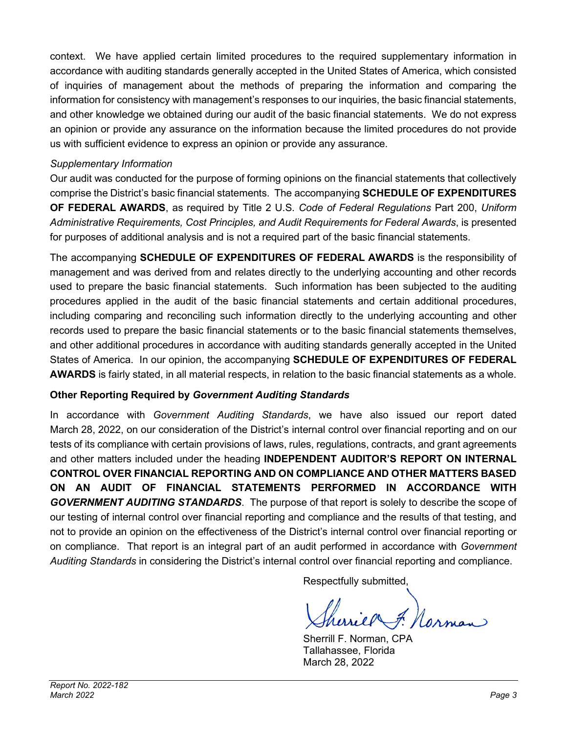context. We have applied certain limited procedures to the required supplementary information in accordance with auditing standards generally accepted in the United States of America, which consisted of inquiries of management about the methods of preparing the information and comparing the information for consistency with management's responses to our inquiries, the basic financial statements, and other knowledge we obtained during our audit of the basic financial statements. We do not express an opinion or provide any assurance on the information because the limited procedures do not provide us with sufficient evidence to express an opinion or provide any assurance.

*Supplementary Information*

Our audit was conducted for the purpose of forming opinions on the financial statements that collectively comprise the District's basic financial statements. The accompanying **SCHEDULE OF EXPENDITURES OF FEDERAL AWARDS**, as required by Title 2 U.S. *Code of Federal Regulations* Part 200, *Uniform Administrative Requirements, Cost Principles, and Audit Requirements for Federal Awards*, is presented for purposes of additional analysis and is not a required part of the basic financial statements.

The accompanying **SCHEDULE OF EXPENDITURES OF FEDERAL AWARDS** is the responsibility of management and was derived from and relates directly to the underlying accounting and other records used to prepare the basic financial statements. Such information has been subjected to the auditing procedures applied in the audit of the basic financial statements and certain additional procedures, including comparing and reconciling such information directly to the underlying accounting and other records used to prepare the basic financial statements or to the basic financial statements themselves, and other additional procedures in accordance with auditing standards generally accepted in the United States of America. In our opinion, the accompanying **SCHEDULE OF EXPENDITURES OF FEDERAL AWARDS** is fairly stated, in all material respects, in relation to the basic financial statements as a whole.

**Other Reporting Required by *Government Auditing Standards***

In accordance with *Government Auditing Standards*, we have also issued our report dated March 28, 2022, on our consideration of the District's internal control over financial reporting and on our tests of its compliance with certain provisions of laws, rules, regulations, contracts, and grant agreements and other matters included under the heading **INDEPENDENT AUDITOR'S REPORT ON INTERNAL CONTROL OVER FINANCIAL REPORTING AND ON COMPLIANCE AND OTHER MATTERS BASED ON AN AUDIT OF FINANCIAL STATEMENTS PERFORMED IN ACCORDANCE WITH *GOVERNMENT AUDITING STANDARDS***. The purpose of that report is solely to describe the scope of our testing of internal control over financial reporting and compliance and the results of that testing, and not to provide an opinion on the effectiveness of the District's internal control over financial reporting or on compliance. That report is an integral part of an audit performed in accordance with *Government Auditing Standards* in considering the District's internal control over financial reporting and compliance.

Respectfully submitted,

Sherrill F. Norman, CPA
Tallahassee, Florida
March 28, 2022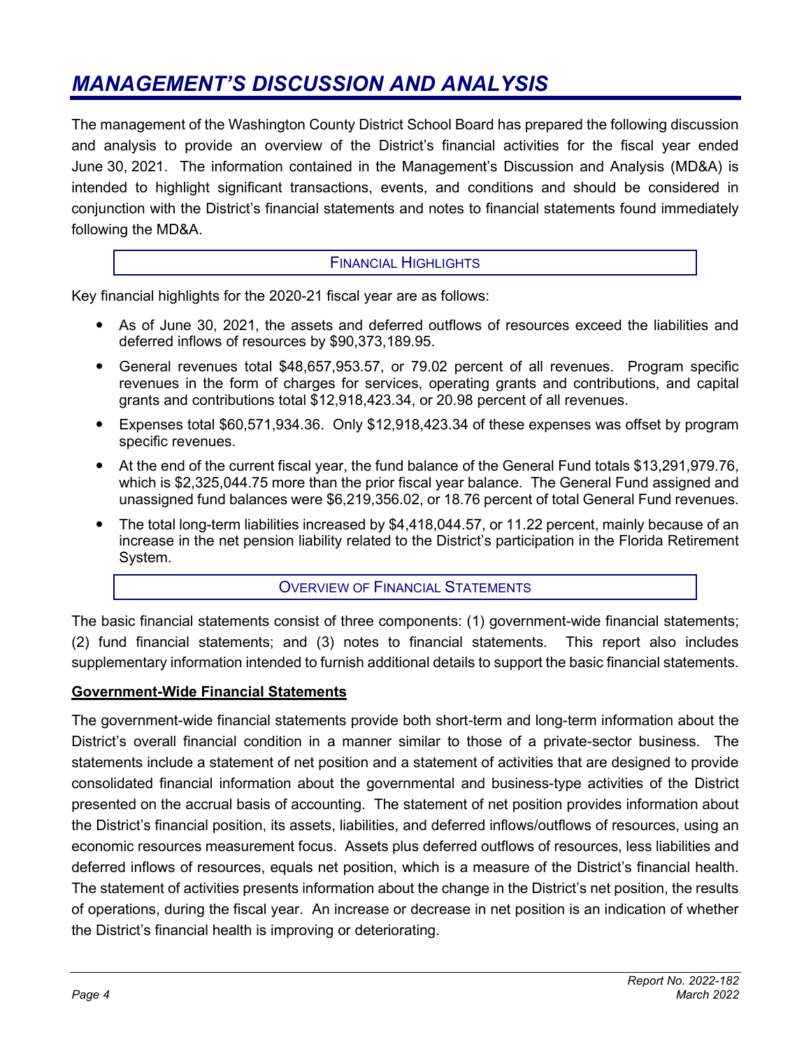# *MANAGEMENT'S DISCUSSION AND ANALYSIS*

The management of the Washington County District School Board has prepared the following discussion and analysis to provide an overview of the District's financial activities for the fiscal year ended June 30, 2021. The information contained in the Management's Discussion and Analysis (MD&A) is intended to highlight significant transactions, events, and conditions and should be considered in conjunction with the District's financial statements and notes to financial statements found immediately following the MD&A.

## FINANCIAL HIGHLIGHTS

Key financial highlights for the 2020-21 fiscal year are as follows:

- As of June 30, 2021, the assets and deferred outflows of resources exceed the liabilities and deferred inflows of resources by $90,373,189.95.
- General revenues total $48,657,953.57, or 79.02 percent of all revenues. Program specific revenues in the form of charges for services, operating grants and contributions, and capital grants and contributions total $12,918,423.34, or 20.98 percent of all revenues.
- Expenses total $60,571,934.36. Only $12,918,423.34 of these expenses was offset by program specific revenues.
- At the end of the current fiscal year, the fund balance of the General Fund totals $13,291,979.76, which is $2,325,044.75 more than the prior fiscal year balance. The General Fund assigned and unassigned fund balances were $6,219,356.02, or 18.76 percent of total General Fund revenues.
- The total long-term liabilities increased by $4,418,044.57, or 11.22 percent, mainly because of an increase in the net pension liability related to the District's participation in the Florida Retirement System.

## OVERVIEW OF FINANCIAL STATEMENTS

The basic financial statements consist of three components: (1) government-wide financial statements; (2) fund financial statements; and (3) notes to financial statements. This report also includes supplementary information intended to furnish additional details to support the basic financial statements.

**Government-Wide Financial Statements**

The government-wide financial statements provide both short-term and long-term information about the District's overall financial condition in a manner similar to those of a private-sector business. The statements include a statement of net position and a statement of activities that are designed to provide consolidated financial information about the governmental and business-type activities of the District presented on the accrual basis of accounting. The statement of net position provides information about the District's financial position, its assets, liabilities, and deferred inflows/outflows of resources, using an economic resources measurement focus. Assets plus deferred outflows of resources, less liabilities and deferred inflows of resources, equals net position, which is a measure of the District's financial health. The statement of activities presents information about the change in the District's net position, the results of operations, during the fiscal year. An increase or decrease in net position is an indication of whether the District's financial health is improving or deteriorating.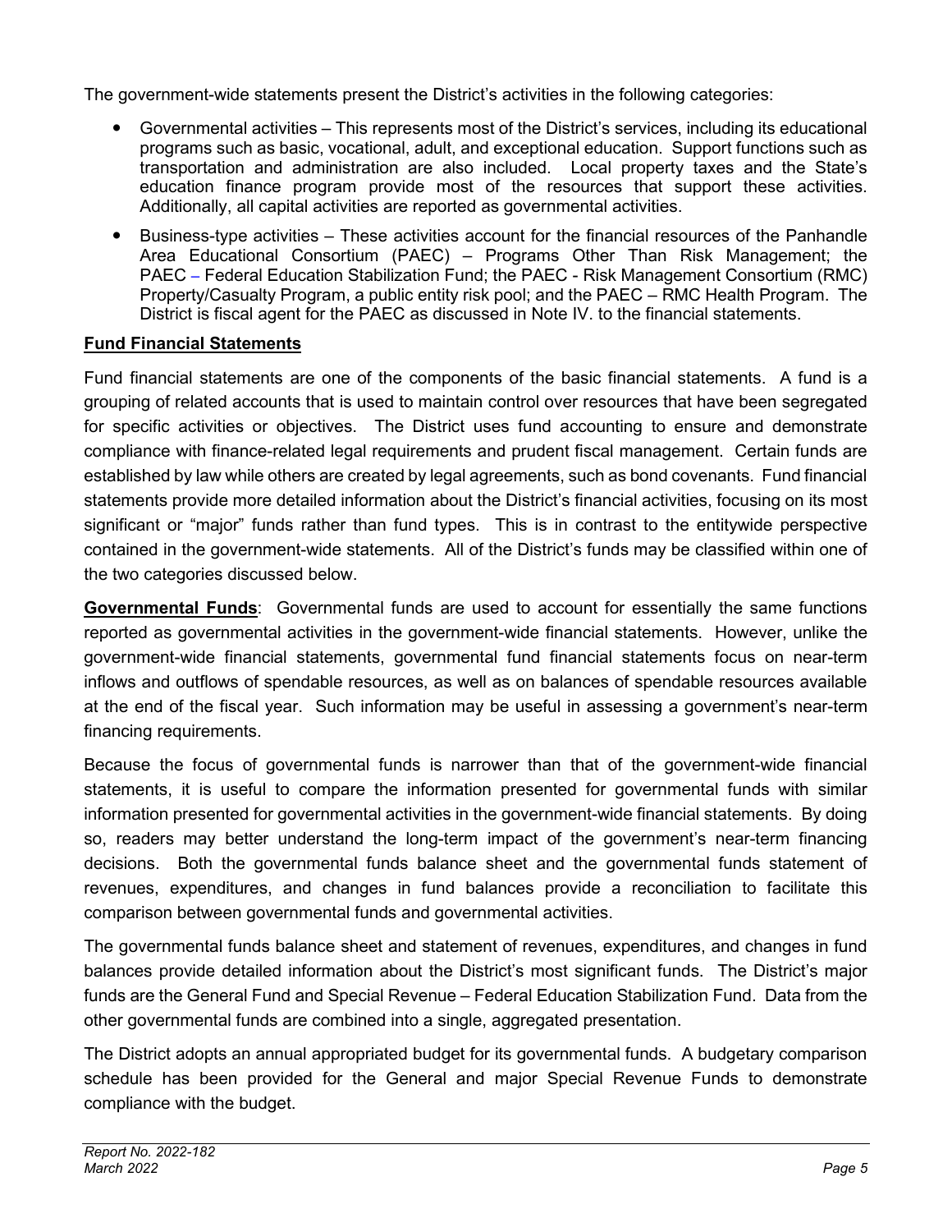The government-wide statements present the District's activities in the following categories:

- Governmental activities – This represents most of the District's services, including its educational programs such as basic, vocational, adult, and exceptional education. Support functions such as transportation and administration are also included. Local property taxes and the State's education finance program provide most of the resources that support these activities. Additionally, all capital activities are reported as governmental activities.
- Business-type activities – These activities account for the financial resources of the Panhandle Area Educational Consortium (PAEC) – Programs Other Than Risk Management; the PAEC – Federal Education Stabilization Fund; the PAEC - Risk Management Consortium (RMC) Property/Casualty Program, a public entity risk pool; and the PAEC – RMC Health Program. The District is fiscal agent for the PAEC as discussed in Note IV. to the financial statements.

**Fund Financial Statements**

Fund financial statements are one of the components of the basic financial statements. A fund is a grouping of related accounts that is used to maintain control over resources that have been segregated for specific activities or objectives. The District uses fund accounting to ensure and demonstrate compliance with finance-related legal requirements and prudent fiscal management. Certain funds are established by law while others are created by legal agreements, such as bond covenants. Fund financial statements provide more detailed information about the District's financial activities, focusing on its most significant or "major" funds rather than fund types. This is in contrast to the entitywide perspective contained in the government-wide statements. All of the District's funds may be classified within one of the two categories discussed below.

**Governmental Funds**: Governmental funds are used to account for essentially the same functions reported as governmental activities in the government-wide financial statements. However, unlike the government-wide financial statements, governmental fund financial statements focus on near-term inflows and outflows of spendable resources, as well as on balances of spendable resources available at the end of the fiscal year. Such information may be useful in assessing a government's near-term financing requirements.

Because the focus of governmental funds is narrower than that of the government-wide financial statements, it is useful to compare the information presented for governmental funds with similar information presented for governmental activities in the government-wide financial statements. By doing so, readers may better understand the long-term impact of the government's near-term financing decisions. Both the governmental funds balance sheet and the governmental funds statement of revenues, expenditures, and changes in fund balances provide a reconciliation to facilitate this comparison between governmental funds and governmental activities.

The governmental funds balance sheet and statement of revenues, expenditures, and changes in fund balances provide detailed information about the District's most significant funds. The District's major funds are the General Fund and Special Revenue – Federal Education Stabilization Fund. Data from the other governmental funds are combined into a single, aggregated presentation.

The District adopts an annual appropriated budget for its governmental funds. A budgetary comparison schedule has been provided for the General and major Special Revenue Funds to demonstrate compliance with the budget.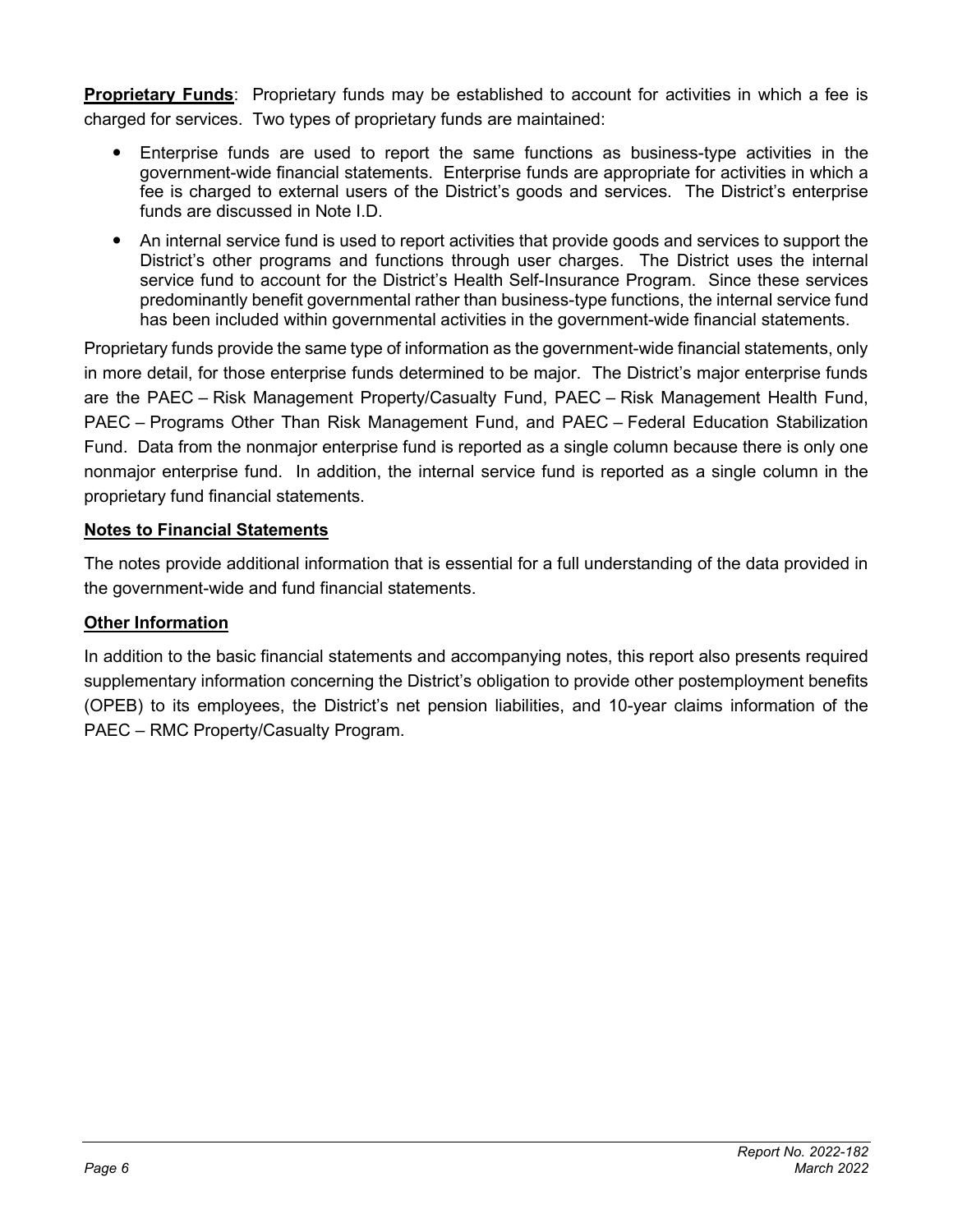**Proprietary Funds**: Proprietary funds may be established to account for activities in which a fee is charged for services. Two types of proprietary funds are maintained:

- Enterprise funds are used to report the same functions as business-type activities in the government-wide financial statements. Enterprise funds are appropriate for activities in which a fee is charged to external users of the District's goods and services. The District's enterprise funds are discussed in Note I.D.
- An internal service fund is used to report activities that provide goods and services to support the District's other programs and functions through user charges. The District uses the internal service fund to account for the District's Health Self-Insurance Program. Since these services predominantly benefit governmental rather than business-type functions, the internal service fund has been included within governmental activities in the government-wide financial statements.

Proprietary funds provide the same type of information as the government-wide financial statements, only in more detail, for those enterprise funds determined to be major. The District's major enterprise funds are the PAEC – Risk Management Property/Casualty Fund, PAEC – Risk Management Health Fund, PAEC – Programs Other Than Risk Management Fund, and PAEC – Federal Education Stabilization Fund. Data from the nonmajor enterprise fund is reported as a single column because there is only one nonmajor enterprise fund. In addition, the internal service fund is reported as a single column in the proprietary fund financial statements.

**Notes to Financial Statements**

The notes provide additional information that is essential for a full understanding of the data provided in the government-wide and fund financial statements.

**Other Information**

In addition to the basic financial statements and accompanying notes, this report also presents required supplementary information concerning the District's obligation to provide other postemployment benefits (OPEB) to its employees, the District's net pension liabilities, and 10-year claims information of the PAEC – RMC Property/Casualty Program.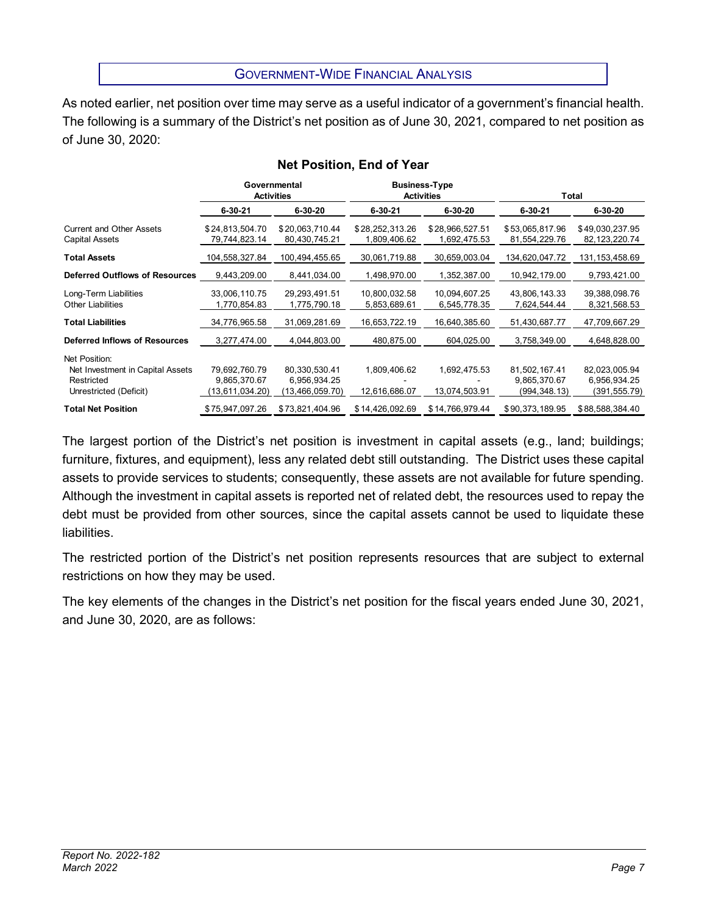## Government-Wide Financial Analysis

As noted earlier, net position over time may serve as a useful indicator of a government's financial health. The following is a summary of the District's net position as of June 30, 2021, compared to net position as of June 30, 2020:

### Net Position, End of Year

| | Governmental Activities | | Business-Type Activities | | Total | |
|---|---|---|---|---|---|---|
| | 6-30-21 | 6-30-20 | 6-30-21 | 6-30-20 | 6-30-21 | 6-30-20 |
| Current and Other Assets | $24,813,504.70 | $20,063,710.44 | $28,252,313.26 | $28,966,527.51 | $53,065,817.96 | $49,030,237.95 |
| Capital Assets | 79,744,823.14 | 80,430,745.21 | 1,809,406.62 | 1,692,475.53 | 81,554,229.76 | 82,123,220.74 |
| **Total Assets** | 104,558,327.84 | 100,494,455.65 | 30,061,719.88 | 30,659,003.04 | 134,620,047.72 | 131,153,458.69 |
| **Deferred Outflows of Resources** | 9,443,209.00 | 8,441,034.00 | 1,498,970.00 | 1,352,387.00 | 10,942,179.00 | 9,793,421.00 |
| Long-Term Liabilities | 33,006,110.75 | 29,293,491.51 | 10,800,032.58 | 10,094,607.25 | 43,806,143.33 | 39,388,098.76 |
| Other Liabilities | 1,770,854.83 | 1,775,790.18 | 5,853,689.61 | 6,545,778.35 | 7,624,544.44 | 8,321,568.53 |
| **Total Liabilities** | 34,776,965.58 | 31,069,281.69 | 16,653,722.19 | 16,640,385.60 | 51,430,687.77 | 47,709,667.29 |
| **Deferred Inflows of Resources** | 3,277,474.00 | 4,044,803.00 | 480,875.00 | 604,025.00 | 3,758,349.00 | 4,648,828.00 |
| Net Position: | | | | | | |
| Net Investment in Capital Assets | 79,692,760.79 | 80,330,530.41 | 1,809,406.62 | 1,692,475.53 | 81,502,167.41 | 82,023,005.94 |
| Restricted | 9,865,370.67 | 6,956,934.25 | - | - | 9,865,370.67 | 6,956,934.25 |
| Unrestricted (Deficit) | (13,611,034.20) | (13,466,059.70) | 12,616,686.07 | 13,074,503.91 | (994,348.13) | (391,555.79) |
| **Total Net Position** | $75,947,097.26 | $73,821,404.96 | $14,426,092.69 | $14,766,979.44 | $90,373,189.95 | $88,588,384.40 |

The largest portion of the District's net position is investment in capital assets (e.g., land; buildings; furniture, fixtures, and equipment), less any related debt still outstanding. The District uses these capital assets to provide services to students; consequently, these assets are not available for future spending. Although the investment in capital assets is reported net of related debt, the resources used to repay the debt must be provided from other sources, since the capital assets cannot be used to liquidate these liabilities.

The restricted portion of the District's net position represents resources that are subject to external restrictions on how they may be used.

The key elements of the changes in the District's net position for the fiscal years ended June 30, 2021, and June 30, 2020, are as follows: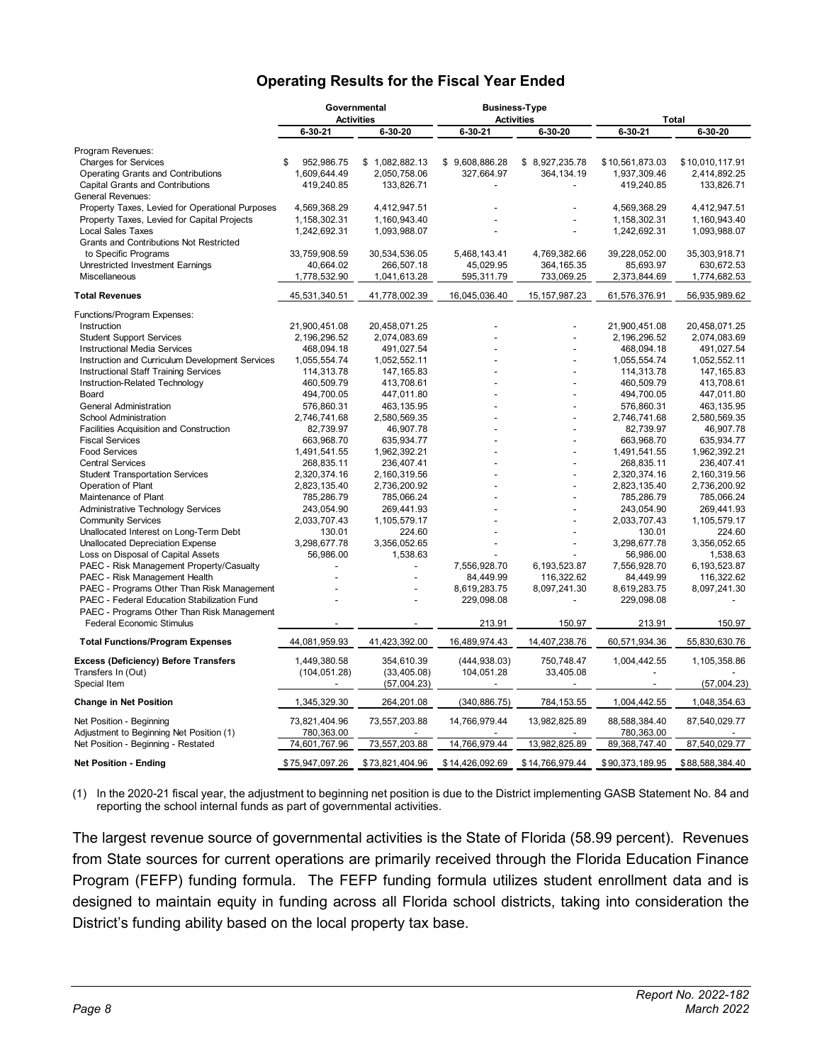## Operating Results for the Fiscal Year Ended

| | Governmental Activities | | Business-Type Activities | | Total | |
|---|---|---|---|---|---|---|
| | 6-30-21 | 6-30-20 | 6-30-21 | 6-30-20 | 6-30-21 | 6-30-20 |
| Program Revenues: | | | | | | |
| Charges for Services | $ 952,986.75 | $ 1,082,882.13 | $ 9,608,886.28 | $ 8,927,235.78 | $10,561,873.03 | $10,010,117.91 |
| Operating Grants and Contributions | 1,609,644.49 | 2,050,758.06 | 327,664.97 | 364,134.19 | 1,937,309.46 | 2,414,892.25 |
| Capital Grants and Contributions | 419,240.85 | 133,826.71 | - | - | 419,240.85 | 133,826.71 |
| General Revenues: | | | | | | |
| Property Taxes, Levied for Operational Purposes | 4,569,368.29 | 4,412,947.51 | - | - | 4,569,368.29 | 4,412,947.51 |
| Property Taxes, Levied for Capital Projects | 1,158,302.31 | 1,160,943.40 | - | - | 1,158,302.31 | 1,160,943.40 |
| Local Sales Taxes | 1,242,692.31 | 1,093,988.07 | - | - | 1,242,692.31 | 1,093,988.07 |
| Grants and Contributions Not Restricted to Specific Programs | 33,759,908.59 | 30,534,536.05 | 5,468,143.41 | 4,769,382.66 | 39,228,052.00 | 35,303,918.71 |
| Unrestricted Investment Earnings | 40,664.02 | 266,507.18 | 45,029.95 | 364,165.35 | 85,693.97 | 630,672.53 |
| Miscellaneous | 1,778,532.90 | 1,041,613.28 | 595,311.79 | 733,069.25 | 2,373,844.69 | 1,774,682.53 |
| **Total Revenues** | 45,531,340.51 | 41,778,002.39 | 16,045,036.40 | 15,157,987.23 | 61,576,376.91 | 56,935,989.62 |
| Functions/Program Expenses: | | | | | | |
| Instruction | 21,900,451.08 | 20,458,071.25 | - | - | 21,900,451.08 | 20,458,071.25 |
| Student Support Services | 2,196,296.52 | 2,074,083.69 | - | - | 2,196,296.52 | 2,074,083.69 |
| Instructional Media Services | 468,094.18 | 491,027.54 | - | - | 468,094.18 | 491,027.54 |
| Instruction and Curriculum Development Services | 1,055,554.74 | 1,052,552.11 | - | - | 1,055,554.74 | 1,052,552.11 |
| Instructional Staff Training Services | 114,313.78 | 147,165.83 | - | - | 114,313.78 | 147,165.83 |
| Instruction-Related Technology | 460,509.79 | 413,708.61 | - | - | 460,509.79 | 413,708.61 |
| Board | 494,700.05 | 447,011.80 | - | - | 494,700.05 | 447,011.80 |
| General Administration | 576,860.31 | 463,135.95 | - | - | 576,860.31 | 463,135.95 |
| School Administration | 2,746,741.68 | 2,580,569.35 | - | - | 2,746,741.68 | 2,580,569.35 |
| Facilities Acquisition and Construction | 82,739.97 | 46,907.78 | - | - | 82,739.97 | 46,907.78 |
| Fiscal Services | 663,968.70 | 635,934.77 | - | - | 663,968.70 | 635,934.77 |
| Food Services | 1,491,541.55 | 1,962,392.21 | - | - | 1,491,541.55 | 1,962,392.21 |
| Central Services | 268,835.11 | 236,407.41 | - | - | 268,835.11 | 236,407.41 |
| Student Transportation Services | 2,320,374.16 | 2,160,319.56 | - | - | 2,320,374.16 | 2,160,319.56 |
| Operation of Plant | 2,823,135.40 | 2,736,200.92 | - | - | 2,823,135.40 | 2,736,200.92 |
| Maintenance of Plant | 785,286.79 | 785,066.24 | - | - | 785,286.79 | 785,066.24 |
| Administrative Technology Services | 243,054.90 | 269,441.93 | - | - | 243,054.90 | 269,441.93 |
| Community Services | 2,033,707.43 | 1,105,579.17 | - | - | 2,033,707.43 | 1,105,579.17 |
| Unallocated Interest on Long-Term Debt | 130.01 | 224.60 | - | - | 130.01 | 224.60 |
| Unallocated Depreciation Expense | 3,298,677.78 | 3,356,052.65 | - | - | 3,298,677.78 | 3,356,052.65 |
| Loss on Disposal of Capital Assets | 56,986.00 | 1,538.63 | - | - | 56,986.00 | 1,538.63 |
| PAEC - Risk Management Property/Casualty | - | - | 7,556,928.70 | 6,193,523.87 | 7,556,928.70 | 6,193,523.87 |
| PAEC - Risk Management Health | - | - | 84,449.99 | 116,322.62 | 84,449.99 | 116,322.62 |
| PAEC - Programs Other Than Risk Management | - | - | 8,619,283.75 | 8,097,241.30 | 8,619,283.75 | 8,097,241.30 |
| PAEC - Federal Education Stabilization Fund | - | - | 229,098.08 | - | 229,098.08 | - |
| PAEC - Programs Other Than Risk Management Federal Economic Stimulus | - | - | 213.91 | 150.97 | 213.91 | 150.97 |
| **Total Functions/Program Expenses** | 44,081,959.93 | 41,423,392.00 | 16,489,974.43 | 14,407,238.76 | 60,571,934.36 | 55,830,630.76 |
| **Excess (Deficiency) Before Transfers** | 1,449,380.58 | 354,610.39 | (444,938.03) | 750,748.47 | 1,004,442.55 | 1,105,358.86 |
| Transfers In (Out) | (104,051.28) | (33,405.08) | 104,051.28 | 33,405.08 | - | - |
| Special Item | - | (57,004.23) | - | - | - | (57,004.23) |
| **Change in Net Position** | 1,345,329.30 | 264,201.08 | (340,886.75) | 784,153.55 | 1,004,442.55 | 1,048,354.63 |
| Net Position - Beginning | 73,821,404.96 | 73,557,203.88 | 14,766,979.44 | 13,982,825.89 | 88,588,384.40 | 87,540,029.77 |
| Adjustment to Beginning Net Position (1) | 780,363.00 | - | - | - | 780,363.00 | - |
| Net Position - Beginning - Restated | 74,601,767.96 | 73,557,203.88 | 14,766,979.44 | 13,982,825.89 | 89,368,747.40 | 87,540,029.77 |
| **Net Position - Ending** | $75,947,097.26 | $73,821,404.96 | $14,426,092.69 | $14,766,979.44 | $90,373,189.95 | $88,588,384.40 |

(1) In the 2020-21 fiscal year, the adjustment to beginning net position is due to the District implementing GASB Statement No. 84 and reporting the school internal funds as part of governmental activities.

The largest revenue source of governmental activities is the State of Florida (58.99 percent). Revenues from State sources for current operations are primarily received through the Florida Education Finance Program (FEFP) funding formula. The FEFP funding formula utilizes student enrollment data and is designed to maintain equity in funding across all Florida school districts, taking into consideration the District's funding ability based on the local property tax base.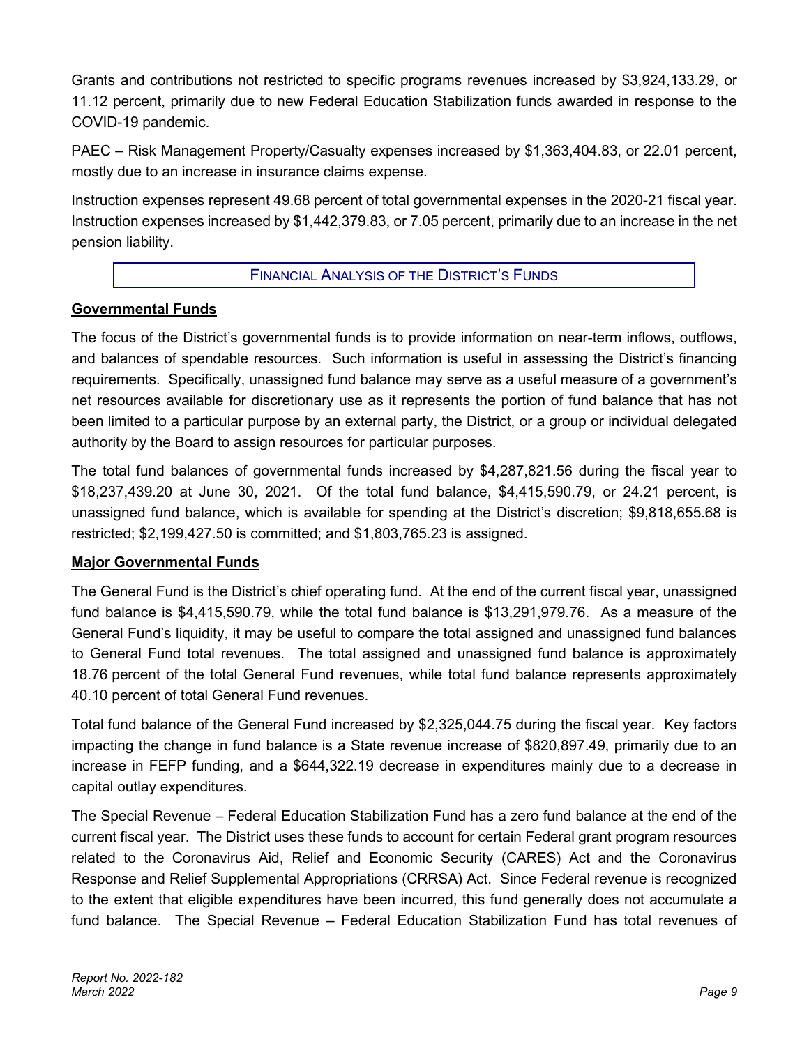Grants and contributions not restricted to specific programs revenues increased by $3,924,133.29, or 11.12 percent, primarily due to new Federal Education Stabilization funds awarded in response to the COVID-19 pandemic.

PAEC – Risk Management Property/Casualty expenses increased by $1,363,404.83, or 22.01 percent, mostly due to an increase in insurance claims expense.

Instruction expenses represent 49.68 percent of total governmental expenses in the 2020-21 fiscal year. Instruction expenses increased by $1,442,379.83, or 7.05 percent, primarily due to an increase in the net pension liability.

## FINANCIAL ANALYSIS OF THE DISTRICT'S FUNDS

### Governmental Funds

The focus of the District's governmental funds is to provide information on near-term inflows, outflows, and balances of spendable resources. Such information is useful in assessing the District's financing requirements. Specifically, unassigned fund balance may serve as a useful measure of a government's net resources available for discretionary use as it represents the portion of fund balance that has not been limited to a particular purpose by an external party, the District, or a group or individual delegated authority by the Board to assign resources for particular purposes.

The total fund balances of governmental funds increased by $4,287,821.56 during the fiscal year to $18,237,439.20 at June 30, 2021. Of the total fund balance, $4,415,590.79, or 24.21 percent, is unassigned fund balance, which is available for spending at the District's discretion; $9,818,655.68 is restricted; $2,199,427.50 is committed; and $1,803,765.23 is assigned.

### Major Governmental Funds

The General Fund is the District's chief operating fund. At the end of the current fiscal year, unassigned fund balance is $4,415,590.79, while the total fund balance is $13,291,979.76. As a measure of the General Fund's liquidity, it may be useful to compare the total assigned and unassigned fund balances to General Fund total revenues. The total assigned and unassigned fund balance is approximately 18.76 percent of the total General Fund revenues, while total fund balance represents approximately 40.10 percent of total General Fund revenues.

Total fund balance of the General Fund increased by $2,325,044.75 during the fiscal year. Key factors impacting the change in fund balance is a State revenue increase of $820,897.49, primarily due to an increase in FEFP funding, and a $644,322.19 decrease in expenditures mainly due to a decrease in capital outlay expenditures.

The Special Revenue – Federal Education Stabilization Fund has a zero fund balance at the end of the current fiscal year. The District uses these funds to account for certain Federal grant program resources related to the Coronavirus Aid, Relief and Economic Security (CARES) Act and the Coronavirus Response and Relief Supplemental Appropriations (CRRSA) Act. Since Federal revenue is recognized to the extent that eligible expenditures have been incurred, this fund generally does not accumulate a fund balance. The Special Revenue – Federal Education Stabilization Fund has total revenues of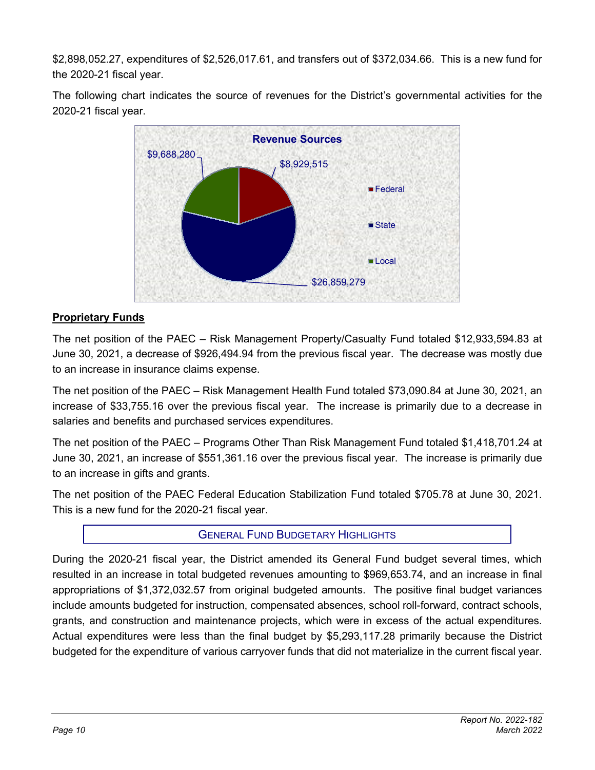$2,898,052.27, expenditures of $2,526,017.61, and transfers out of $372,034.66. This is a new fund for the 2020-21 fiscal year.

The following chart indicates the source of revenues for the District's governmental activities for the 2020-21 fiscal year.

**Revenue Sources**

| Source | Amount |
| --- | --- |
| Federal | $8,929,515 |
| State | $26,859,279 |
| Local | $9,688,280 |

**Proprietary Funds**

The net position of the PAEC – Risk Management Property/Casualty Fund totaled $12,933,594.83 at June 30, 2021, a decrease of $926,494.94 from the previous fiscal year. The decrease was mostly due to an increase in insurance claims expense.

The net position of the PAEC – Risk Management Health Fund totaled $73,090.84 at June 30, 2021, an increase of $33,755.16 over the previous fiscal year. The increase is primarily due to a decrease in salaries and benefits and purchased services expenditures.

The net position of the PAEC – Programs Other Than Risk Management Fund totaled $1,418,701.24 at June 30, 2021, an increase of $551,361.16 over the previous fiscal year. The increase is primarily due to an increase in gifts and grants.

The net position of the PAEC Federal Education Stabilization Fund totaled $705.78 at June 30, 2021. This is a new fund for the 2020-21 fiscal year.

## GENERAL FUND BUDGETARY HIGHLIGHTS

During the 2020-21 fiscal year, the District amended its General Fund budget several times, which resulted in an increase in total budgeted revenues amounting to $969,653.74, and an increase in final appropriations of $1,372,032.57 from original budgeted amounts. The positive final budget variances include amounts budgeted for instruction, compensated absences, school roll-forward, contract schools, grants, and construction and maintenance projects, which were in excess of the actual expenditures. Actual expenditures were less than the final budget by $5,293,117.28 primarily because the District budgeted for the expenditure of various carryover funds that did not materialize in the current fiscal year.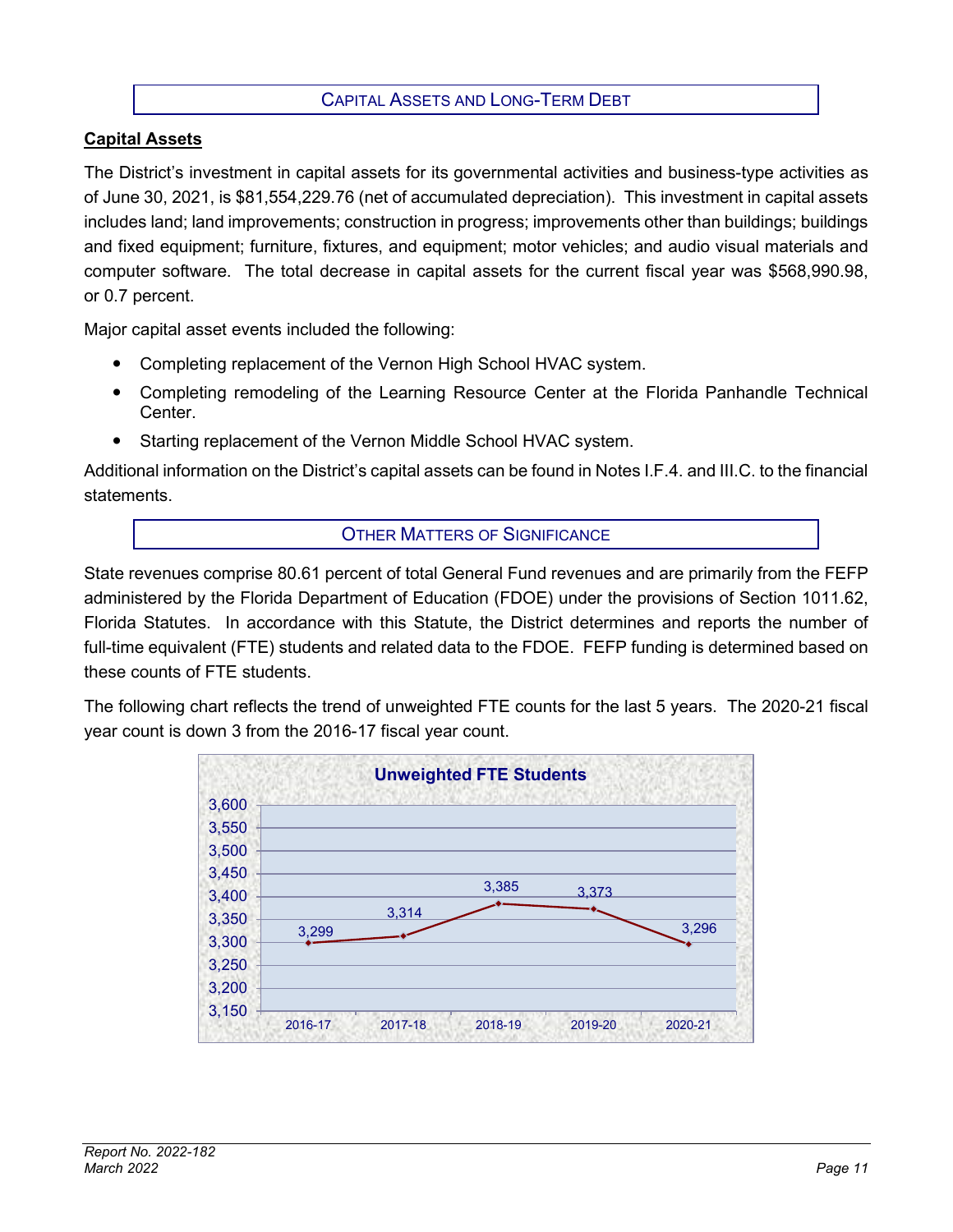## Capital Assets and Long-Term Debt

### Capital Assets

The District's investment in capital assets for its governmental activities and business-type activities as of June 30, 2021, is $81,554,229.76 (net of accumulated depreciation). This investment in capital assets includes land; land improvements; construction in progress; improvements other than buildings; buildings and fixed equipment; furniture, fixtures, and equipment; motor vehicles; and audio visual materials and computer software. The total decrease in capital assets for the current fiscal year was $568,990.98, or 0.7 percent.

Major capital asset events included the following:

- Completing replacement of the Vernon High School HVAC system.
- Completing remodeling of the Learning Resource Center at the Florida Panhandle Technical Center.
- Starting replacement of the Vernon Middle School HVAC system.

Additional information on the District's capital assets can be found in Notes I.F.4. and III.C. to the financial statements.

## Other Matters of Significance

State revenues comprise 80.61 percent of total General Fund revenues and are primarily from the FEFP administered by the Florida Department of Education (FDOE) under the provisions of Section 1011.62, Florida Statutes. In accordance with this Statute, the District determines and reports the number of full-time equivalent (FTE) students and related data to the FDOE. FEFP funding is determined based on these counts of FTE students.

The following chart reflects the trend of unweighted FTE counts for the last 5 years. The 2020-21 fiscal year count is down 3 from the 2016-17 fiscal year count.

**Unweighted FTE Students**

| Fiscal Year | Unweighted FTE Students |
|---|---|
| 2016-17 | 3,299 |
| 2017-18 | 3,314 |
| 2018-19 | 3,385 |
| 2019-20 | 3,373 |
| 2020-21 | 3,296 |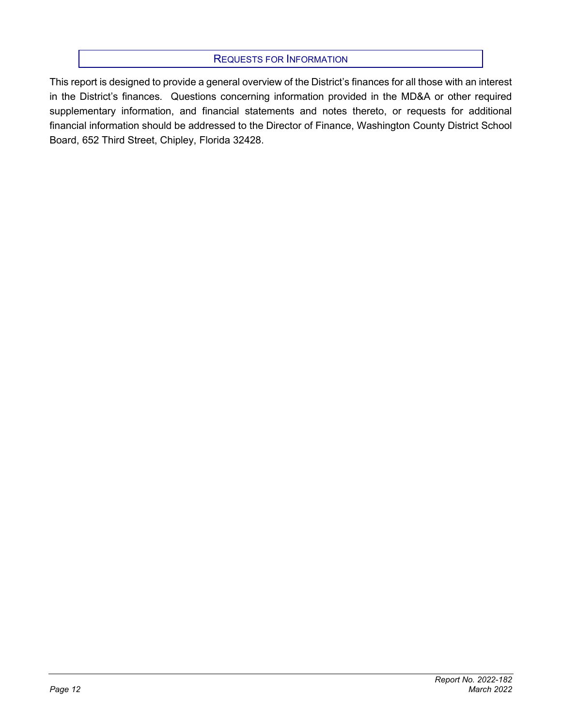## Requests for Information

This report is designed to provide a general overview of the District's finances for all those with an interest in the District's finances. Questions concerning information provided in the MD&A or other required supplementary information, and financial statements and notes thereto, or requests for additional financial information should be addressed to the Director of Finance, Washington County District School Board, 652 Third Street, Chipley, Florida 32428.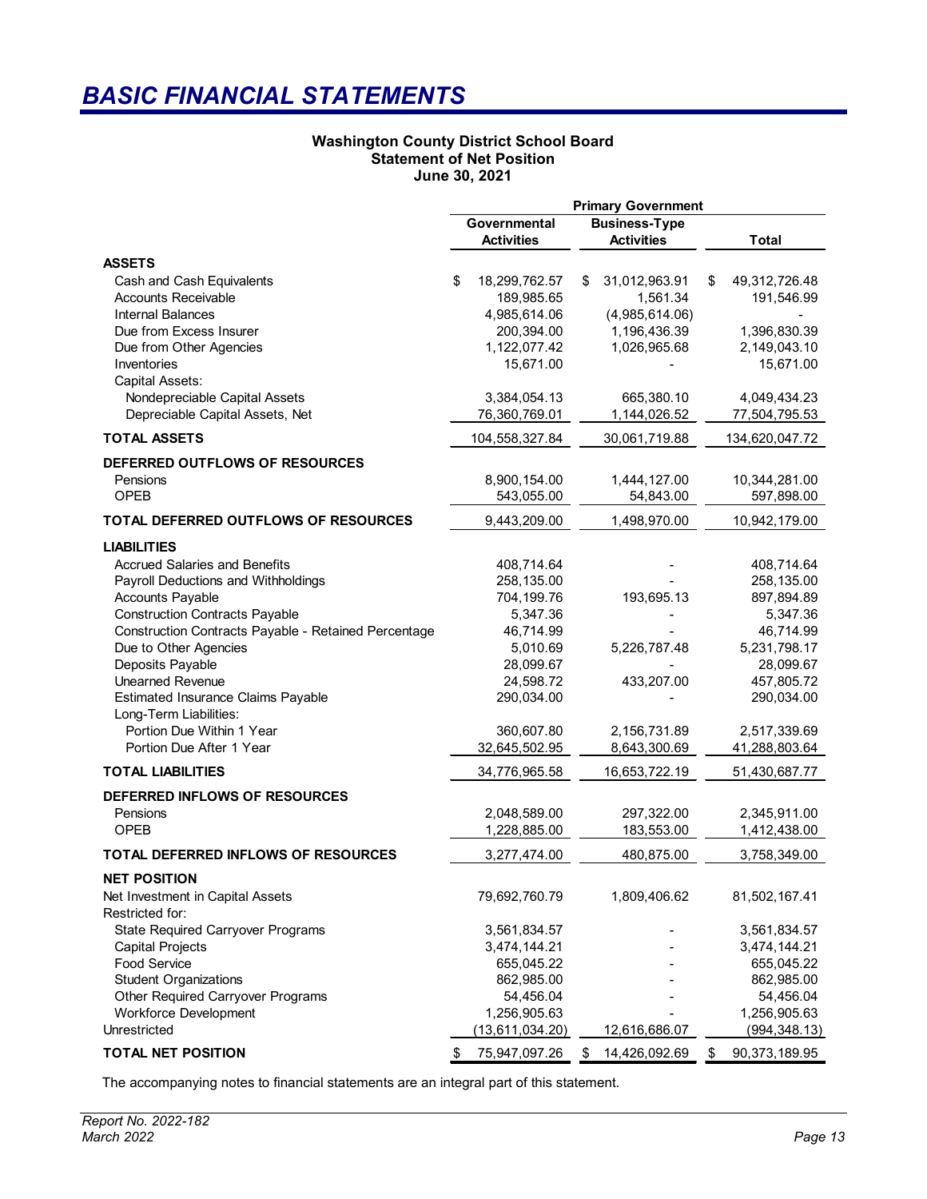# *BASIC FINANCIAL STATEMENTS*

**Washington County District School Board**
**Statement of Net Position**
**June 30, 2021**

| | Primary Government | | |
|---|---|---|---|
| | **Governmental Activities** | **Business-Type Activities** | **Total** |
| **ASSETS** | | | |
| Cash and Cash Equivalents | $ 18,299,762.57 | $ 31,012,963.91 | $ 49,312,726.48 |
| Accounts Receivable | 189,985.65 | 1,561.34 | 191,546.99 |
| Internal Balances | 4,985,614.06 | (4,985,614.06) | - |
| Due from Excess Insurer | 200,394.00 | 1,196,436.39 | 1,396,830.39 |
| Due from Other Agencies | 1,122,077.42 | 1,026,965.68 | 2,149,043.10 |
| Inventories | 15,671.00 | - | 15,671.00 |
| Capital Assets: | | | |
| Nondepreciable Capital Assets | 3,384,054.13 | 665,380.10 | 4,049,434.23 |
| Depreciable Capital Assets, Net | 76,360,769.01 | 1,144,026.52 | 77,504,795.53 |
| **TOTAL ASSETS** | 104,558,327.84 | 30,061,719.88 | 134,620,047.72 |
| **DEFERRED OUTFLOWS OF RESOURCES** | | | |
| Pensions | 8,900,154.00 | 1,444,127.00 | 10,344,281.00 |
| OPEB | 543,055.00 | 54,843.00 | 597,898.00 |
| **TOTAL DEFERRED OUTFLOWS OF RESOURCES** | 9,443,209.00 | 1,498,970.00 | 10,942,179.00 |
| **LIABILITIES** | | | |
| Accrued Salaries and Benefits | 408,714.64 | - | 408,714.64 |
| Payroll Deductions and Withholdings | 258,135.00 | - | 258,135.00 |
| Accounts Payable | 704,199.76 | 193,695.13 | 897,894.89 |
| Construction Contracts Payable | 5,347.36 | - | 5,347.36 |
| Construction Contracts Payable - Retained Percentage | 46,714.99 | - | 46,714.99 |
| Due to Other Agencies | 5,010.69 | 5,226,787.48 | 5,231,798.17 |
| Deposits Payable | 28,099.67 | - | 28,099.67 |
| Unearned Revenue | 24,598.72 | 433,207.00 | 457,805.72 |
| Estimated Insurance Claims Payable | 290,034.00 | - | 290,034.00 |
| Long-Term Liabilities: | | | |
| Portion Due Within 1 Year | 360,607.80 | 2,156,731.89 | 2,517,339.69 |
| Portion Due After 1 Year | 32,645,502.95 | 8,643,300.69 | 41,288,803.64 |
| **TOTAL LIABILITIES** | 34,776,965.58 | 16,653,722.19 | 51,430,687.77 |
| **DEFERRED INFLOWS OF RESOURCES** | | | |
| Pensions | 2,048,589.00 | 297,322.00 | 2,345,911.00 |
| OPEB | 1,228,885.00 | 183,553.00 | 1,412,438.00 |
| **TOTAL DEFERRED INFLOWS OF RESOURCES** | 3,277,474.00 | 480,875.00 | 3,758,349.00 |
| **NET POSITION** | | | |
| Net Investment in Capital Assets | 79,692,760.79 | 1,809,406.62 | 81,502,167.41 |
| Restricted for: | | | |
| State Required Carryover Programs | 3,561,834.57 | - | 3,561,834.57 |
| Capital Projects | 3,474,144.21 | - | 3,474,144.21 |
| Food Service | 655,045.22 | - | 655,045.22 |
| Student Organizations | 862,985.00 | - | 862,985.00 |
| Other Required Carryover Programs | 54,456.04 | - | 54,456.04 |
| Workforce Development | 1,256,905.63 | - | 1,256,905.63 |
| Unrestricted | (13,611,034.20) | 12,616,686.07 | (994,348.13) |
| **TOTAL NET POSITION** | $ 75,947,097.26 | $ 14,426,092.69 | $ 90,373,189.95 |

The accompanying notes to financial statements are an integral part of this statement.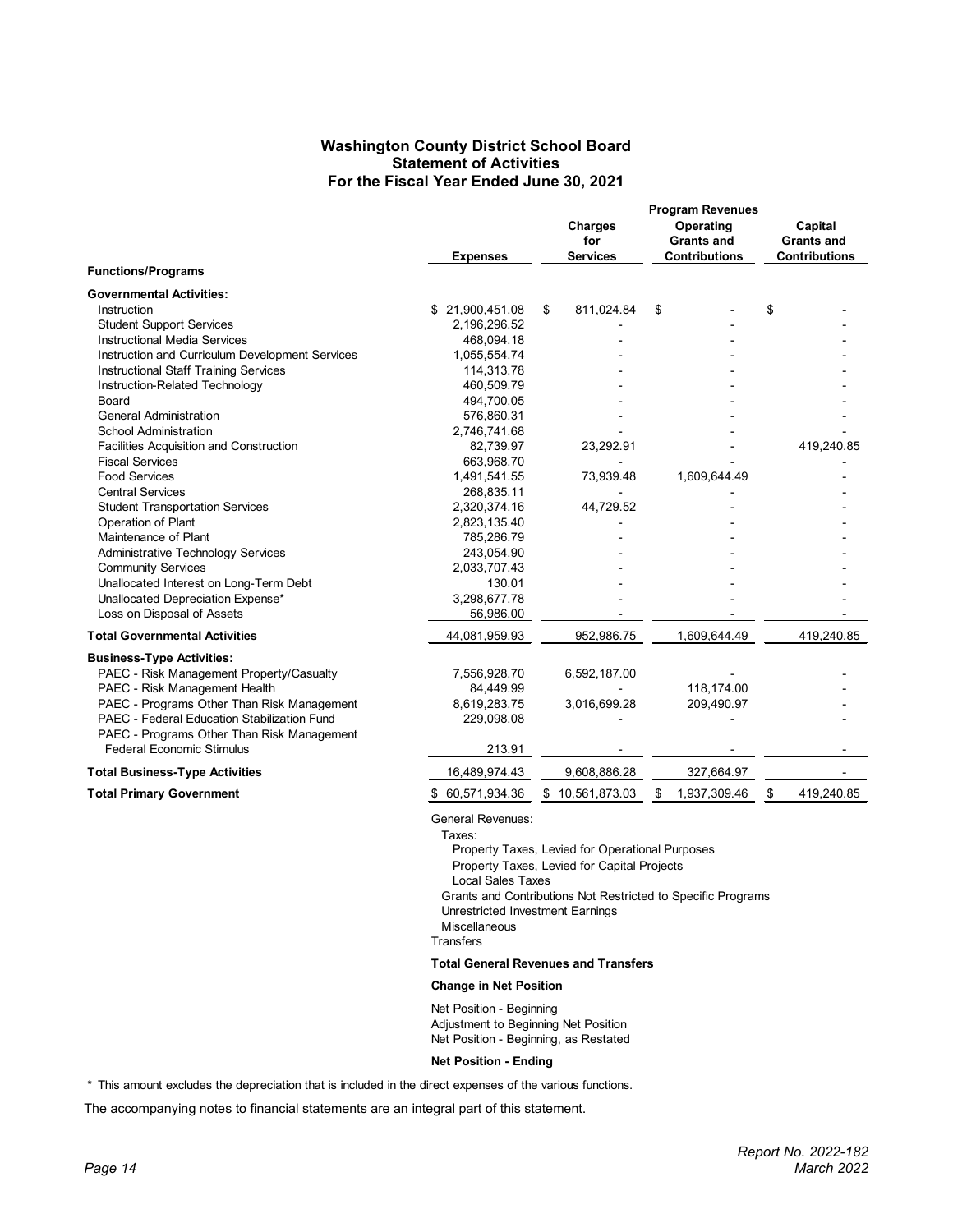# Washington County District School Board
## Statement of Activities
## For the Fiscal Year Ended June 30, 2021

| | | Program Revenues | | |
|---|---|---|---|---|
| **Functions/Programs** | **Expenses** | **Charges for Services** | **Operating Grants and Contributions** | **Capital Grants and Contributions** |
| **Governmental Activities:** | | | | |
| Instruction | $ 21,900,451.08 | $ 811,024.84 | $ - | $ - |
| Student Support Services | 2,196,296.52 | - | - | - |
| Instructional Media Services | 468,094.18 | - | - | - |
| Instruction and Curriculum Development Services | 1,055,554.74 | - | - | - |
| Instructional Staff Training Services | 114,313.78 | - | - | - |
| Instruction-Related Technology | 460,509.79 | - | - | - |
| Board | 494,700.05 | - | - | - |
| General Administration | 576,860.31 | - | - | - |
| School Administration | 2,746,741.68 | - | - | - |
| Facilities Acquisition and Construction | 82,739.97 | 23,292.91 | - | 419,240.85 |
| Fiscal Services | 663,968.70 | - | - | - |
| Food Services | 1,491,541.55 | 73,939.48 | 1,609,644.49 | - |
| Central Services | 268,835.11 | - | - | - |
| Student Transportation Services | 2,320,374.16 | 44,729.52 | - | - |
| Operation of Plant | 2,823,135.40 | - | - | - |
| Maintenance of Plant | 785,286.79 | - | - | - |
| Administrative Technology Services | 243,054.90 | - | - | - |
| Community Services | 2,033,707.43 | - | - | - |
| Unallocated Interest on Long-Term Debt | 130.01 | - | - | - |
| Unallocated Depreciation Expense* | 3,298,677.78 | - | - | - |
| Loss on Disposal of Assets | 56,986.00 | - | - | - |
| **Total Governmental Activities** | 44,081,959.93 | 952,986.75 | 1,609,644.49 | 419,240.85 |
| **Business-Type Activities:** | | | | |
| PAEC - Risk Management Property/Casualty | 7,556,928.70 | 6,592,187.00 | - | - |
| PAEC - Risk Management Health | 84,449.99 | - | 118,174.00 | - |
| PAEC - Programs Other Than Risk Management | 8,619,283.75 | 3,016,699.28 | 209,490.97 | - |
| PAEC - Federal Education Stabilization Fund | 229,098.08 | - | - | - |
| PAEC - Programs Other Than Risk Management Federal Economic Stimulus | 213.91 | - | - | - |
| **Total Business-Type Activities** | 16,489,974.43 | 9,608,886.28 | 327,664.97 | - |
| **Total Primary Government** | $ 60,571,934.36 | $ 10,561,873.03 | $ 1,937,309.46 | $ 419,240.85 |

General Revenues:
- Taxes:
  - Property Taxes, Levied for Operational Purposes
  - Property Taxes, Levied for Capital Projects
  - Local Sales Taxes
- Grants and Contributions Not Restricted to Specific Programs
- Unrestricted Investment Earnings
- Miscellaneous

Transfers

**Total General Revenues and Transfers**

**Change in Net Position**

Net Position - Beginning
Adjustment to Beginning Net Position
Net Position - Beginning, as Restated

**Net Position - Ending**

\* This amount excludes the depreciation that is included in the direct expenses of the various functions.

The accompanying notes to financial statements are an integral part of this statement.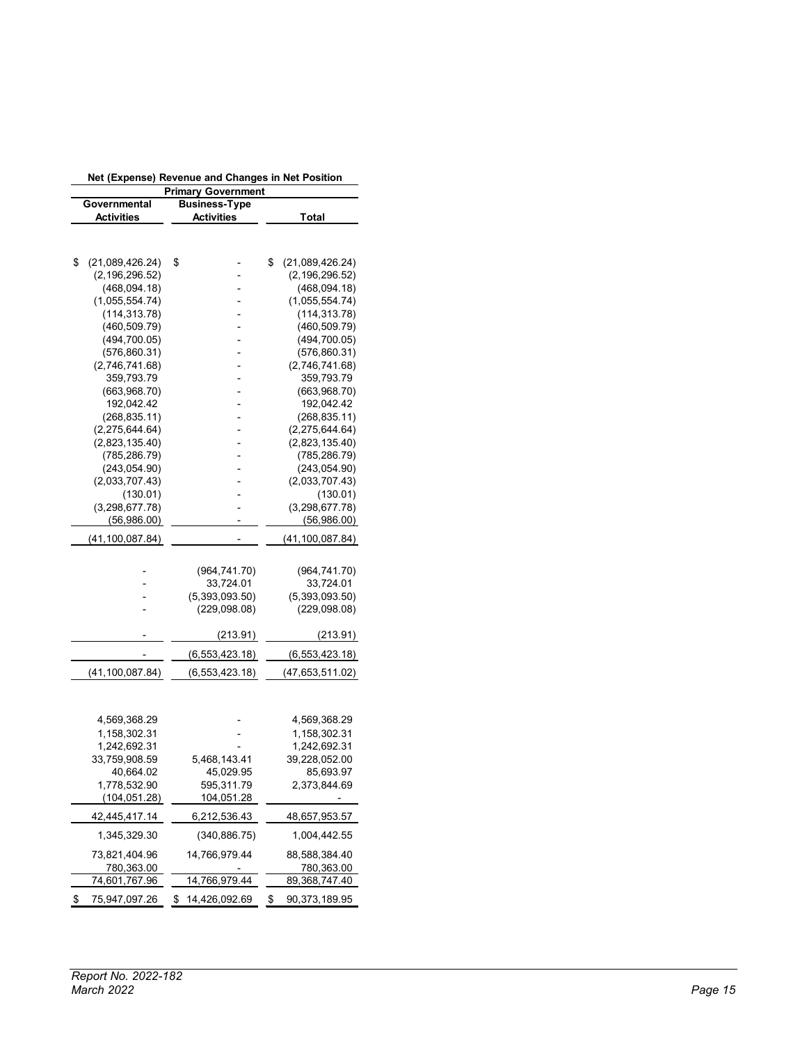| Net (Expense) Revenue and Changes in Net Position | | |
|---|---|---|
| Primary Government | | |
| Governmental Activities | Business-Type Activities | Total |
| | | |
| $ (21,089,426.24) | $ - | $ (21,089,426.24) |
| (2,196,296.52) | - | (2,196,296.52) |
| (468,094.18) | - | (468,094.18) |
| (1,055,554.74) | - | (1,055,554.74) |
| (114,313.78) | - | (114,313.78) |
| (460,509.79) | - | (460,509.79) |
| (494,700.05) | - | (494,700.05) |
| (576,860.31) | - | (576,860.31) |
| (2,746,741.68) | - | (2,746,741.68) |
| 359,793.79 | - | 359,793.79 |
| (663,968.70) | - | (663,968.70) |
| 192,042.42 | - | 192,042.42 |
| (268,835.11) | - | (268,835.11) |
| (2,275,644.64) | - | (2,275,644.64) |
| (2,823,135.40) | - | (2,823,135.40) |
| (785,286.79) | - | (785,286.79) |
| (243,054.90) | - | (243,054.90) |
| (2,033,707.43) | - | (2,033,707.43) |
| (130.01) | - | (130.01) |
| (3,298,677.78) | - | (3,298,677.78) |
| (56,986.00) | - | (56,986.00) |
| (41,100,087.84) | - | (41,100,087.84) |
| | | |
| - | (964,741.70) | (964,741.70) |
| - | 33,724.01 | 33,724.01 |
| - | (5,393,093.50) | (5,393,093.50) |
| - | (229,098.08) | (229,098.08) |
| | | |
| - | (213.91) | (213.91) |
| - | (6,553,423.18) | (6,553,423.18) |
| (41,100,087.84) | (6,553,423.18) | (47,653,511.02) |
| | | |
| 4,569,368.29 | - | 4,569,368.29 |
| 1,158,302.31 | - | 1,158,302.31 |
| 1,242,692.31 | - | 1,242,692.31 |
| 33,759,908.59 | 5,468,143.41 | 39,228,052.00 |
| 40,664.02 | 45,029.95 | 85,693.97 |
| 1,778,532.90 | 595,311.79 | 2,373,844.69 |
| (104,051.28) | 104,051.28 | - |
| 42,445,417.14 | 6,212,536.43 | 48,657,953.57 |
| 1,345,329.30 | (340,886.75) | 1,004,442.55 |
| 73,821,404.96 | 14,766,979.44 | 88,588,384.40 |
| 780,363.00 | - | 780,363.00 |
| 74,601,767.96 | 14,766,979.44 | 89,368,747.40 |
| $ 75,947,097.26 | $ 14,426,092.69 | $ 90,373,189.95 |

*Report No. 2022-182*
*March 2022*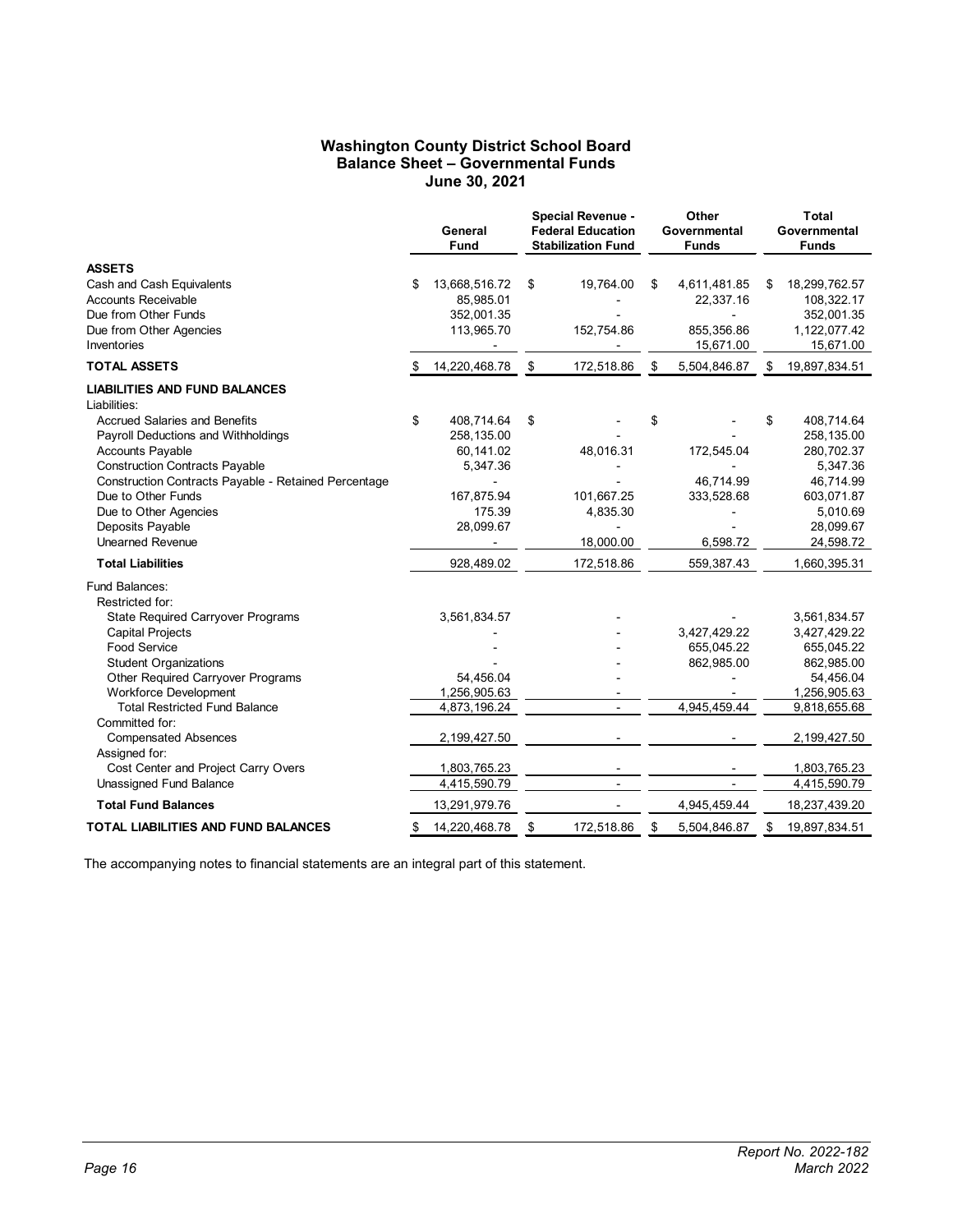# Washington County District School Board
## Balance Sheet – Governmental Funds
### June 30, 2021

| | General Fund | Special Revenue - Federal Education Stabilization Fund | Other Governmental Funds | Total Governmental Funds |
|---|---|---|---|---|
| **ASSETS** | | | | |
| Cash and Cash Equivalents | $ 13,668,516.72 | $ 19,764.00 | $ 4,611,481.85 | $ 18,299,762.57 |
| Accounts Receivable | 85,985.01 | - | 22,337.16 | 108,322.17 |
| Due from Other Funds | 352,001.35 | - | - | 352,001.35 |
| Due from Other Agencies | 113,965.70 | 152,754.86 | 855,356.86 | 1,122,077.42 |
| Inventories | - | - | 15,671.00 | 15,671.00 |
| **TOTAL ASSETS** | $ 14,220,468.78 | $ 172,518.86 | $ 5,504,846.87 | $ 19,897,834.51 |
| **LIABILITIES AND FUND BALANCES** | | | | |
| Liabilities: | | | | |
| Accrued Salaries and Benefits | $ 408,714.64 | $ - | $ - | $ 408,714.64 |
| Payroll Deductions and Withholdings | 258,135.00 | - | - | 258,135.00 |
| Accounts Payable | 60,141.02 | 48,016.31 | 172,545.04 | 280,702.37 |
| Construction Contracts Payable | 5,347.36 | - | - | 5,347.36 |
| Construction Contracts Payable - Retained Percentage | - | - | 46,714.99 | 46,714.99 |
| Due to Other Funds | 167,875.94 | 101,667.25 | 333,528.68 | 603,071.87 |
| Due to Other Agencies | 175.39 | 4,835.30 | - | 5,010.69 |
| Deposits Payable | 28,099.67 | - | - | 28,099.67 |
| Unearned Revenue | - | 18,000.00 | 6,598.72 | 24,598.72 |
| **Total Liabilities** | 928,489.02 | 172,518.86 | 559,387.43 | 1,660,395.31 |
| Fund Balances: | | | | |
| Restricted for: | | | | |
| State Required Carryover Programs | 3,561,834.57 | - | - | 3,561,834.57 |
| Capital Projects | - | - | 3,427,429.22 | 3,427,429.22 |
| Food Service | - | - | 655,045.22 | 655,045.22 |
| Student Organizations | - | - | 862,985.00 | 862,985.00 |
| Other Required Carryover Programs | 54,456.04 | - | - | 54,456.04 |
| Workforce Development | 1,256,905.63 | - | - | 1,256,905.63 |
| Total Restricted Fund Balance | 4,873,196.24 | - | 4,945,459.44 | 9,818,655.68 |
| Committed for: | | | | |
| Compensated Absences | 2,199,427.50 | - | - | 2,199,427.50 |
| Assigned for: | | | | |
| Cost Center and Project Carry Overs | 1,803,765.23 | - | - | 1,803,765.23 |
| Unassigned Fund Balance | 4,415,590.79 | - | - | 4,415,590.79 |
| **Total Fund Balances** | 13,291,979.76 | - | 4,945,459.44 | 18,237,439.20 |
| **TOTAL LIABILITIES AND FUND BALANCES** | $ 14,220,468.78 | $ 172,518.86 | $ 5,504,846.87 | $ 19,897,834.51 |

The accompanying notes to financial statements are an integral part of this statement.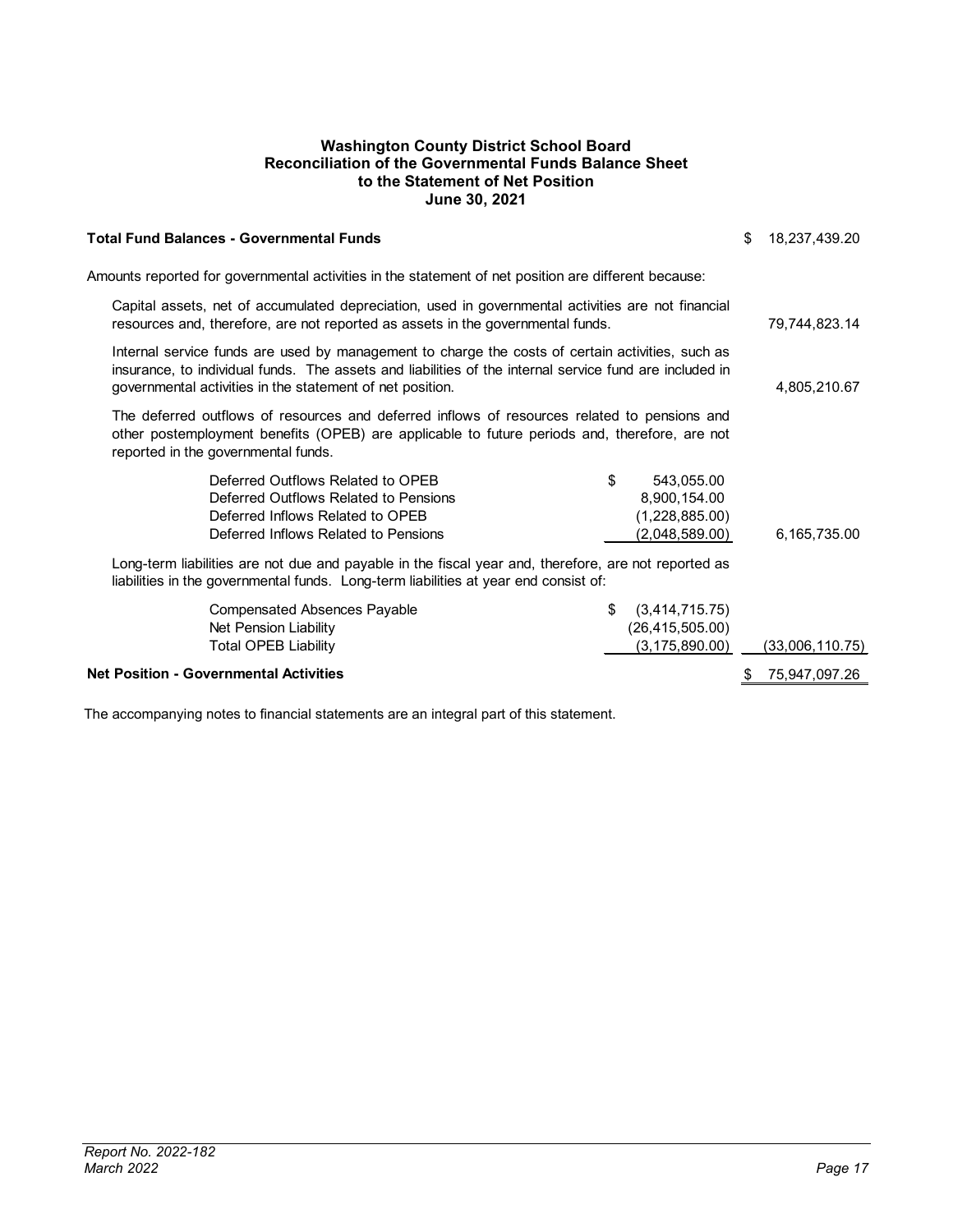**Washington County District School Board**
**Reconciliation of the Governmental Funds Balance Sheet**
**to the Statement of Net Position**
**June 30, 2021**

| | | |
|---|---|---|
| **Total Fund Balances - Governmental Funds** | | $ 18,237,439.20 |
| Amounts reported for governmental activities in the statement of net position are different because: | | |
| Capital assets, net of accumulated depreciation, used in governmental activities are not financial resources and, therefore, are not reported as assets in the governmental funds. | | 79,744,823.14 |
| Internal service funds are used by management to charge the costs of certain activities, such as insurance, to individual funds. The assets and liabilities of the internal service fund are included in governmental activities in the statement of net position. | | 4,805,210.67 |
| The deferred outflows of resources and deferred inflows of resources related to pensions and other postemployment benefits (OPEB) are applicable to future periods and, therefore, are not reported in the governmental funds. | | |
| Deferred Outflows Related to OPEB | $ 543,055.00 | |
| Deferred Outflows Related to Pensions | 8,900,154.00 | |
| Deferred Inflows Related to OPEB | (1,228,885.00) | |
| Deferred Inflows Related to Pensions | (2,048,589.00) | 6,165,735.00 |
| Long-term liabilities are not due and payable in the fiscal year and, therefore, are not reported as liabilities in the governmental funds. Long-term liabilities at year end consist of: | | |
| Compensated Absences Payable | $ (3,414,715.75) | |
| Net Pension Liability | (26,415,505.00) | |
| Total OPEB Liability | (3,175,890.00) | (33,006,110.75) |
| **Net Position - Governmental Activities** | | $ 75,947,097.26 |

The accompanying notes to financial statements are an integral part of this statement.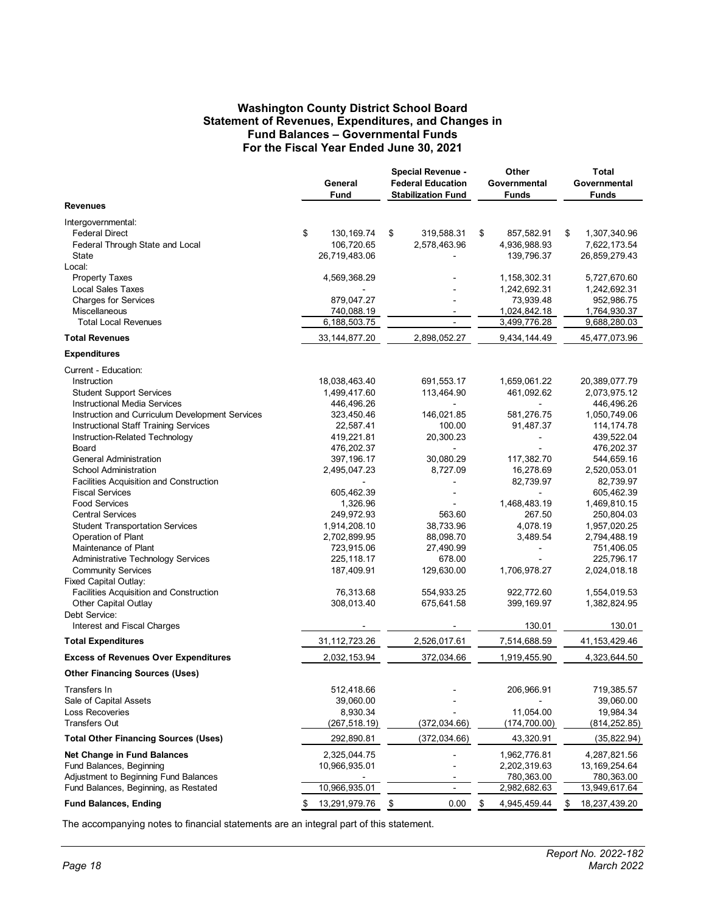# Washington County District School Board
## Statement of Revenues, Expenditures, and Changes in Fund Balances – Governmental Funds
## For the Fiscal Year Ended June 30, 2021

| | General Fund | Special Revenue - Federal Education Stabilization Fund | Other Governmental Funds | Total Governmental Funds |
|---|---|---|---|---|
| **Revenues** | | | | |
| Intergovernmental: | | | | |
| Federal Direct | $ 130,169.74 | $ 319,588.31 | $ 857,582.91 | $ 1,307,340.96 |
| Federal Through State and Local | 106,720.65 | 2,578,463.96 | 4,936,988.93 | 7,622,173.54 |
| State | 26,719,483.06 | - | 139,796.37 | 26,859,279.43 |
| Local: | | | | |
| Property Taxes | 4,569,368.29 | - | 1,158,302.31 | 5,727,670.60 |
| Local Sales Taxes | - | - | 1,242,692.31 | 1,242,692.31 |
| Charges for Services | 879,047.27 | - | 73,939.48 | 952,986.75 |
| Miscellaneous | 740,088.19 | - | 1,024,842.18 | 1,764,930.37 |
| Total Local Revenues | 6,188,503.75 | - | 3,499,776.28 | 9,688,280.03 |
| **Total Revenues** | 33,144,877.20 | 2,898,052.27 | 9,434,144.49 | 45,477,073.96 |
| **Expenditures** | | | | |
| Current - Education: | | | | |
| Instruction | 18,038,463.40 | 691,553.17 | 1,659,061.22 | 20,389,077.79 |
| Student Support Services | 1,499,417.60 | 113,464.90 | 461,092.62 | 2,073,975.12 |
| Instructional Media Services | 446,496.26 | - | - | 446,496.26 |
| Instruction and Curriculum Development Services | 323,450.46 | 146,021.85 | 581,276.75 | 1,050,749.06 |
| Instructional Staff Training Services | 22,587.41 | 100.00 | 91,487.37 | 114,174.78 |
| Instruction-Related Technology | 419,221.81 | 20,300.23 | - | 439,522.04 |
| Board | 476,202.37 | - | - | 476,202.37 |
| General Administration | 397,196.17 | 30,080.29 | 117,382.70 | 544,659.16 |
| School Administration | 2,495,047.23 | 8,727.09 | 16,278.69 | 2,520,053.01 |
| Facilities Acquisition and Construction | - | - | 82,739.97 | 82,739.97 |
| Fiscal Services | 605,462.39 | - | - | 605,462.39 |
| Food Services | 1,326.96 | - | 1,468,483.19 | 1,469,810.15 |
| Central Services | 249,972.93 | 563.60 | 267.50 | 250,804.03 |
| Student Transportation Services | 1,914,208.10 | 38,733.96 | 4,078.19 | 1,957,020.25 |
| Operation of Plant | 2,702,899.95 | 88,098.70 | 3,489.54 | 2,794,488.19 |
| Maintenance of Plant | 723,915.06 | 27,490.99 | - | 751,406.05 |
| Administrative Technology Services | 225,118.17 | 678.00 | - | 225,796.17 |
| Community Services | 187,409.91 | 129,630.00 | 1,706,978.27 | 2,024,018.18 |
| Fixed Capital Outlay: | | | | |
| Facilities Acquisition and Construction | 76,313.68 | 554,933.25 | 922,772.60 | 1,554,019.53 |
| Other Capital Outlay | 308,013.40 | 675,641.58 | 399,169.97 | 1,382,824.95 |
| Debt Service: | | | | |
| Interest and Fiscal Charges | - | - | 130.01 | 130.01 |
| **Total Expenditures** | 31,112,723.26 | 2,526,017.61 | 7,514,688.59 | 41,153,429.46 |
| **Excess of Revenues Over Expenditures** | 2,032,153.94 | 372,034.66 | 1,919,455.90 | 4,323,644.50 |
| **Other Financing Sources (Uses)** | | | | |
| Transfers In | 512,418.66 | - | 206,966.91 | 719,385.57 |
| Sale of Capital Assets | 39,060.00 | - | - | 39,060.00 |
| Loss Recoveries | 8,930.34 | - | 11,054.00 | 19,984.34 |
| Transfers Out | (267,518.19) | (372,034.66) | (174,700.00) | (814,252.85) |
| **Total Other Financing Sources (Uses)** | 292,890.81 | (372,034.66) | 43,320.91 | (35,822.94) |
| **Net Change in Fund Balances** | 2,325,044.75 | - | 1,962,776.81 | 4,287,821.56 |
| Fund Balances, Beginning | 10,966,935.01 | - | 2,202,319.63 | 13,169,254.64 |
| Adjustment to Beginning Fund Balances | - | - | 780,363.00 | 780,363.00 |
| Fund Balances, Beginning, as Restated | 10,966,935.01 | - | 2,982,682.63 | 13,949,617.64 |
| **Fund Balances, Ending** | $ 13,291,979.76 | $ 0.00 | $ 4,945,459.44 | $ 18,237,439.20 |

The accompanying notes to financial statements are an integral part of this statement.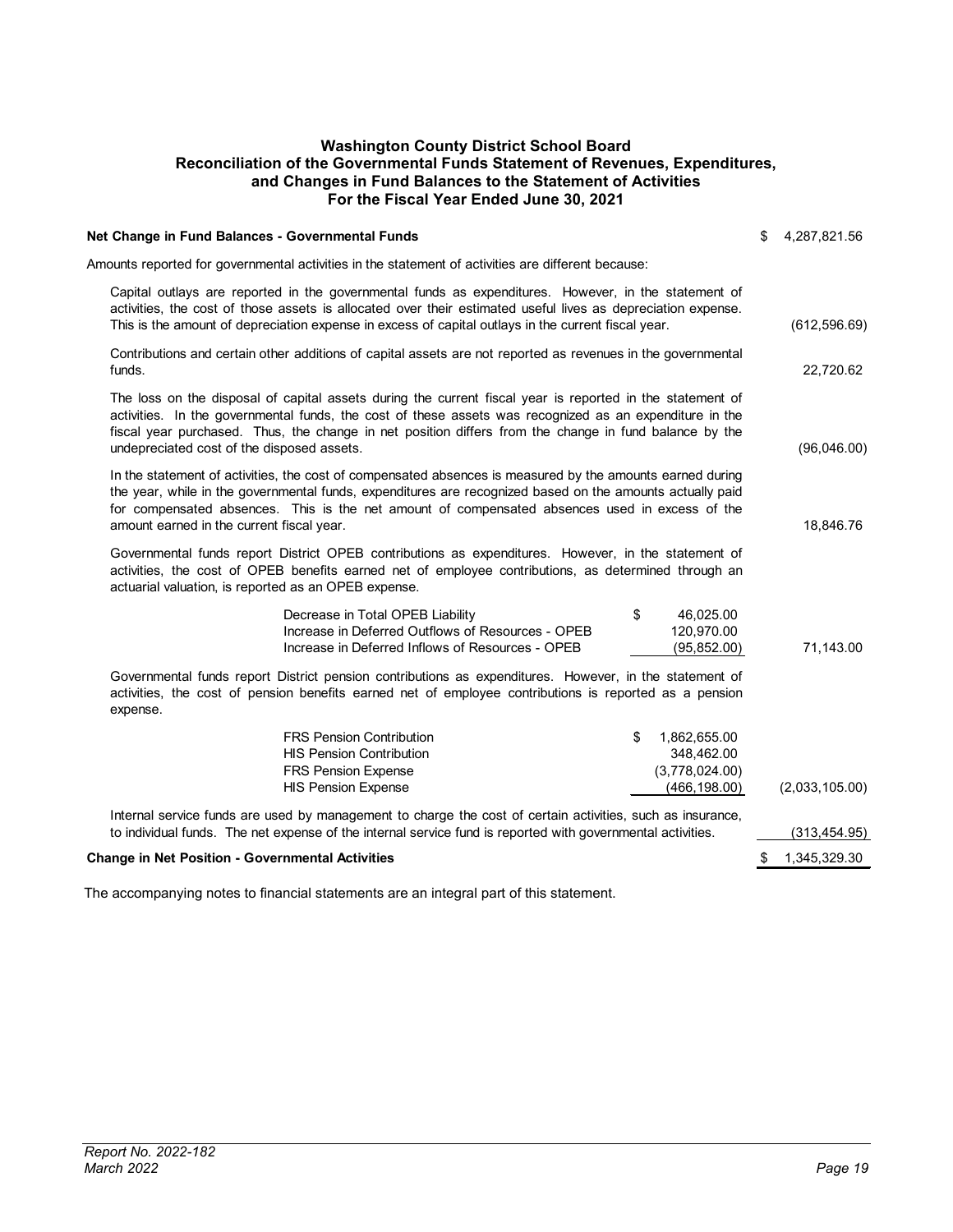# Washington County District School Board
## Reconciliation of the Governmental Funds Statement of Revenues, Expenditures, and Changes in Fund Balances to the Statement of Activities
### For the Fiscal Year Ended June 30, 2021

| | | |
|---|---|---|
| **Net Change in Fund Balances - Governmental Funds** | | $ 4,287,821.56 |
| Amounts reported for governmental activities in the statement of activities are different because: | | |
| Capital outlays are reported in the governmental funds as expenditures. However, in the statement of activities, the cost of those assets is allocated over their estimated useful lives as depreciation expense. This is the amount of depreciation expense in excess of capital outlays in the current fiscal year. | | (612,596.69) |
| Contributions and certain other additions of capital assets are not reported as revenues in the governmental funds. | | 22,720.62 |
| The loss on the disposal of capital assets during the current fiscal year is reported in the statement of activities. In the governmental funds, the cost of these assets was recognized as an expenditure in the fiscal year purchased. Thus, the change in net position differs from the change in fund balance by the undepreciated cost of the disposed assets. | | (96,046.00) |
| In the statement of activities, the cost of compensated absences is measured by the amounts earned during the year, while in the governmental funds, expenditures are recognized based on the amounts actually paid for compensated absences. This is the net amount of compensated absences used in excess of the amount earned in the current fiscal year. | | 18,846.76 |
| Governmental funds report District OPEB contributions as expenditures. However, in the statement of activities, the cost of OPEB benefits earned net of employee contributions, as determined through an actuarial valuation, is reported as an OPEB expense. | | |
| Decrease in Total OPEB Liability | $ 46,025.00 | |
| Increase in Deferred Outflows of Resources - OPEB | 120,970.00 | |
| Increase in Deferred Inflows of Resources - OPEB | (95,852.00) | 71,143.00 |
| Governmental funds report District pension contributions as expenditures. However, in the statement of activities, the cost of pension benefits earned net of employee contributions is reported as a pension expense. | | |
| FRS Pension Contribution | $ 1,862,655.00 | |
| HIS Pension Contribution | 348,462.00 | |
| FRS Pension Expense | (3,778,024.00) | |
| HIS Pension Expense | (466,198.00) | (2,033,105.00) |
| Internal service funds are used by management to charge the cost of certain activities, such as insurance, to individual funds. The net expense of the internal service fund is reported with governmental activities. | | (313,454.95) |
| **Change in Net Position - Governmental Activities** | | $ 1,345,329.30 |

The accompanying notes to financial statements are an integral part of this statement.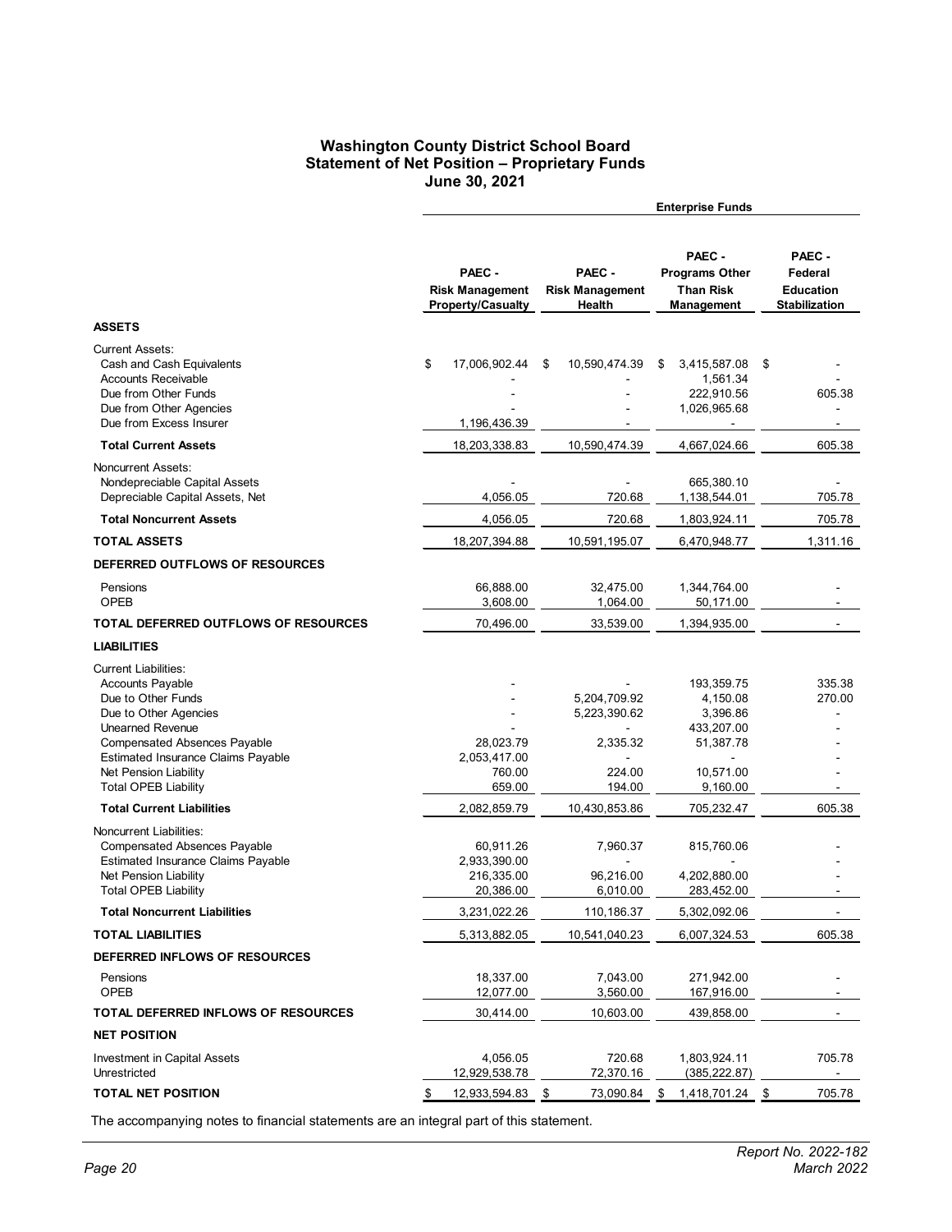## Washington County District School Board
## Statement of Net Position – Proprietary Funds
## June 30, 2021

| | Enterprise Funds | | | |
|---|---|---|---|---|
| | PAEC - Risk Management Property/Casualty | PAEC - Risk Management Health | PAEC - Programs Other Than Risk Management | PAEC - Federal Education Stabilization |
| **ASSETS** | | | | |
| Current Assets: | | | | |
| Cash and Cash Equivalents | $ 17,006,902.44 | $ 10,590,474.39 | $ 3,415,587.08 | $ - |
| Accounts Receivable | - | - | 1,561.34 | - |
| Due from Other Funds | - | - | 222,910.56 | 605.38 |
| Due from Other Agencies | - | - | 1,026,965.68 | - |
| Due from Excess Insurer | 1,196,436.39 | - | - | - |
| **Total Current Assets** | 18,203,338.83 | 10,590,474.39 | 4,667,024.66 | 605.38 |
| Noncurrent Assets: | | | | |
| Nondepreciable Capital Assets | - | - | 665,380.10 | - |
| Depreciable Capital Assets, Net | 4,056.05 | 720.68 | 1,138,544.01 | 705.78 |
| **Total Noncurrent Assets** | 4,056.05 | 720.68 | 1,803,924.11 | 705.78 |
| **TOTAL ASSETS** | 18,207,394.88 | 10,591,195.07 | 6,470,948.77 | 1,311.16 |
| **DEFERRED OUTFLOWS OF RESOURCES** | | | | |
| Pensions | 66,888.00 | 32,475.00 | 1,344,764.00 | - |
| OPEB | 3,608.00 | 1,064.00 | 50,171.00 | - |
| **TOTAL DEFERRED OUTFLOWS OF RESOURCES** | 70,496.00 | 33,539.00 | 1,394,935.00 | - |
| **LIABILITIES** | | | | |
| Current Liabilities: | | | | |
| Accounts Payable | - | - | 193,359.75 | 335.38 |
| Due to Other Funds | - | 5,204,709.92 | 4,150.08 | 270.00 |
| Due to Other Agencies | - | 5,223,390.62 | 3,396.86 | - |
| Unearned Revenue | - | - | 433,207.00 | - |
| Compensated Absences Payable | 28,023.79 | 2,335.32 | 51,387.78 | - |
| Estimated Insurance Claims Payable | 2,053,417.00 | - | - | - |
| Net Pension Liability | 760.00 | 224.00 | 10,571.00 | - |
| Total OPEB Liability | 659.00 | 194.00 | 9,160.00 | - |
| **Total Current Liabilities** | 2,082,859.79 | 10,430,853.86 | 705,232.47 | 605.38 |
| Noncurrent Liabilities: | | | | |
| Compensated Absences Payable | 60,911.26 | 7,960.37 | 815,760.06 | - |
| Estimated Insurance Claims Payable | 2,933,390.00 | - | - | - |
| Net Pension Liability | 216,335.00 | 96,216.00 | 4,202,880.00 | - |
| Total OPEB Liability | 20,386.00 | 6,010.00 | 283,452.00 | - |
| **Total Noncurrent Liabilities** | 3,231,022.26 | 110,186.37 | 5,302,092.06 | - |
| **TOTAL LIABILITIES** | 5,313,882.05 | 10,541,040.23 | 6,007,324.53 | 605.38 |
| **DEFERRED INFLOWS OF RESOURCES** | | | | |
| Pensions | 18,337.00 | 7,043.00 | 271,942.00 | - |
| OPEB | 12,077.00 | 3,560.00 | 167,916.00 | - |
| **TOTAL DEFERRED INFLOWS OF RESOURCES** | 30,414.00 | 10,603.00 | 439,858.00 | - |
| **NET POSITION** | | | | |
| Investment in Capital Assets | 4,056.05 | 720.68 | 1,803,924.11 | 705.78 |
| Unrestricted | 12,929,538.78 | 72,370.16 | (385,222.87) | - |
| **TOTAL NET POSITION** | $ 12,933,594.83 | $ 73,090.84 | $ 1,418,701.24 | $ 705.78 |

The accompanying notes to financial statements are an integral part of this statement.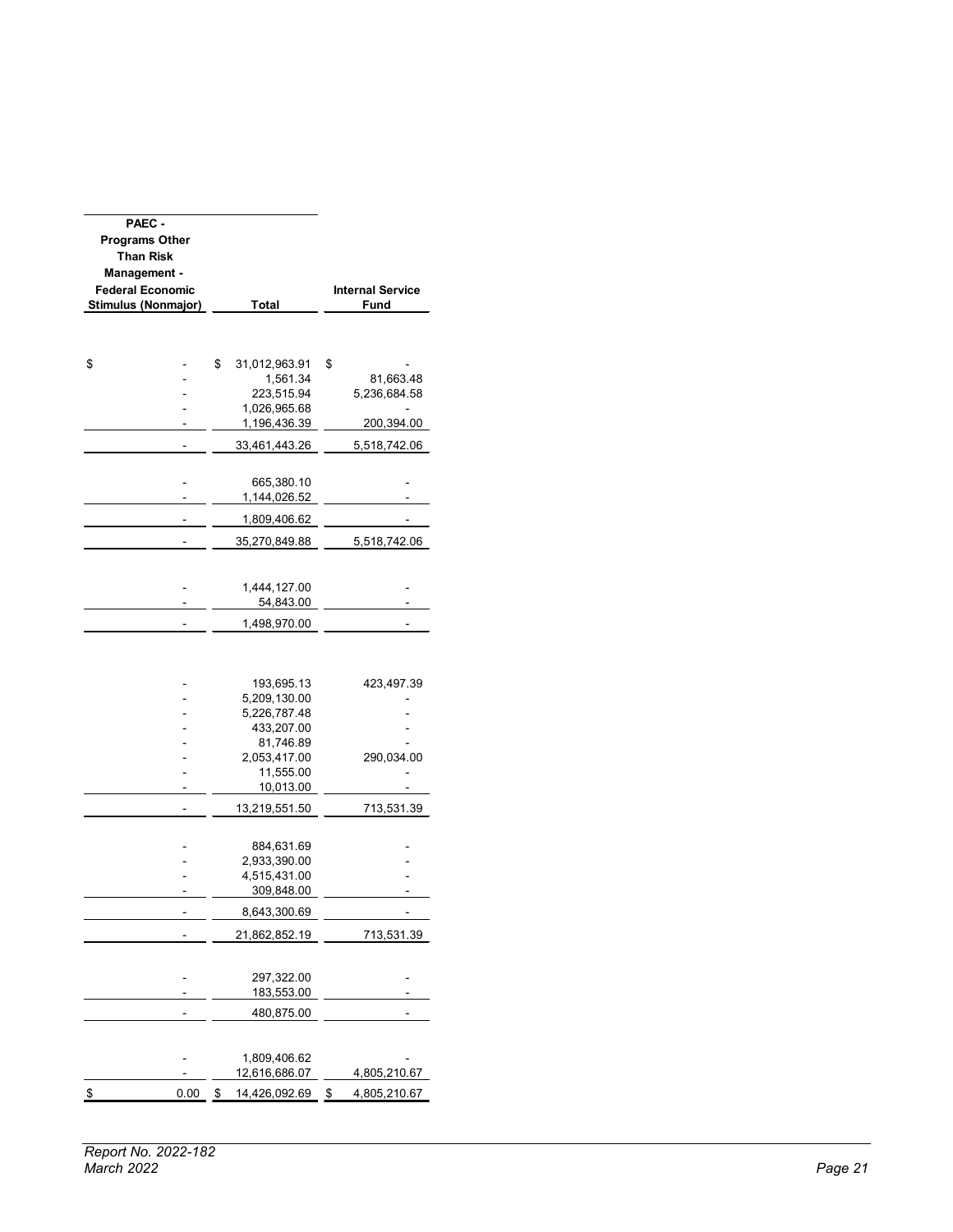| PAEC - Programs Other Than Risk Management - Federal Economic Stimulus (Nonmajor) | Total | Internal Service Fund |
|---|---|---|
| $ - | $ 31,012,963.91 | $ - |
| - | 1,561.34 | 81,663.48 |
| - | 223,515.94 | 5,236,684.58 |
| - | 1,026,965.68 | - |
| - | 1,196,436.39 | 200,394.00 |
| - | 33,461,443.26 | 5,518,742.06 |
| | | |
| - | 665,380.10 | - |
| - | 1,144,026.52 | - |
| - | 1,809,406.62 | - |
| - | 35,270,849.88 | 5,518,742.06 |
| | | |
| - | 1,444,127.00 | - |
| - | 54,843.00 | - |
| - | 1,498,970.00 | - |
| | | |
| - | 193,695.13 | 423,497.39 |
| - | 5,209,130.00 | - |
| - | 5,226,787.48 | - |
| - | 433,207.00 | - |
| - | 81,746.89 | - |
| - | 2,053,417.00 | 290,034.00 |
| - | 11,555.00 | - |
| - | 10,013.00 | - |
| - | 13,219,551.50 | 713,531.39 |
| | | |
| - | 884,631.69 | - |
| - | 2,933,390.00 | - |
| - | 4,515,431.00 | - |
| - | 309,848.00 | - |
| - | 8,643,300.69 | - |
| - | 21,862,852.19 | 713,531.39 |
| | | |
| - | 297,322.00 | - |
| - | 183,553.00 | - |
| - | 480,875.00 | - |
| | | |
| - | 1,809,406.62 | - |
| - | 12,616,686.07 | 4,805,210.67 |
| $ 0.00 | $ 14,426,092.69 | $ 4,805,210.67 |

*Report No. 2022-182*
*March 2022*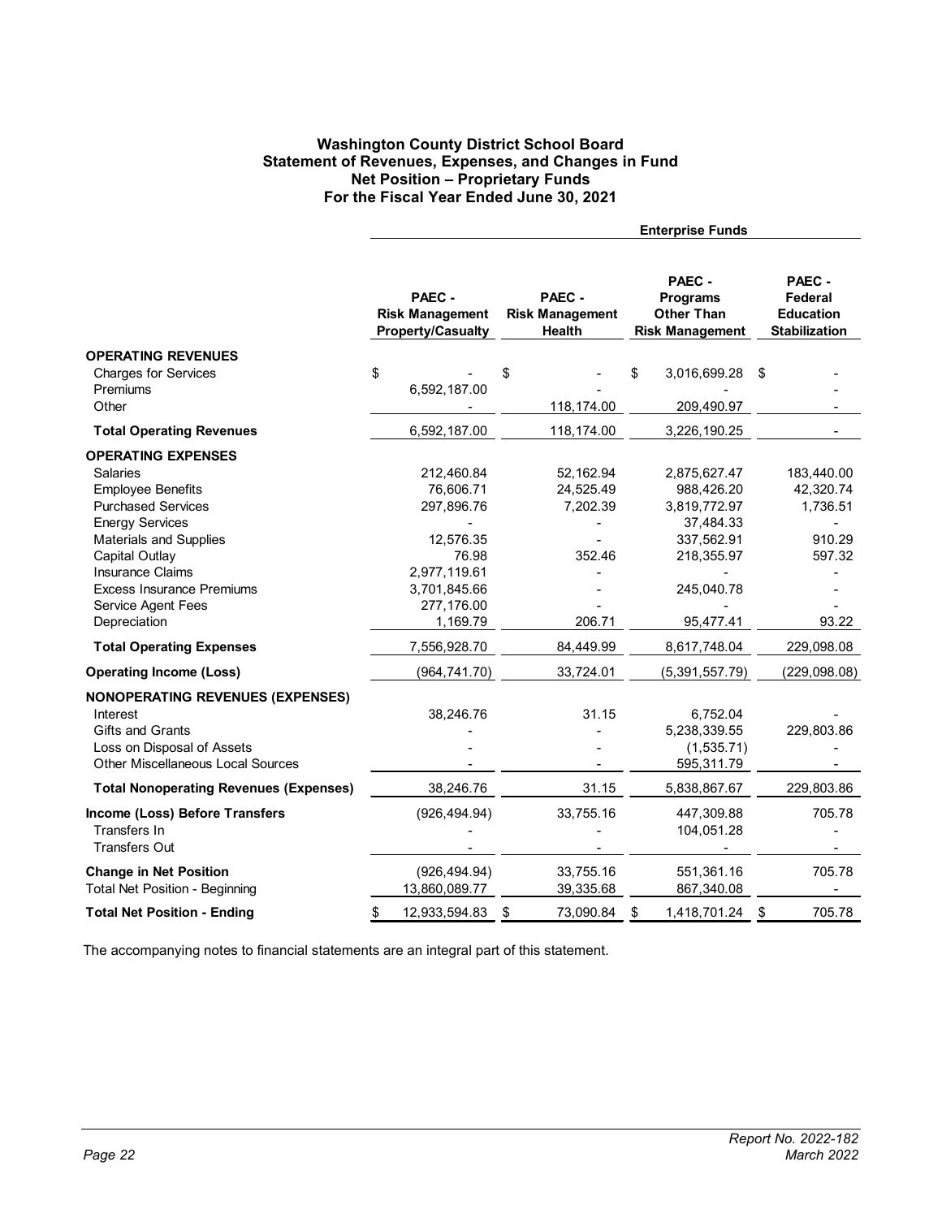# Washington County District School Board
## Statement of Revenues, Expenses, and Changes in Fund Net Position – Proprietary Funds
### For the Fiscal Year Ended June 30, 2021

| | Enterprise Funds | | | |
|---|---|---|---|---|
| | **PAEC - Risk Management Property/Casualty** | **PAEC - Risk Management Health** | **PAEC - Programs Other Than Risk Management** | **PAEC - Federal Education Stabilization** |
| **OPERATING REVENUES** | | | | |
| Charges for Services | $ - | $ - | $ 3,016,699.28 | $ - |
| Premiums | 6,592,187.00 | - | - | - |
| Other | - | 118,174.00 | 209,490.97 | - |
| **Total Operating Revenues** | 6,592,187.00 | 118,174.00 | 3,226,190.25 | - |
| **OPERATING EXPENSES** | | | | |
| Salaries | 212,460.84 | 52,162.94 | 2,875,627.47 | 183,440.00 |
| Employee Benefits | 76,606.71 | 24,525.49 | 988,426.20 | 42,320.74 |
| Purchased Services | 297,896.76 | 7,202.39 | 3,819,772.97 | 1,736.51 |
| Energy Services | - | - | 37,484.33 | - |
| Materials and Supplies | 12,576.35 | - | 337,562.91 | 910.29 |
| Capital Outlay | 76.98 | 352.46 | 218,355.97 | 597.32 |
| Insurance Claims | 2,977,119.61 | - | - | - |
| Excess Insurance Premiums | 3,701,845.66 | - | 245,040.78 | - |
| Service Agent Fees | 277,176.00 | - | - | - |
| Depreciation | 1,169.79 | 206.71 | 95,477.41 | 93.22 |
| **Total Operating Expenses** | 7,556,928.70 | 84,449.99 | 8,617,748.04 | 229,098.08 |
| **Operating Income (Loss)** | (964,741.70) | 33,724.01 | (5,391,557.79) | (229,098.08) |
| **NONOPERATING REVENUES (EXPENSES)** | | | | |
| Interest | 38,246.76 | 31.15 | 6,752.04 | - |
| Gifts and Grants | - | - | 5,238,339.55 | 229,803.86 |
| Loss on Disposal of Assets | - | - | (1,535.71) | - |
| Other Miscellaneous Local Sources | - | - | 595,311.79 | - |
| **Total Nonoperating Revenues (Expenses)** | 38,246.76 | 31.15 | 5,838,867.67 | 229,803.86 |
| **Income (Loss) Before Transfers** | (926,494.94) | 33,755.16 | 447,309.88 | 705.78 |
| Transfers In | - | - | 104,051.28 | - |
| Transfers Out | - | - | - | - |
| **Change in Net Position** | (926,494.94) | 33,755.16 | 551,361.16 | 705.78 |
| Total Net Position - Beginning | 13,860,089.77 | 39,335.68 | 867,340.08 | - |
| **Total Net Position - Ending** | $ 12,933,594.83 | $ 73,090.84 | $ 1,418,701.24 | $ 705.78 |

The accompanying notes to financial statements are an integral part of this statement.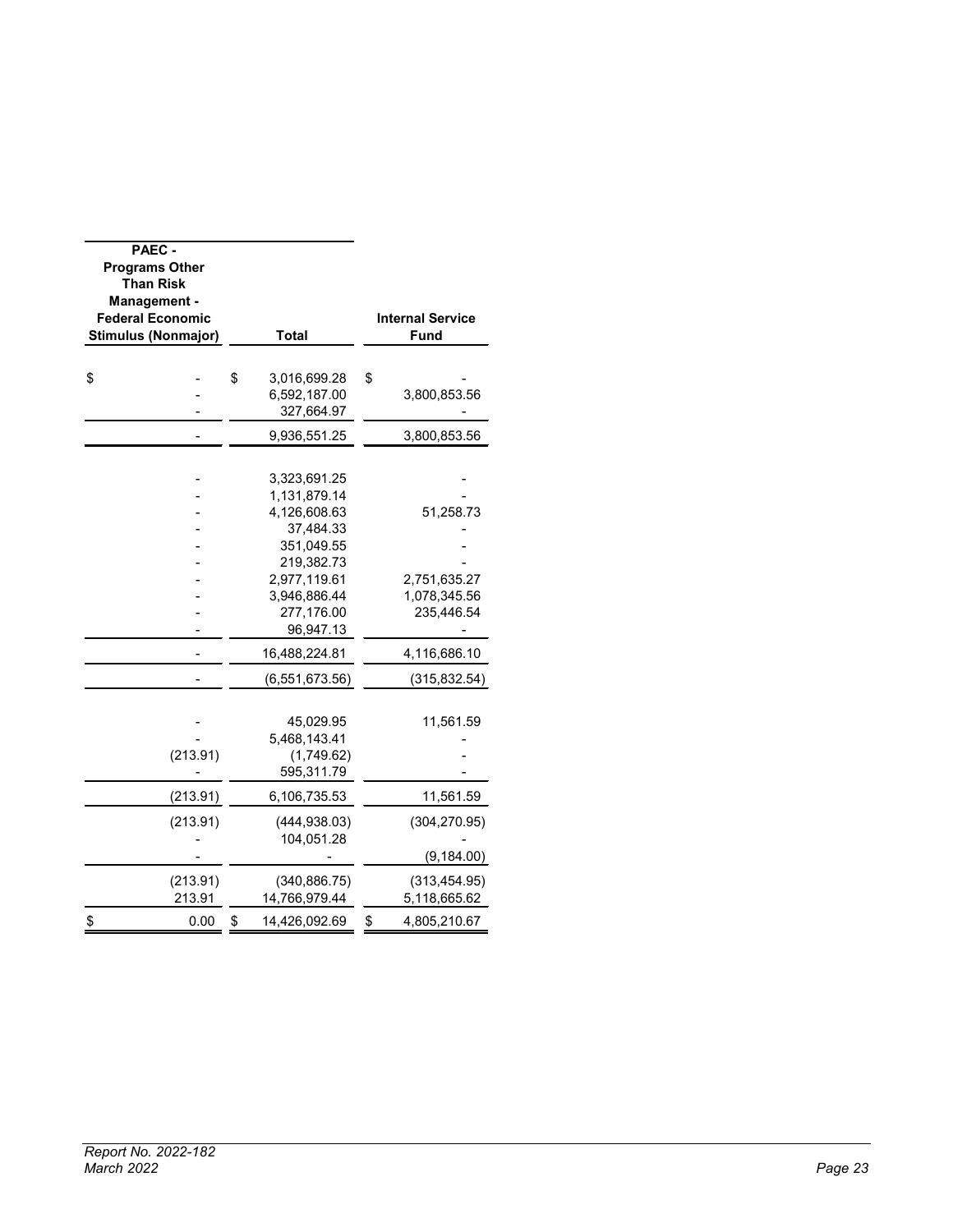| PAEC - Programs Other Than Risk Management - Federal Economic Stimulus (Nonmajor) | Total | Internal Service Fund |
|---|---|---|
| $ - | $ 3,016,699.28 | $ - |
| - | 6,592,187.00 | 3,800,853.56 |
| - | 327,664.97 | - |
| - | 9,936,551.25 | 3,800,853.56 |
| | | |
| - | 3,323,691.25 | - |
| - | 1,131,879.14 | - |
| - | 4,126,608.63 | 51,258.73 |
| - | 37,484.33 | - |
| - | 351,049.55 | - |
| - | 219,382.73 | - |
| - | 2,977,119.61 | 2,751,635.27 |
| - | 3,946,886.44 | 1,078,345.56 |
| - | 277,176.00 | 235,446.54 |
| - | 96,947.13 | - |
| - | 16,488,224.81 | 4,116,686.10 |
| - | (6,551,673.56) | (315,832.54) |
| | | |
| - | 45,029.95 | 11,561.59 |
| - | 5,468,143.41 | - |
| (213.91) | (1,749.62) | - |
| - | 595,311.79 | - |
| (213.91) | 6,106,735.53 | 11,561.59 |
| (213.91) | (444,938.03) | (304,270.95) |
| - | 104,051.28 | - |
| - | - | (9,184.00) |
| (213.91) | (340,886.75) | (313,454.95) |
| 213.91 | 14,766,979.44 | 5,118,665.62 |
| $ 0.00 | $ 14,426,092.69 | $ 4,805,210.67 |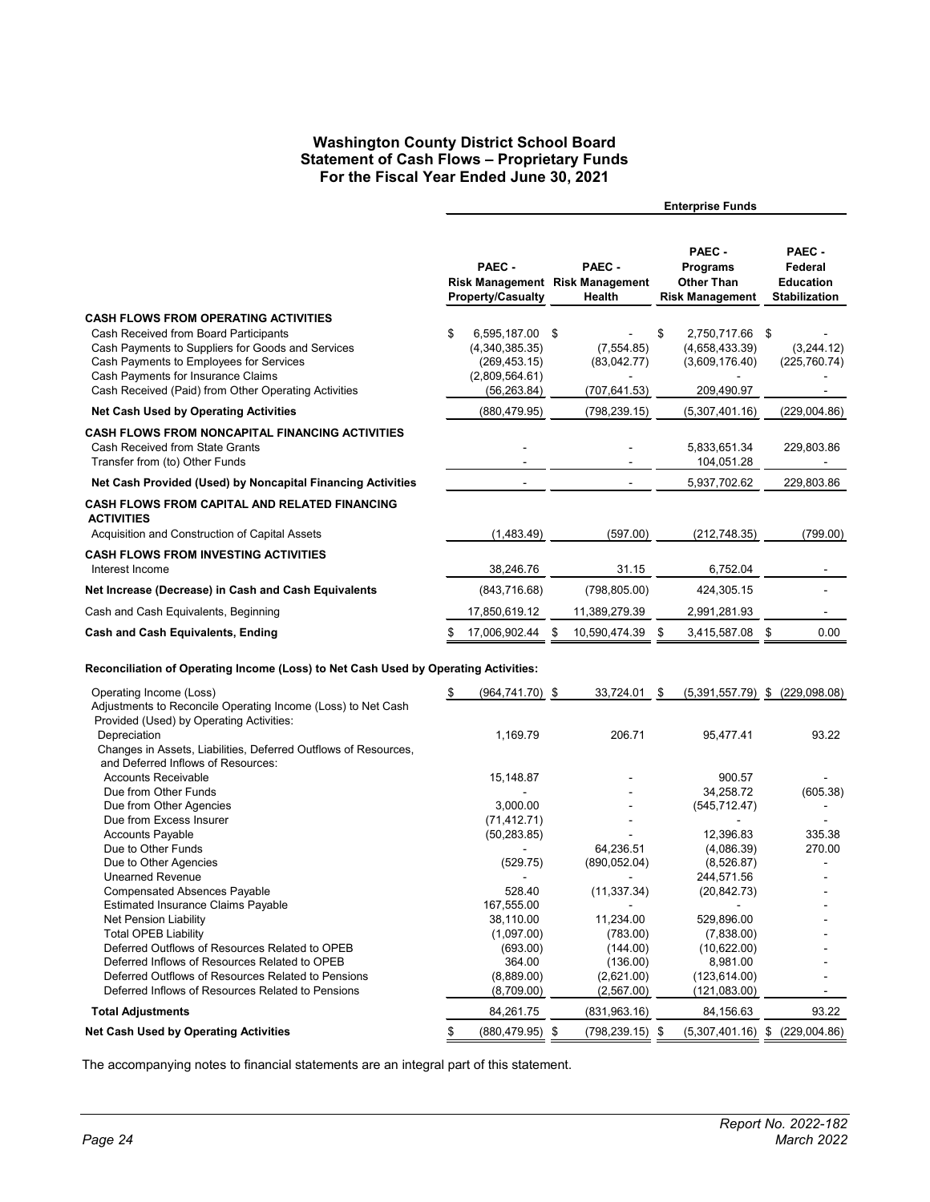# Washington County District School Board
## Statement of Cash Flows – Proprietary Funds
### For the Fiscal Year Ended June 30, 2021

| | Enterprise Funds | | | |
|---|---|---|---|---|
| | PAEC - Risk Management Property/Casualty | PAEC - Risk Management Health | PAEC - Programs Other Than Risk Management | PAEC - Federal Education Stabilization |
| **CASH FLOWS FROM OPERATING ACTIVITIES** | | | | |
| Cash Received from Board Participants | $ 6,595,187.00 | $ - | $ 2,750,717.66 | $ - |
| Cash Payments to Suppliers for Goods and Services | (4,340,385.35) | (7,554.85) | (4,658,433.39) | (3,244.12) |
| Cash Payments to Employees for Services | (269,453.15) | (83,042.77) | (3,609,176.40) | (225,760.74) |
| Cash Payments for Insurance Claims | (2,809,564.61) | - | - | - |
| Cash Received (Paid) from Other Operating Activities | (56,263.84) | (707,641.53) | 209,490.97 | - |
| **Net Cash Used by Operating Activities** | (880,479.95) | (798,239.15) | (5,307,401.16) | (229,004.86) |
| **CASH FLOWS FROM NONCAPITAL FINANCING ACTIVITIES** | | | | |
| Cash Received from State Grants | - | - | 5,833,651.34 | 229,803.86 |
| Transfer from (to) Other Funds | - | - | 104,051.28 | - |
| **Net Cash Provided (Used) by Noncapital Financing Activities** | - | - | 5,937,702.62 | 229,803.86 |
| **CASH FLOWS FROM CAPITAL AND RELATED FINANCING ACTIVITIES** | | | | |
| Acquisition and Construction of Capital Assets | (1,483.49) | (597.00) | (212,748.35) | (799.00) |
| **CASH FLOWS FROM INVESTING ACTIVITIES** | | | | |
| Interest Income | 38,246.76 | 31.15 | 6,752.04 | - |
| **Net Increase (Decrease) in Cash and Cash Equivalents** | (843,716.68) | (798,805.00) | 424,305.15 | - |
| Cash and Cash Equivalents, Beginning | 17,850,619.12 | 11,389,279.39 | 2,991,281.93 | - |
| **Cash and Cash Equivalents, Ending** | $ 17,006,902.44 | $ 10,590,474.39 | $ 3,415,587.08 | $ 0.00 |

**Reconciliation of Operating Income (Loss) to Net Cash Used by Operating Activities:**

| | PAEC - Risk Management Property/Casualty | PAEC - Risk Management Health | PAEC - Programs Other Than Risk Management | PAEC - Federal Education Stabilization |
|---|---|---|---|---|
| Operating Income (Loss) | $ (964,741.70) | $ 33,724.01 | $ (5,391,557.79) | $ (229,098.08) |
| Adjustments to Reconcile Operating Income (Loss) to Net Cash Provided (Used) by Operating Activities: | | | | |
| Depreciation | 1,169.79 | 206.71 | 95,477.41 | 93.22 |
| Changes in Assets, Liabilities, Deferred Outflows of Resources, and Deferred Inflows of Resources: | | | | |
| Accounts Receivable | 15,148.87 | - | 900.57 | - |
| Due from Other Funds | - | - | 34,258.72 | (605.38) |
| Due from Other Agencies | 3,000.00 | - | (545,712.47) | - |
| Due from Excess Insurer | (71,412.71) | - | - | - |
| Accounts Payable | (50,283.85) | - | 12,396.83 | 335.38 |
| Due to Other Funds | - | 64,236.51 | (4,086.39) | 270.00 |
| Due to Other Agencies | (529.75) | (890,052.04) | (8,526.87) | - |
| Unearned Revenue | - | - | 244,571.56 | - |
| Compensated Absences Payable | 528.40 | (11,337.34) | (20,842.73) | - |
| Estimated Insurance Claims Payable | 167,555.00 | - | - | - |
| Net Pension Liability | 38,110.00 | 11,234.00 | 529,896.00 | - |
| Total OPEB Liability | (1,097.00) | (783.00) | (7,838.00) | - |
| Deferred Outflows of Resources Related to OPEB | (693.00) | (144.00) | (10,622.00) | - |
| Deferred Inflows of Resources Related to OPEB | 364.00 | (136.00) | 8,981.00 | - |
| Deferred Outflows of Resources Related to Pensions | (8,889.00) | (2,621.00) | (123,614.00) | - |
| Deferred Inflows of Resources Related to Pensions | (8,709.00) | (2,567.00) | (121,083.00) | - |
| **Total Adjustments** | 84,261.75 | (831,963.16) | 84,156.63 | 93.22 |
| **Net Cash Used by Operating Activities** | $ (880,479.95) | $ (798,239.15) | $ (5,307,401.16) | $ (229,004.86) |

The accompanying notes to financial statements are an integral part of this statement.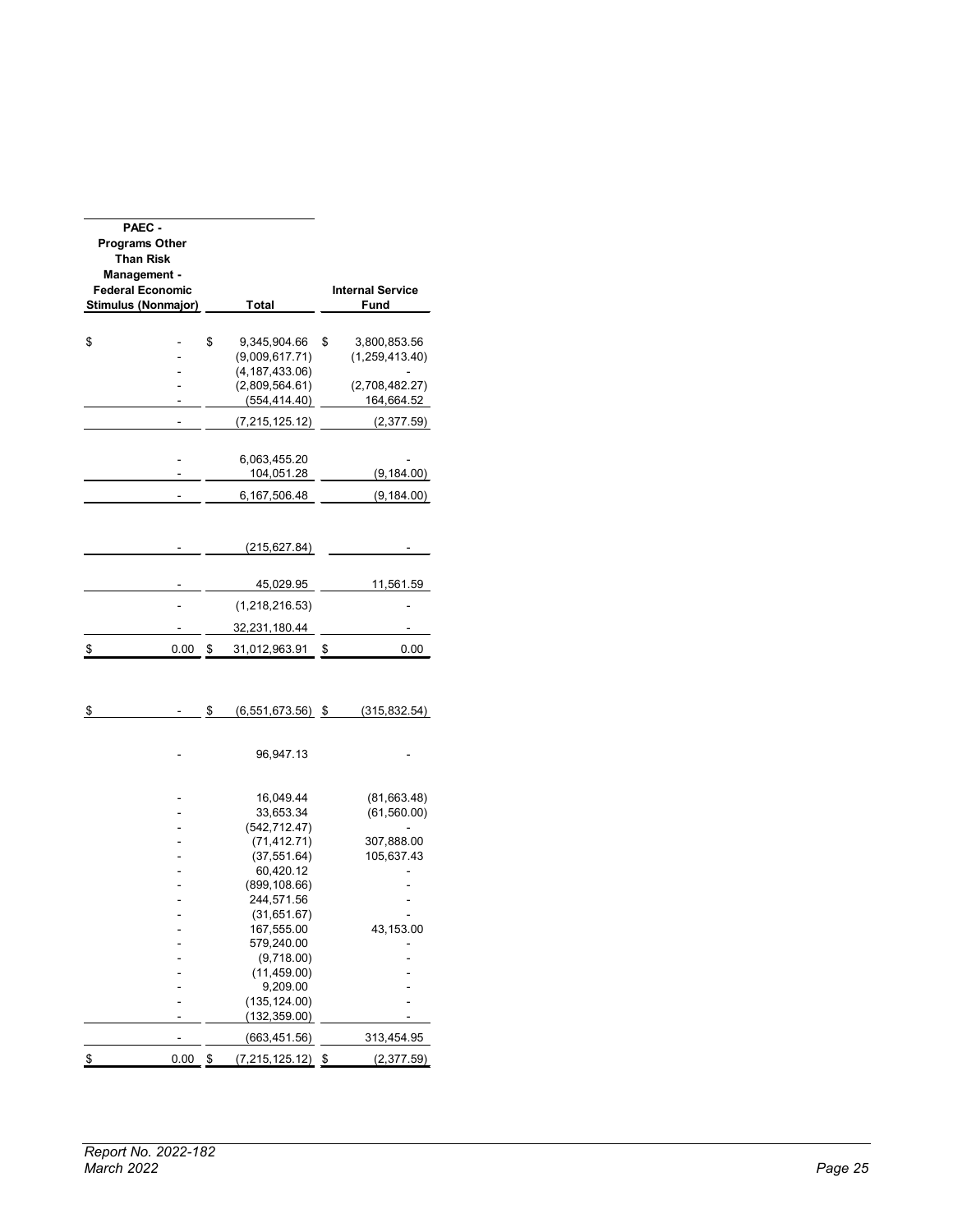| PAEC - Programs Other Than Risk Management - Federal Economic Stimulus (Nonmajor) | Total | Internal Service Fund |
|---|---|---|
| $ - | $ 9,345,904.66 | $ 3,800,853.56 |
| - | (9,009,617.71) | (1,259,413.40) |
| - | (4,187,433.06) | - |
| - | (2,809,564.61) | (2,708,482.27) |
| - | (554,414.40) | 164,664.52 |
| - | (7,215,125.12) | (2,377.59) |
| | | |
| - | 6,063,455.20 | - |
| - | 104,051.28 | (9,184.00) |
| - | 6,167,506.48 | (9,184.00) |
| | | |
| - | (215,627.84) | - |
| | | |
| - | 45,029.95 | 11,561.59 |
| - | (1,218,216.53) | - |
| - | 32,231,180.44 | - |
| $ 0.00 | $ 31,012,963.91 | $ 0.00 |
| | | |
| $ - | $ (6,551,673.56) | $ (315,832.54) |
| | | |
| - | 96,947.13 | - |
| | | |
| - | 16,049.44 | (81,663.48) |
| - | 33,653.34 | (61,560.00) |
| - | (542,712.47) | - |
| - | (71,412.71) | 307,888.00 |
| - | (37,551.64) | 105,637.43 |
| - | 60,420.12 | - |
| - | (899,108.66) | - |
| - | 244,571.56 | - |
| - | (31,651.67) | - |
| - | 167,555.00 | 43,153.00 |
| - | 579,240.00 | - |
| - | (9,718.00) | - |
| - | (11,459.00) | - |
| - | 9,209.00 | - |
| - | (135,124.00) | - |
| - | (132,359.00) | - |
| - | (663,451.56) | 313,454.95 |
| $ 0.00 | $ (7,215,125.12) | $ (2,377.59) |

*Report No. 2022-182*
*March 2022*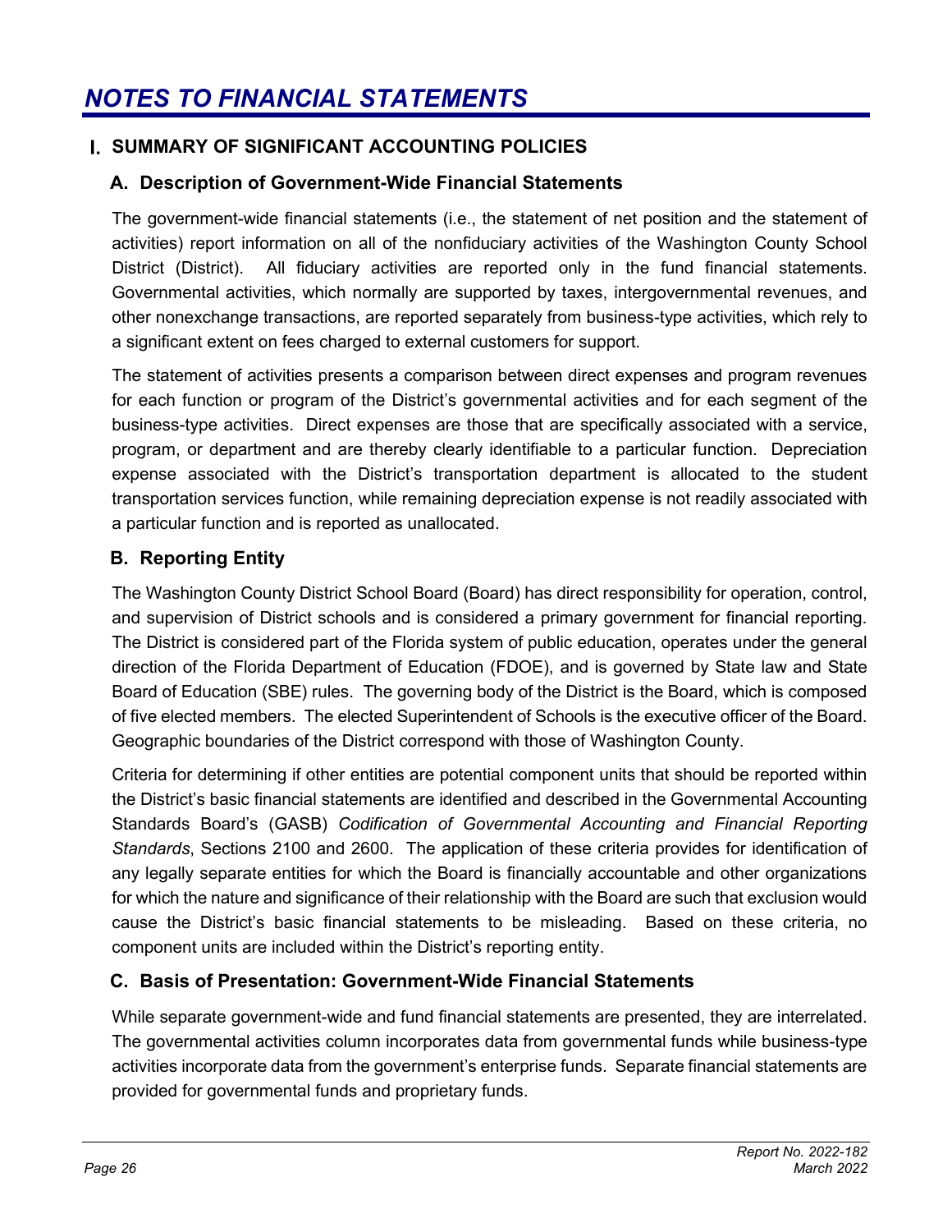# NOTES TO FINANCIAL STATEMENTS

## I. SUMMARY OF SIGNIFICANT ACCOUNTING POLICIES

### A. Description of Government-Wide Financial Statements

The government-wide financial statements (i.e., the statement of net position and the statement of activities) report information on all of the nonfiduciary activities of the Washington County School District (District). All fiduciary activities are reported only in the fund financial statements. Governmental activities, which normally are supported by taxes, intergovernmental revenues, and other nonexchange transactions, are reported separately from business-type activities, which rely to a significant extent on fees charged to external customers for support.

The statement of activities presents a comparison between direct expenses and program revenues for each function or program of the District's governmental activities and for each segment of the business-type activities. Direct expenses are those that are specifically associated with a service, program, or department and are thereby clearly identifiable to a particular function. Depreciation expense associated with the District's transportation department is allocated to the student transportation services function, while remaining depreciation expense is not readily associated with a particular function and is reported as unallocated.

### B. Reporting Entity

The Washington County District School Board (Board) has direct responsibility for operation, control, and supervision of District schools and is considered a primary government for financial reporting. The District is considered part of the Florida system of public education, operates under the general direction of the Florida Department of Education (FDOE), and is governed by State law and State Board of Education (SBE) rules. The governing body of the District is the Board, which is composed of five elected members. The elected Superintendent of Schools is the executive officer of the Board. Geographic boundaries of the District correspond with those of Washington County.

Criteria for determining if other entities are potential component units that should be reported within the District's basic financial statements are identified and described in the Governmental Accounting Standards Board's (GASB) *Codification of Governmental Accounting and Financial Reporting Standards*, Sections 2100 and 2600. The application of these criteria provides for identification of any legally separate entities for which the Board is financially accountable and other organizations for which the nature and significance of their relationship with the Board are such that exclusion would cause the District's basic financial statements to be misleading. Based on these criteria, no component units are included within the District's reporting entity.

### C. Basis of Presentation: Government-Wide Financial Statements

While separate government-wide and fund financial statements are presented, they are interrelated. The governmental activities column incorporates data from governmental funds while business-type activities incorporate data from the government's enterprise funds. Separate financial statements are provided for governmental funds and proprietary funds.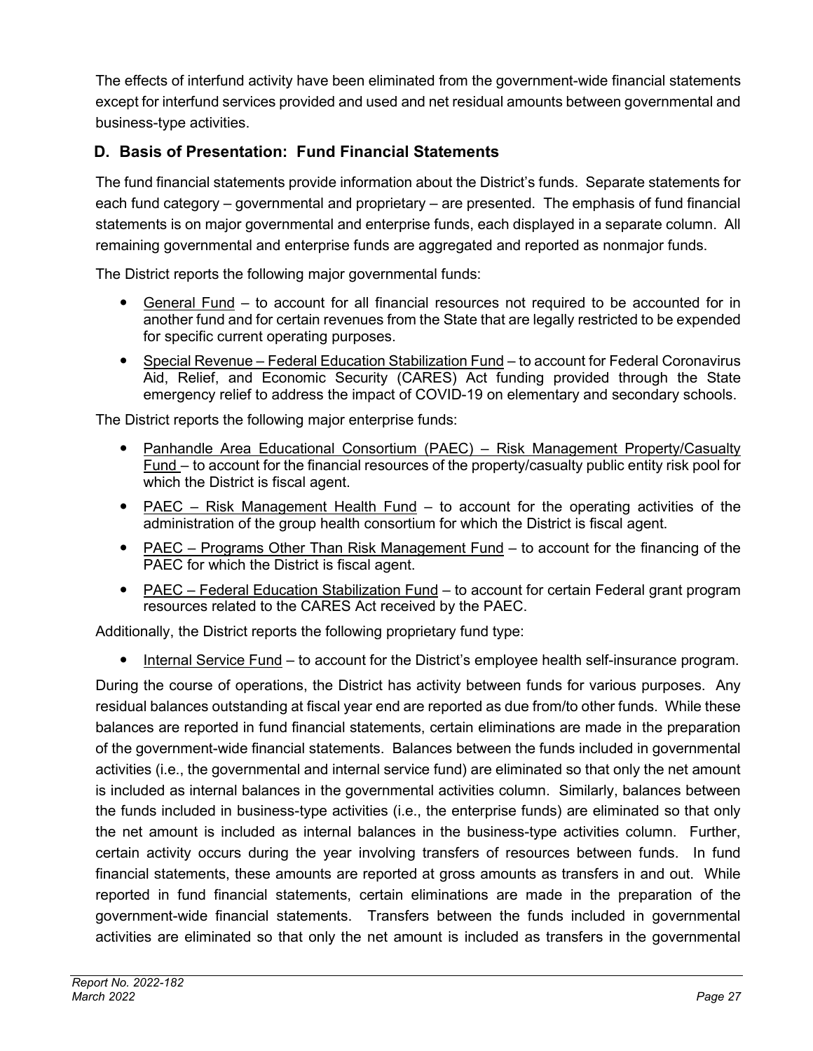The effects of interfund activity have been eliminated from the government-wide financial statements except for interfund services provided and used and net residual amounts between governmental and business-type activities.

## D. Basis of Presentation: Fund Financial Statements

The fund financial statements provide information about the District's funds. Separate statements for each fund category – governmental and proprietary – are presented. The emphasis of fund financial statements is on major governmental and enterprise funds, each displayed in a separate column. All remaining governmental and enterprise funds are aggregated and reported as nonmajor funds.

The District reports the following major governmental funds:

- General Fund – to account for all financial resources not required to be accounted for in another fund and for certain revenues from the State that are legally restricted to be expended for specific current operating purposes.
- Special Revenue – Federal Education Stabilization Fund – to account for Federal Coronavirus Aid, Relief, and Economic Security (CARES) Act funding provided through the State emergency relief to address the impact of COVID-19 on elementary and secondary schools.

The District reports the following major enterprise funds:

- Panhandle Area Educational Consortium (PAEC) – Risk Management Property/Casualty Fund – to account for the financial resources of the property/casualty public entity risk pool for which the District is fiscal agent.
- PAEC – Risk Management Health Fund – to account for the operating activities of the administration of the group health consortium for which the District is fiscal agent.
- PAEC – Programs Other Than Risk Management Fund – to account for the financing of the PAEC for which the District is fiscal agent.
- PAEC – Federal Education Stabilization Fund – to account for certain Federal grant program resources related to the CARES Act received by the PAEC.

Additionally, the District reports the following proprietary fund type:

- Internal Service Fund – to account for the District's employee health self-insurance program.

During the course of operations, the District has activity between funds for various purposes. Any residual balances outstanding at fiscal year end are reported as due from/to other funds. While these balances are reported in fund financial statements, certain eliminations are made in the preparation of the government-wide financial statements. Balances between the funds included in governmental activities (i.e., the governmental and internal service fund) are eliminated so that only the net amount is included as internal balances in the governmental activities column. Similarly, balances between the funds included in business-type activities (i.e., the enterprise funds) are eliminated so that only the net amount is included as internal balances in the business-type activities column. Further, certain activity occurs during the year involving transfers of resources between funds. In fund financial statements, these amounts are reported at gross amounts as transfers in and out. While reported in fund financial statements, certain eliminations are made in the preparation of the government-wide financial statements. Transfers between the funds included in governmental activities are eliminated so that only the net amount is included as transfers in the governmental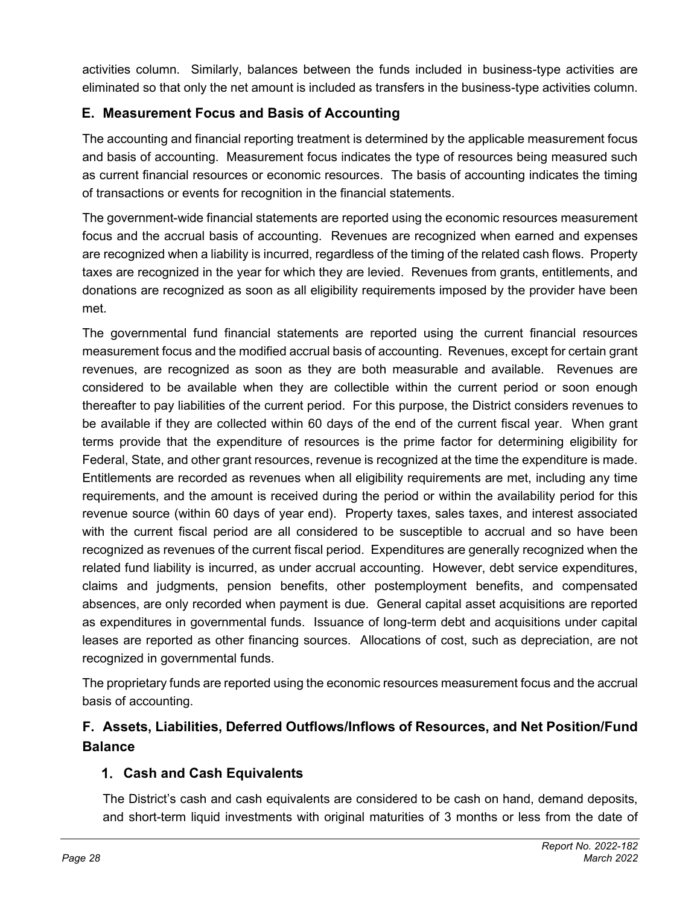activities column. Similarly, balances between the funds included in business-type activities are eliminated so that only the net amount is included as transfers in the business-type activities column.

## E. Measurement Focus and Basis of Accounting

The accounting and financial reporting treatment is determined by the applicable measurement focus and basis of accounting. Measurement focus indicates the type of resources being measured such as current financial resources or economic resources. The basis of accounting indicates the timing of transactions or events for recognition in the financial statements.

The government-wide financial statements are reported using the economic resources measurement focus and the accrual basis of accounting. Revenues are recognized when earned and expenses are recognized when a liability is incurred, regardless of the timing of the related cash flows. Property taxes are recognized in the year for which they are levied. Revenues from grants, entitlements, and donations are recognized as soon as all eligibility requirements imposed by the provider have been met.

The governmental fund financial statements are reported using the current financial resources measurement focus and the modified accrual basis of accounting. Revenues, except for certain grant revenues, are recognized as soon as they are both measurable and available. Revenues are considered to be available when they are collectible within the current period or soon enough thereafter to pay liabilities of the current period. For this purpose, the District considers revenues to be available if they are collected within 60 days of the end of the current fiscal year. When grant terms provide that the expenditure of resources is the prime factor for determining eligibility for Federal, State, and other grant resources, revenue is recognized at the time the expenditure is made. Entitlements are recorded as revenues when all eligibility requirements are met, including any time requirements, and the amount is received during the period or within the availability period for this revenue source (within 60 days of year end). Property taxes, sales taxes, and interest associated with the current fiscal period are all considered to be susceptible to accrual and so have been recognized as revenues of the current fiscal period. Expenditures are generally recognized when the related fund liability is incurred, as under accrual accounting. However, debt service expenditures, claims and judgments, pension benefits, other postemployment benefits, and compensated absences, are only recorded when payment is due. General capital asset acquisitions are reported as expenditures in governmental funds. Issuance of long-term debt and acquisitions under capital leases are reported as other financing sources. Allocations of cost, such as depreciation, are not recognized in governmental funds.

The proprietary funds are reported using the economic resources measurement focus and the accrual basis of accounting.

## F. Assets, Liabilities, Deferred Outflows/Inflows of Resources, and Net Position/Fund Balance

### 1. Cash and Cash Equivalents

The District's cash and cash equivalents are considered to be cash on hand, demand deposits, and short-term liquid investments with original maturities of 3 months or less from the date of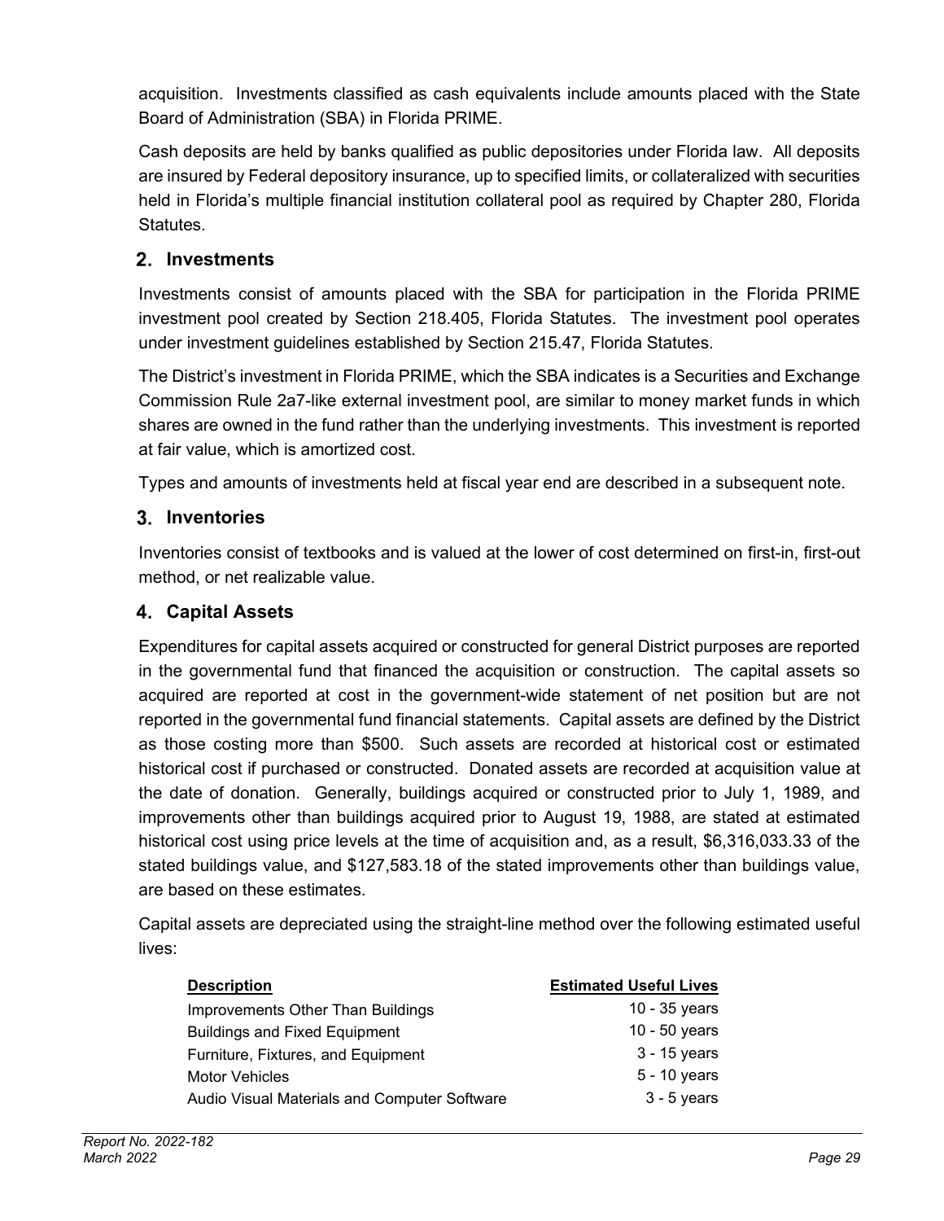acquisition. Investments classified as cash equivalents include amounts placed with the State Board of Administration (SBA) in Florida PRIME.

Cash deposits are held by banks qualified as public depositories under Florida law. All deposits are insured by Federal depository insurance, up to specified limits, or collateralized with securities held in Florida's multiple financial institution collateral pool as required by Chapter 280, Florida Statutes.

### 2. Investments

Investments consist of amounts placed with the SBA for participation in the Florida PRIME investment pool created by Section 218.405, Florida Statutes. The investment pool operates under investment guidelines established by Section 215.47, Florida Statutes.

The District's investment in Florida PRIME, which the SBA indicates is a Securities and Exchange Commission Rule 2a7-like external investment pool, are similar to money market funds in which shares are owned in the fund rather than the underlying investments. This investment is reported at fair value, which is amortized cost.

Types and amounts of investments held at fiscal year end are described in a subsequent note.

### 3. Inventories

Inventories consist of textbooks and is valued at the lower of cost determined on first-in, first-out method, or net realizable value.

### 4. Capital Assets

Expenditures for capital assets acquired or constructed for general District purposes are reported in the governmental fund that financed the acquisition or construction. The capital assets so acquired are reported at cost in the government-wide statement of net position but are not reported in the governmental fund financial statements. Capital assets are defined by the District as those costing more than $500. Such assets are recorded at historical cost or estimated historical cost if purchased or constructed. Donated assets are recorded at acquisition value at the date of donation. Generally, buildings acquired or constructed prior to July 1, 1989, and improvements other than buildings acquired prior to August 19, 1988, are stated at estimated historical cost using price levels at the time of acquisition and, as a result, $6,316,033.33 of the stated buildings value, and $127,583.18 of the stated improvements other than buildings value, are based on these estimates.

Capital assets are depreciated using the straight-line method over the following estimated useful lives:

| Description | Estimated Useful Lives |
|---|---|
| Improvements Other Than Buildings | 10 - 35 years |
| Buildings and Fixed Equipment | 10 - 50 years |
| Furniture, Fixtures, and Equipment | 3 - 15 years |
| Motor Vehicles | 5 - 10 years |
| Audio Visual Materials and Computer Software | 3 - 5 years |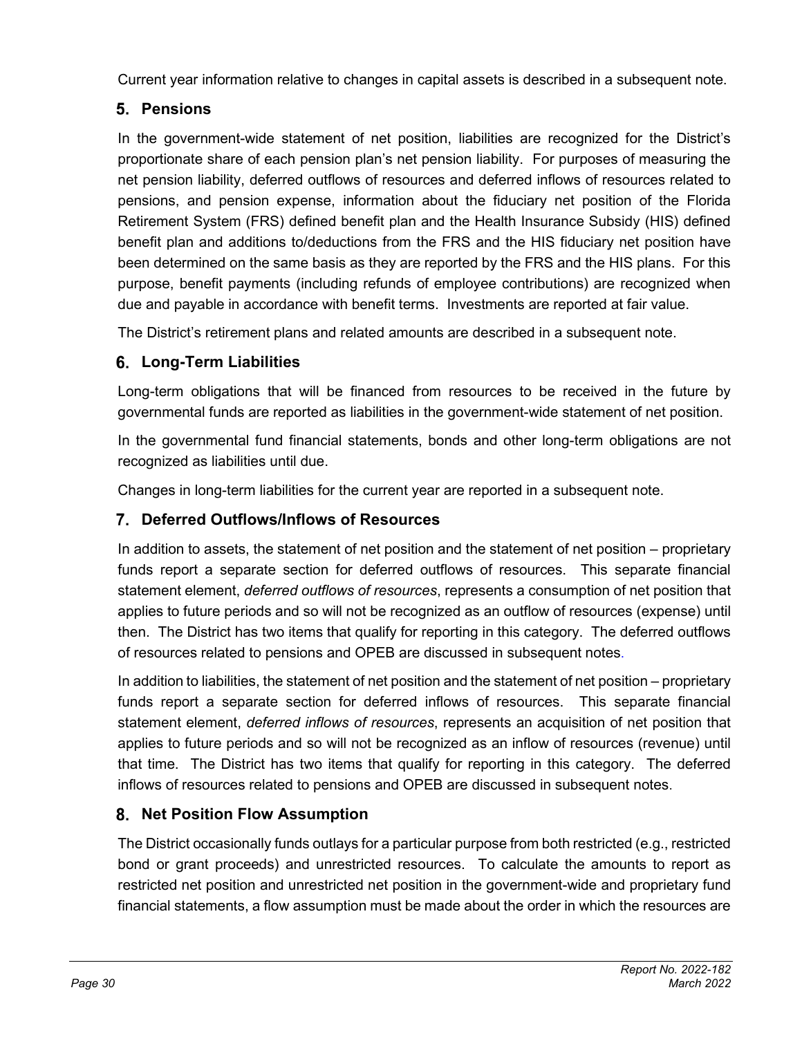Current year information relative to changes in capital assets is described in a subsequent note.

### 5. Pensions

In the government-wide statement of net position, liabilities are recognized for the District's proportionate share of each pension plan's net pension liability. For purposes of measuring the net pension liability, deferred outflows of resources and deferred inflows of resources related to pensions, and pension expense, information about the fiduciary net position of the Florida Retirement System (FRS) defined benefit plan and the Health Insurance Subsidy (HIS) defined benefit plan and additions to/deductions from the FRS and the HIS fiduciary net position have been determined on the same basis as they are reported by the FRS and the HIS plans. For this purpose, benefit payments (including refunds of employee contributions) are recognized when due and payable in accordance with benefit terms. Investments are reported at fair value.

The District's retirement plans and related amounts are described in a subsequent note.

### 6. Long-Term Liabilities

Long-term obligations that will be financed from resources to be received in the future by governmental funds are reported as liabilities in the government-wide statement of net position.

In the governmental fund financial statements, bonds and other long-term obligations are not recognized as liabilities until due.

Changes in long-term liabilities for the current year are reported in a subsequent note.

### 7. Deferred Outflows/Inflows of Resources

In addition to assets, the statement of net position and the statement of net position – proprietary funds report a separate section for deferred outflows of resources. This separate financial statement element, *deferred outflows of resources*, represents a consumption of net position that applies to future periods and so will not be recognized as an outflow of resources (expense) until then. The District has two items that qualify for reporting in this category. The deferred outflows of resources related to pensions and OPEB are discussed in subsequent notes.

In addition to liabilities, the statement of net position and the statement of net position – proprietary funds report a separate section for deferred inflows of resources. This separate financial statement element, *deferred inflows of resources*, represents an acquisition of net position that applies to future periods and so will not be recognized as an inflow of resources (revenue) until that time. The District has two items that qualify for reporting in this category. The deferred inflows of resources related to pensions and OPEB are discussed in subsequent notes.

### 8. Net Position Flow Assumption

The District occasionally funds outlays for a particular purpose from both restricted (e.g., restricted bond or grant proceeds) and unrestricted resources. To calculate the amounts to report as restricted net position and unrestricted net position in the government-wide and proprietary fund financial statements, a flow assumption must be made about the order in which the resources are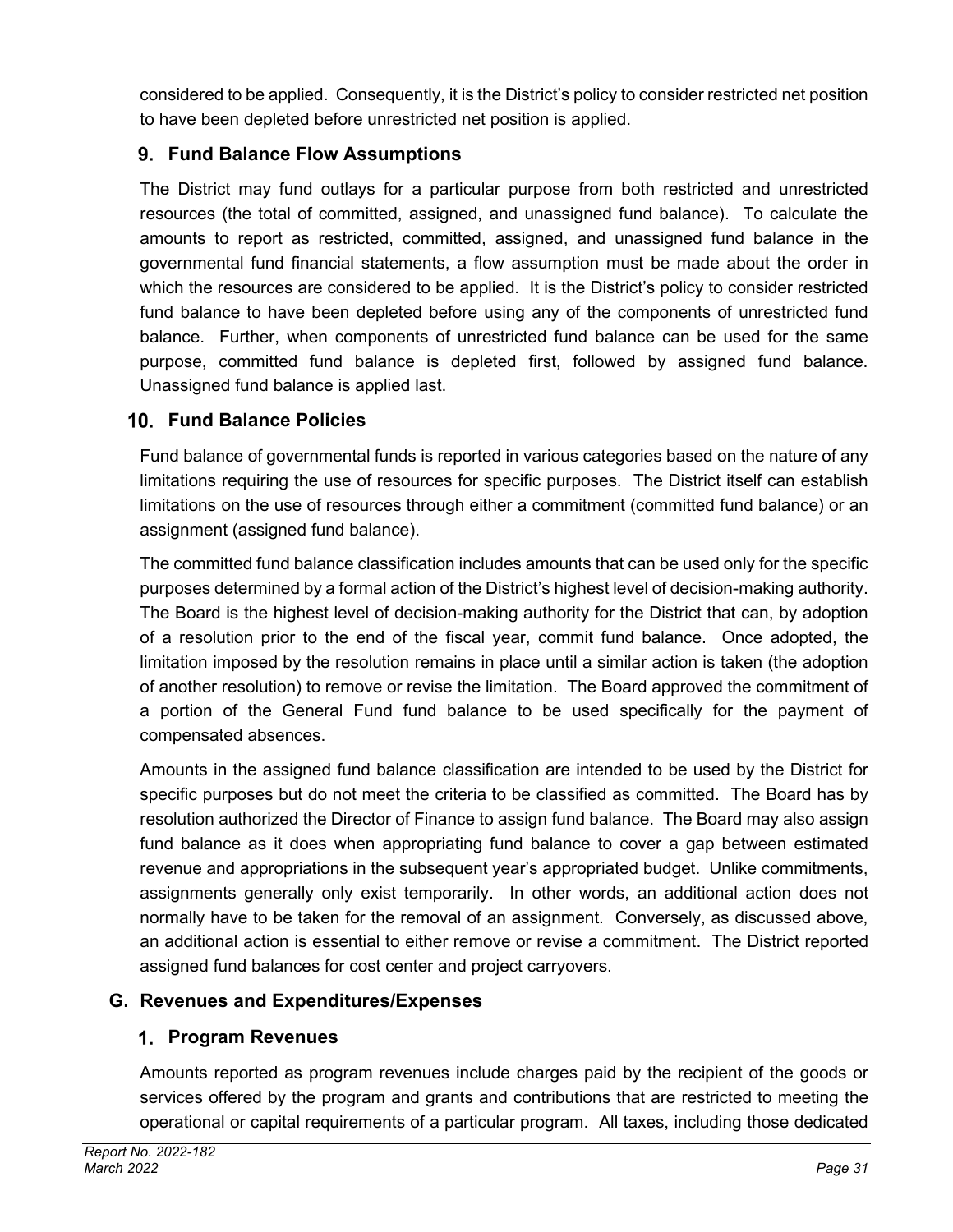considered to be applied. Consequently, it is the District's policy to consider restricted net position to have been depleted before unrestricted net position is applied.

### 9. Fund Balance Flow Assumptions

The District may fund outlays for a particular purpose from both restricted and unrestricted resources (the total of committed, assigned, and unassigned fund balance). To calculate the amounts to report as restricted, committed, assigned, and unassigned fund balance in the governmental fund financial statements, a flow assumption must be made about the order in which the resources are considered to be applied. It is the District's policy to consider restricted fund balance to have been depleted before using any of the components of unrestricted fund balance. Further, when components of unrestricted fund balance can be used for the same purpose, committed fund balance is depleted first, followed by assigned fund balance. Unassigned fund balance is applied last.

### 10. Fund Balance Policies

Fund balance of governmental funds is reported in various categories based on the nature of any limitations requiring the use of resources for specific purposes. The District itself can establish limitations on the use of resources through either a commitment (committed fund balance) or an assignment (assigned fund balance).

The committed fund balance classification includes amounts that can be used only for the specific purposes determined by a formal action of the District's highest level of decision-making authority. The Board is the highest level of decision-making authority for the District that can, by adoption of a resolution prior to the end of the fiscal year, commit fund balance. Once adopted, the limitation imposed by the resolution remains in place until a similar action is taken (the adoption of another resolution) to remove or revise the limitation. The Board approved the commitment of a portion of the General Fund fund balance to be used specifically for the payment of compensated absences.

Amounts in the assigned fund balance classification are intended to be used by the District for specific purposes but do not meet the criteria to be classified as committed. The Board has by resolution authorized the Director of Finance to assign fund balance. The Board may also assign fund balance as it does when appropriating fund balance to cover a gap between estimated revenue and appropriations in the subsequent year's appropriated budget. Unlike commitments, assignments generally only exist temporarily. In other words, an additional action does not normally have to be taken for the removal of an assignment. Conversely, as discussed above, an additional action is essential to either remove or revise a commitment. The District reported assigned fund balances for cost center and project carryovers.

## G. Revenues and Expenditures/Expenses

### 1. Program Revenues

Amounts reported as program revenues include charges paid by the recipient of the goods or services offered by the program and grants and contributions that are restricted to meeting the operational or capital requirements of a particular program. All taxes, including those dedicated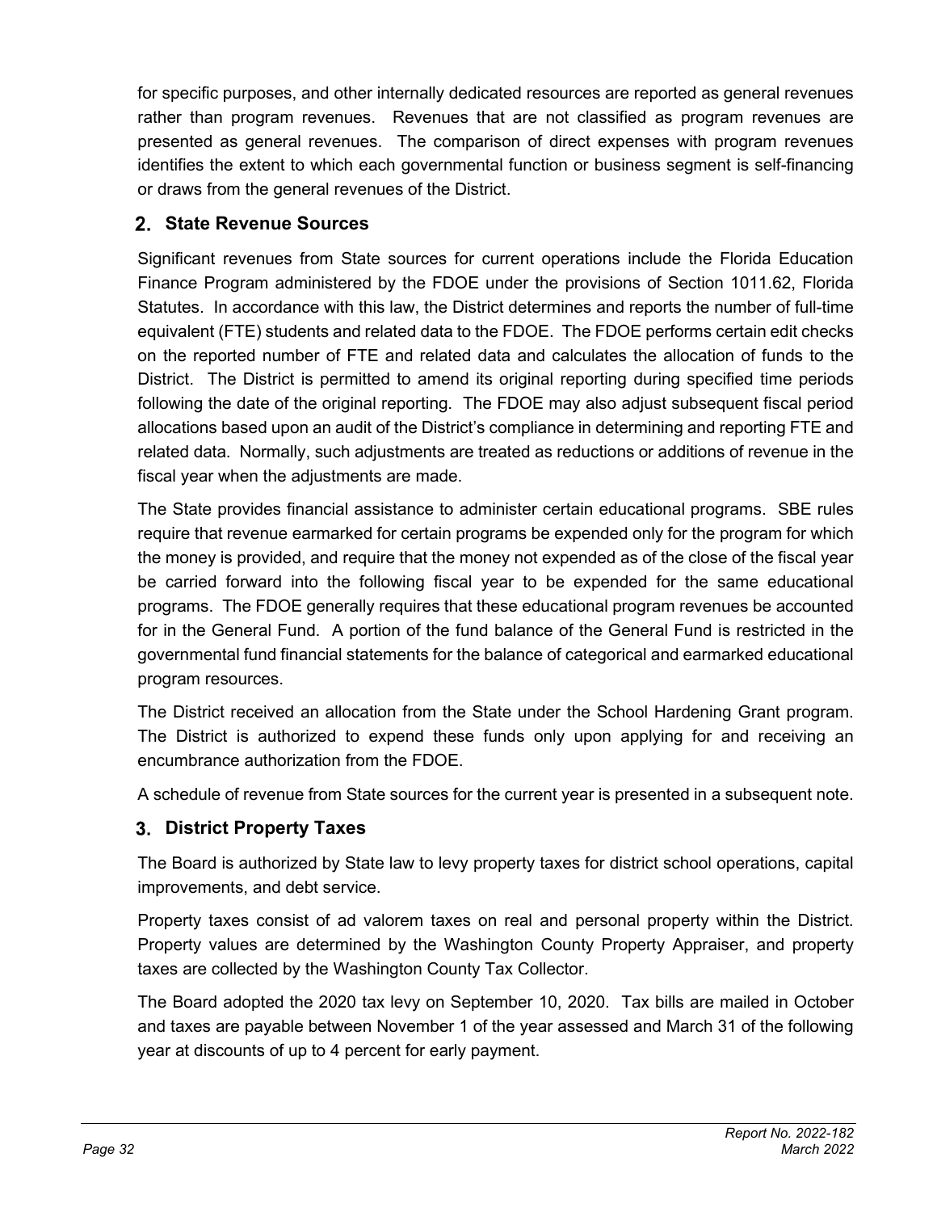for specific purposes, and other internally dedicated resources are reported as general revenues rather than program revenues. Revenues that are not classified as program revenues are presented as general revenues. The comparison of direct expenses with program revenues identifies the extent to which each governmental function or business segment is self-financing or draws from the general revenues of the District.

## 2. State Revenue Sources

Significant revenues from State sources for current operations include the Florida Education Finance Program administered by the FDOE under the provisions of Section 1011.62, Florida Statutes. In accordance with this law, the District determines and reports the number of full-time equivalent (FTE) students and related data to the FDOE. The FDOE performs certain edit checks on the reported number of FTE and related data and calculates the allocation of funds to the District. The District is permitted to amend its original reporting during specified time periods following the date of the original reporting. The FDOE may also adjust subsequent fiscal period allocations based upon an audit of the District's compliance in determining and reporting FTE and related data. Normally, such adjustments are treated as reductions or additions of revenue in the fiscal year when the adjustments are made.

The State provides financial assistance to administer certain educational programs. SBE rules require that revenue earmarked for certain programs be expended only for the program for which the money is provided, and require that the money not expended as of the close of the fiscal year be carried forward into the following fiscal year to be expended for the same educational programs. The FDOE generally requires that these educational program revenues be accounted for in the General Fund. A portion of the fund balance of the General Fund is restricted in the governmental fund financial statements for the balance of categorical and earmarked educational program resources.

The District received an allocation from the State under the School Hardening Grant program. The District is authorized to expend these funds only upon applying for and receiving an encumbrance authorization from the FDOE.

A schedule of revenue from State sources for the current year is presented in a subsequent note.

## 3. District Property Taxes

The Board is authorized by State law to levy property taxes for district school operations, capital improvements, and debt service.

Property taxes consist of ad valorem taxes on real and personal property within the District. Property values are determined by the Washington County Property Appraiser, and property taxes are collected by the Washington County Tax Collector.

The Board adopted the 2020 tax levy on September 10, 2020. Tax bills are mailed in October and taxes are payable between November 1 of the year assessed and March 31 of the following year at discounts of up to 4 percent for early payment.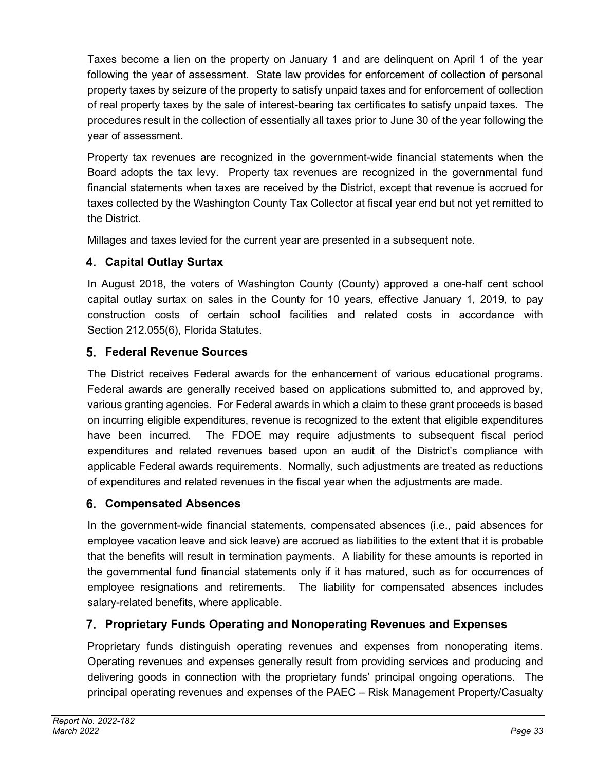Taxes become a lien on the property on January 1 and are delinquent on April 1 of the year following the year of assessment. State law provides for enforcement of collection of personal property taxes by seizure of the property to satisfy unpaid taxes and for enforcement of collection of real property taxes by the sale of interest-bearing tax certificates to satisfy unpaid taxes. The procedures result in the collection of essentially all taxes prior to June 30 of the year following the year of assessment.

Property tax revenues are recognized in the government-wide financial statements when the Board adopts the tax levy. Property tax revenues are recognized in the governmental fund financial statements when taxes are received by the District, except that revenue is accrued for taxes collected by the Washington County Tax Collector at fiscal year end but not yet remitted to the District.

Millages and taxes levied for the current year are presented in a subsequent note.

### 4. Capital Outlay Surtax

In August 2018, the voters of Washington County (County) approved a one-half cent school capital outlay surtax on sales in the County for 10 years, effective January 1, 2019, to pay construction costs of certain school facilities and related costs in accordance with Section 212.055(6), Florida Statutes.

### 5. Federal Revenue Sources

The District receives Federal awards for the enhancement of various educational programs. Federal awards are generally received based on applications submitted to, and approved by, various granting agencies. For Federal awards in which a claim to these grant proceeds is based on incurring eligible expenditures, revenue is recognized to the extent that eligible expenditures have been incurred. The FDOE may require adjustments to subsequent fiscal period expenditures and related revenues based upon an audit of the District's compliance with applicable Federal awards requirements. Normally, such adjustments are treated as reductions of expenditures and related revenues in the fiscal year when the adjustments are made.

### 6. Compensated Absences

In the government-wide financial statements, compensated absences (i.e., paid absences for employee vacation leave and sick leave) are accrued as liabilities to the extent that it is probable that the benefits will result in termination payments. A liability for these amounts is reported in the governmental fund financial statements only if it has matured, such as for occurrences of employee resignations and retirements. The liability for compensated absences includes salary-related benefits, where applicable.

### 7. Proprietary Funds Operating and Nonoperating Revenues and Expenses

Proprietary funds distinguish operating revenues and expenses from nonoperating items. Operating revenues and expenses generally result from providing services and producing and delivering goods in connection with the proprietary funds' principal ongoing operations. The principal operating revenues and expenses of the PAEC – Risk Management Property/Casualty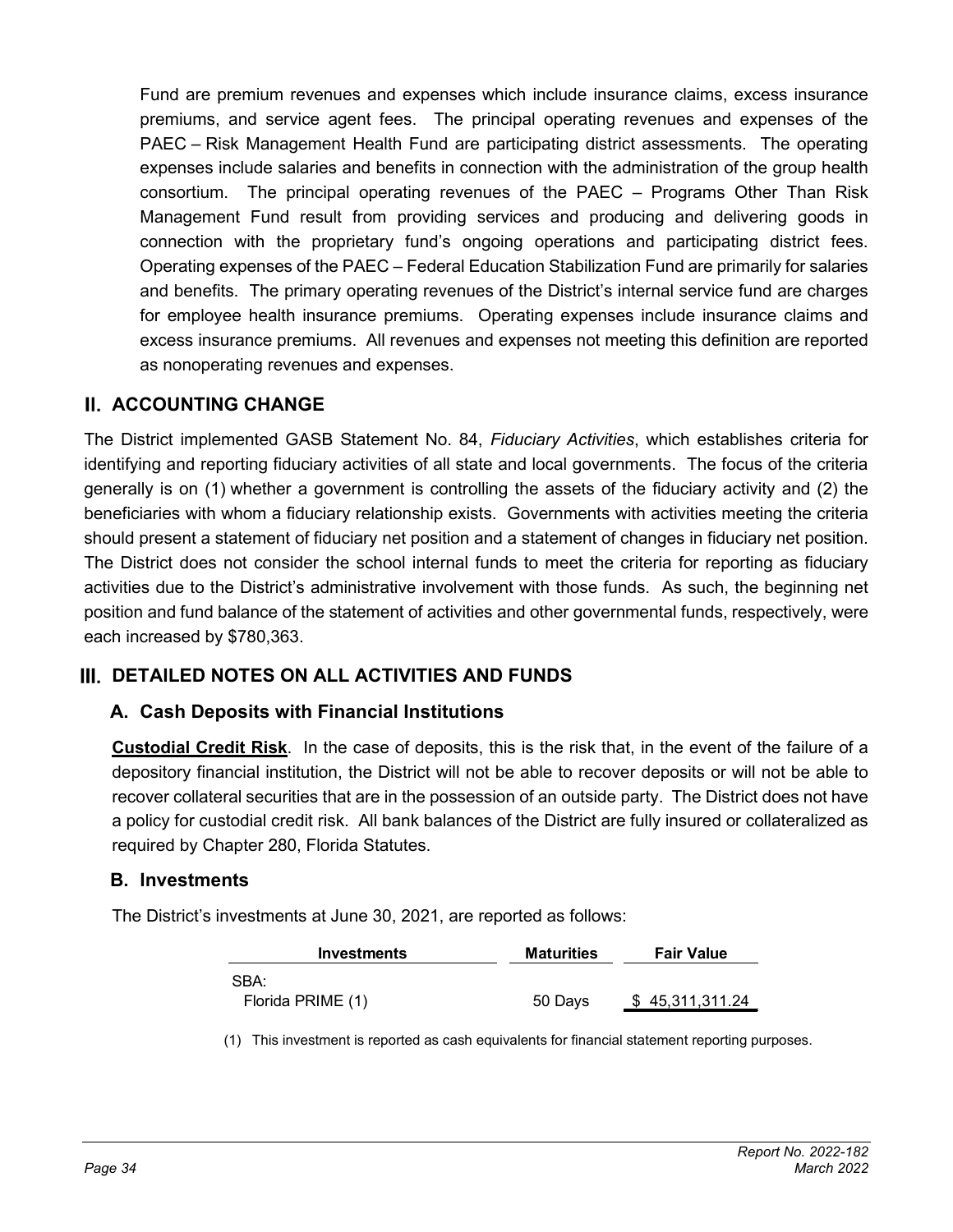Fund are premium revenues and expenses which include insurance claims, excess insurance premiums, and service agent fees. The principal operating revenues and expenses of the PAEC – Risk Management Health Fund are participating district assessments. The operating expenses include salaries and benefits in connection with the administration of the group health consortium. The principal operating revenues of the PAEC – Programs Other Than Risk Management Fund result from providing services and producing and delivering goods in connection with the proprietary fund's ongoing operations and participating district fees. Operating expenses of the PAEC – Federal Education Stabilization Fund are primarily for salaries and benefits. The primary operating revenues of the District's internal service fund are charges for employee health insurance premiums. Operating expenses include insurance claims and excess insurance premiums. All revenues and expenses not meeting this definition are reported as nonoperating revenues and expenses.

## II. ACCOUNTING CHANGE

The District implemented GASB Statement No. 84, *Fiduciary Activities*, which establishes criteria for identifying and reporting fiduciary activities of all state and local governments. The focus of the criteria generally is on (1) whether a government is controlling the assets of the fiduciary activity and (2) the beneficiaries with whom a fiduciary relationship exists. Governments with activities meeting the criteria should present a statement of fiduciary net position and a statement of changes in fiduciary net position. The District does not consider the school internal funds to meet the criteria for reporting as fiduciary activities due to the District's administrative involvement with those funds. As such, the beginning net position and fund balance of the statement of activities and other governmental funds, respectively, were each increased by $780,363.

## III. DETAILED NOTES ON ALL ACTIVITIES AND FUNDS

### A. Cash Deposits with Financial Institutions

**Custodial Credit Risk**. In the case of deposits, this is the risk that, in the event of the failure of a depository financial institution, the District will not be able to recover deposits or will not be able to recover collateral securities that are in the possession of an outside party. The District does not have a policy for custodial credit risk. All bank balances of the District are fully insured or collateralized as required by Chapter 280, Florida Statutes.

### B. Investments

The District's investments at June 30, 2021, are reported as follows:

| Investments | Maturities | Fair Value |
|---|---|---|
| SBA: | | |
| Florida PRIME (1) | 50 Days | $ 45,311,311.24 |

(1) This investment is reported as cash equivalents for financial statement reporting purposes.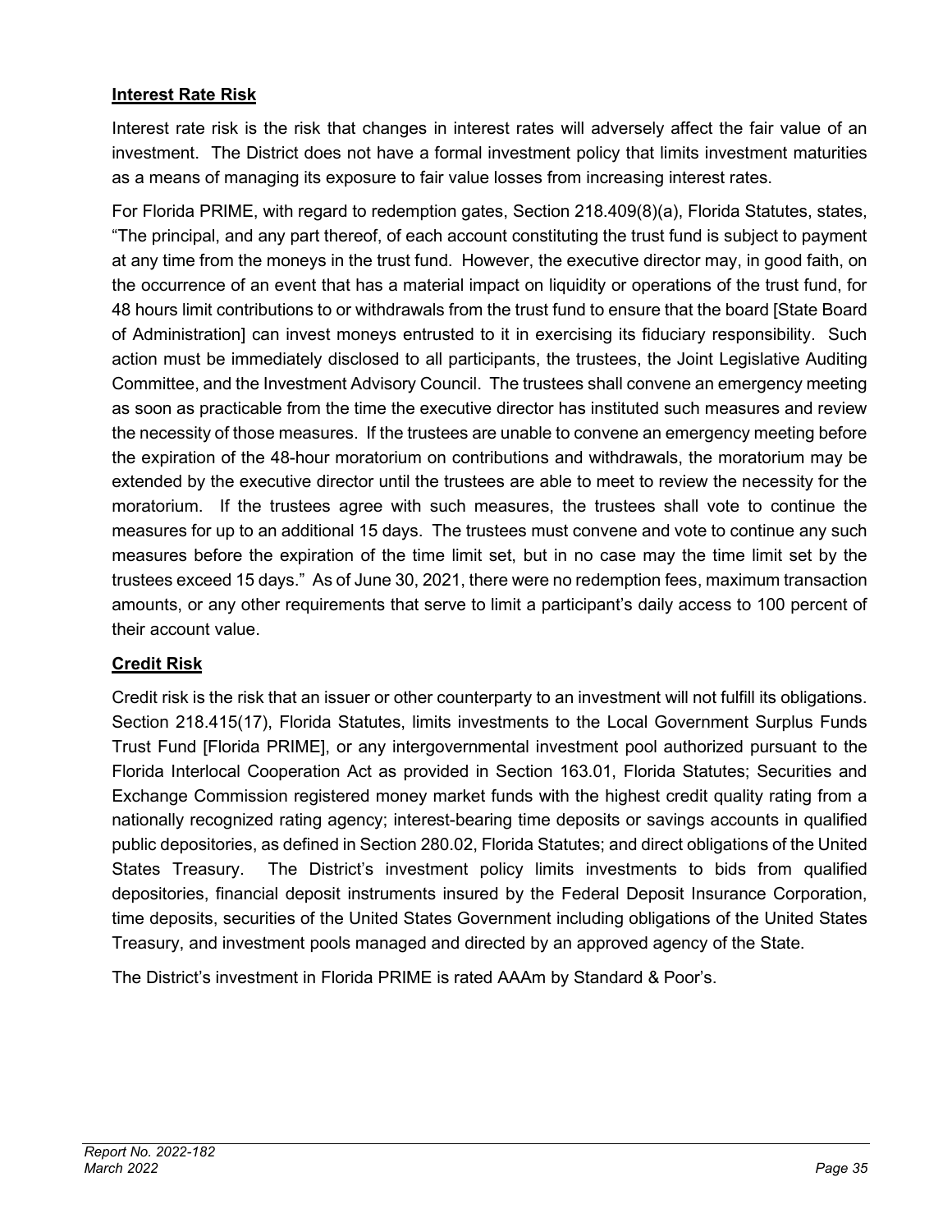**Interest Rate Risk**

Interest rate risk is the risk that changes in interest rates will adversely affect the fair value of an investment. The District does not have a formal investment policy that limits investment maturities as a means of managing its exposure to fair value losses from increasing interest rates.

For Florida PRIME, with regard to redemption gates, Section 218.409(8)(a), Florida Statutes, states, "The principal, and any part thereof, of each account constituting the trust fund is subject to payment at any time from the moneys in the trust fund. However, the executive director may, in good faith, on the occurrence of an event that has a material impact on liquidity or operations of the trust fund, for 48 hours limit contributions to or withdrawals from the trust fund to ensure that the board [State Board of Administration] can invest moneys entrusted to it in exercising its fiduciary responsibility. Such action must be immediately disclosed to all participants, the trustees, the Joint Legislative Auditing Committee, and the Investment Advisory Council. The trustees shall convene an emergency meeting as soon as practicable from the time the executive director has instituted such measures and review the necessity of those measures. If the trustees are unable to convene an emergency meeting before the expiration of the 48-hour moratorium on contributions and withdrawals, the moratorium may be extended by the executive director until the trustees are able to meet to review the necessity for the moratorium. If the trustees agree with such measures, the trustees shall vote to continue the measures for up to an additional 15 days. The trustees must convene and vote to continue any such measures before the expiration of the time limit set, but in no case may the time limit set by the trustees exceed 15 days." As of June 30, 2021, there were no redemption fees, maximum transaction amounts, or any other requirements that serve to limit a participant's daily access to 100 percent of their account value.

**Credit Risk**

Credit risk is the risk that an issuer or other counterparty to an investment will not fulfill its obligations. Section 218.415(17), Florida Statutes, limits investments to the Local Government Surplus Funds Trust Fund [Florida PRIME], or any intergovernmental investment pool authorized pursuant to the Florida Interlocal Cooperation Act as provided in Section 163.01, Florida Statutes; Securities and Exchange Commission registered money market funds with the highest credit quality rating from a nationally recognized rating agency; interest-bearing time deposits or savings accounts in qualified public depositories, as defined in Section 280.02, Florida Statutes; and direct obligations of the United States Treasury. The District's investment policy limits investments to bids from qualified depositories, financial deposit instruments insured by the Federal Deposit Insurance Corporation, time deposits, securities of the United States Government including obligations of the United States Treasury, and investment pools managed and directed by an approved agency of the State.

The District's investment in Florida PRIME is rated AAAm by Standard & Poor's.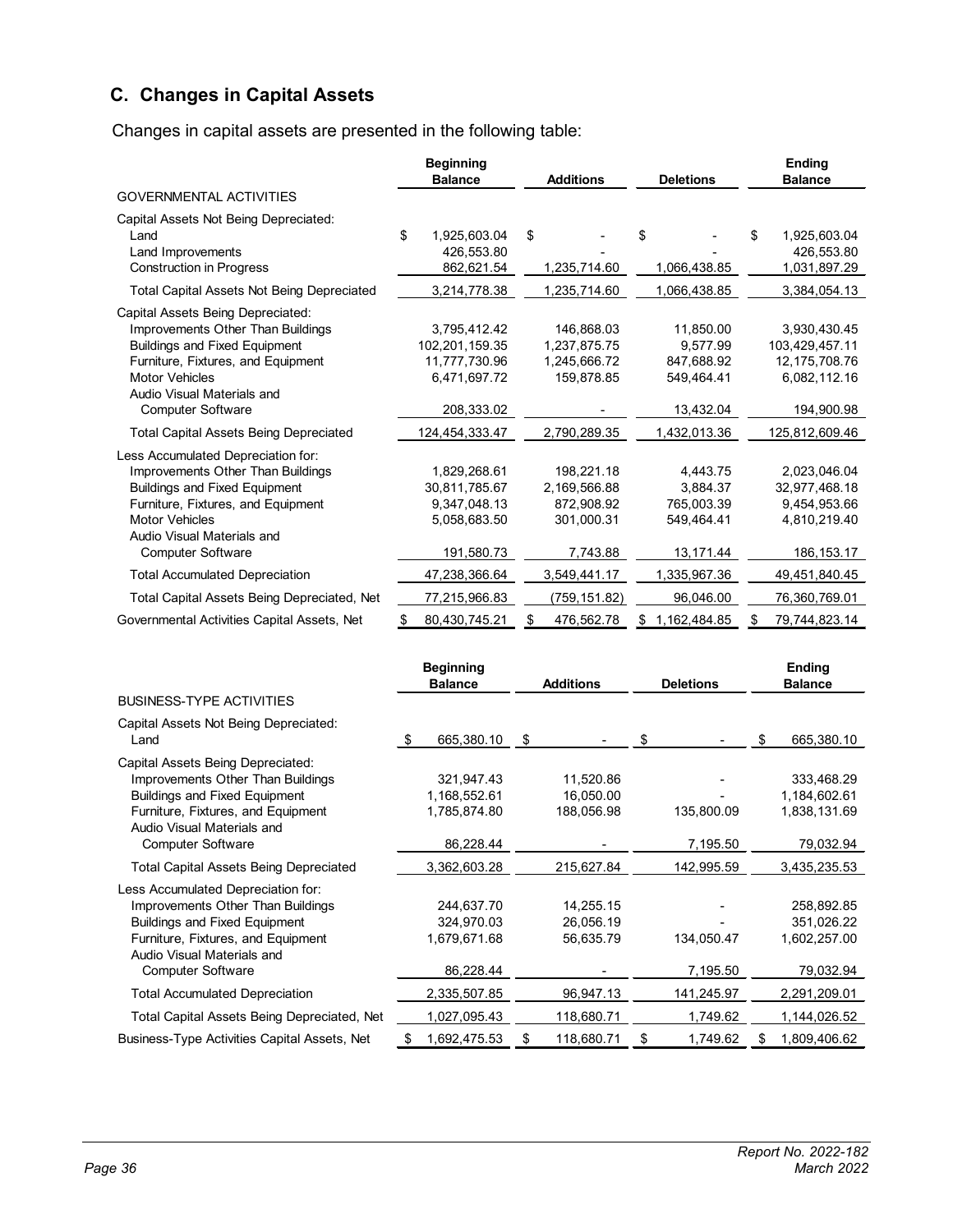## C. Changes in Capital Assets

Changes in capital assets are presented in the following table:

| | Beginning Balance | Additions | Deletions | Ending Balance |
|---|---|---|---|---|
| GOVERNMENTAL ACTIVITIES | | | | |
| Capital Assets Not Being Depreciated: | | | | |
| Land | $ 1,925,603.04 | $ - | $ - | $ 1,925,603.04 |
| Land Improvements | 426,553.80 | - | - | 426,553.80 |
| Construction in Progress | 862,621.54 | 1,235,714.60 | 1,066,438.85 | 1,031,897.29 |
| Total Capital Assets Not Being Depreciated | 3,214,778.38 | 1,235,714.60 | 1,066,438.85 | 3,384,054.13 |
| Capital Assets Being Depreciated: | | | | |
| Improvements Other Than Buildings | 3,795,412.42 | 146,868.03 | 11,850.00 | 3,930,430.45 |
| Buildings and Fixed Equipment | 102,201,159.35 | 1,237,875.75 | 9,577.99 | 103,429,457.11 |
| Furniture, Fixtures, and Equipment | 11,777,730.96 | 1,245,666.72 | 847,688.92 | 12,175,708.76 |
| Motor Vehicles | 6,471,697.72 | 159,878.85 | 549,464.41 | 6,082,112.16 |
| Audio Visual Materials and Computer Software | 208,333.02 | - | 13,432.04 | 194,900.98 |
| Total Capital Assets Being Depreciated | 124,454,333.47 | 2,790,289.35 | 1,432,013.36 | 125,812,609.46 |
| Less Accumulated Depreciation for: | | | | |
| Improvements Other Than Buildings | 1,829,268.61 | 198,221.18 | 4,443.75 | 2,023,046.04 |
| Buildings and Fixed Equipment | 30,811,785.67 | 2,169,566.88 | 3,884.37 | 32,977,468.18 |
| Furniture, Fixtures, and Equipment | 9,347,048.13 | 872,908.92 | 765,003.39 | 9,454,953.66 |
| Motor Vehicles | 5,058,683.50 | 301,000.31 | 549,464.41 | 4,810,219.40 |
| Audio Visual Materials and Computer Software | 191,580.73 | 7,743.88 | 13,171.44 | 186,153.17 |
| Total Accumulated Depreciation | 47,238,366.64 | 3,549,441.17 | 1,335,967.36 | 49,451,840.45 |
| Total Capital Assets Being Depreciated, Net | 77,215,966.83 | (759,151.82) | 96,046.00 | 76,360,769.01 |
| Governmental Activities Capital Assets, Net | $ 80,430,745.21 | $ 476,562.78 | $ 1,162,484.85 | $ 79,744,823.14 |

| | Beginning Balance | Additions | Deletions | Ending Balance |
|---|---|---|---|---|
| BUSINESS-TYPE ACTIVITIES | | | | |
| Capital Assets Not Being Depreciated: | | | | |
| Land | $ 665,380.10 | $ - | $ - | $ 665,380.10 |
| Capital Assets Being Depreciated: | | | | |
| Improvements Other Than Buildings | 321,947.43 | 11,520.86 | - | 333,468.29 |
| Buildings and Fixed Equipment | 1,168,552.61 | 16,050.00 | - | 1,184,602.61 |
| Furniture, Fixtures, and Equipment | 1,785,874.80 | 188,056.98 | 135,800.09 | 1,838,131.69 |
| Audio Visual Materials and Computer Software | 86,228.44 | - | 7,195.50 | 79,032.94 |
| Total Capital Assets Being Depreciated | 3,362,603.28 | 215,627.84 | 142,995.59 | 3,435,235.53 |
| Less Accumulated Depreciation for: | | | | |
| Improvements Other Than Buildings | 244,637.70 | 14,255.15 | - | 258,892.85 |
| Buildings and Fixed Equipment | 324,970.03 | 26,056.19 | - | 351,026.22 |
| Furniture, Fixtures, and Equipment | 1,679,671.68 | 56,635.79 | 134,050.47 | 1,602,257.00 |
| Audio Visual Materials and Computer Software | 86,228.44 | - | 7,195.50 | 79,032.94 |
| Total Accumulated Depreciation | 2,335,507.85 | 96,947.13 | 141,245.97 | 2,291,209.01 |
| Total Capital Assets Being Depreciated, Net | 1,027,095.43 | 118,680.71 | 1,749.62 | 1,144,026.52 |
| Business-Type Activities Capital Assets, Net | $ 1,692,475.53 | $ 118,680.71 | $ 1,749.62 | $ 1,809,406.62 |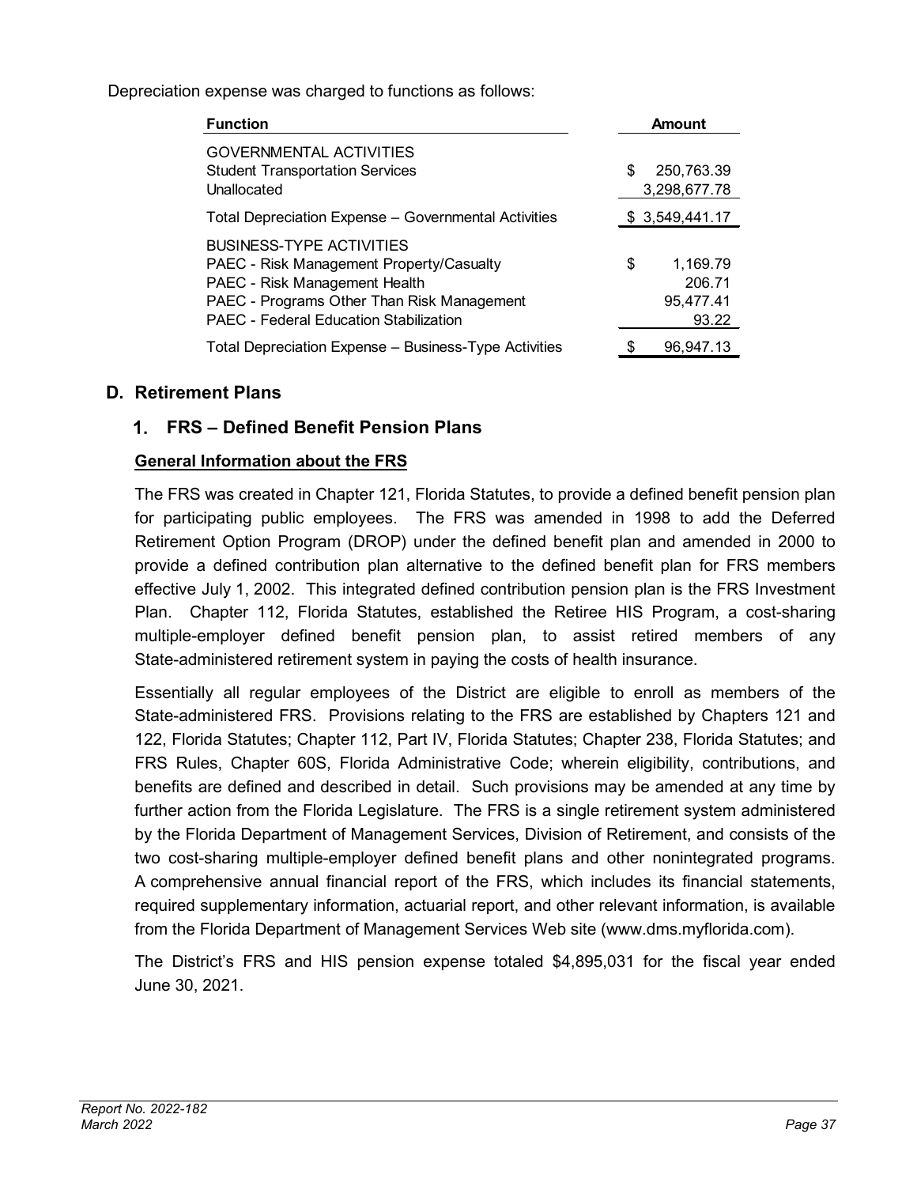Depreciation expense was charged to functions as follows:

| Function | Amount |
|---|---|
| GOVERNMENTAL ACTIVITIES | |
| Student Transportation Services | $ 250,763.39 |
| Unallocated | 3,298,677.78 |
| Total Depreciation Expense – Governmental Activities | $ 3,549,441.17 |
| BUSINESS-TYPE ACTIVITIES | |
| PAEC - Risk Management Property/Casualty | $ 1,169.79 |
| PAEC - Risk Management Health | 206.71 |
| PAEC - Programs Other Than Risk Management | 95,477.41 |
| PAEC - Federal Education Stabilization | 93.22 |
| Total Depreciation Expense – Business-Type Activities | $ 96,947.13 |

## D. Retirement Plans

### 1. FRS – Defined Benefit Pension Plans

**General Information about the FRS**

The FRS was created in Chapter 121, Florida Statutes, to provide a defined benefit pension plan for participating public employees. The FRS was amended in 1998 to add the Deferred Retirement Option Program (DROP) under the defined benefit plan and amended in 2000 to provide a defined contribution plan alternative to the defined benefit plan for FRS members effective July 1, 2002. This integrated defined contribution pension plan is the FRS Investment Plan. Chapter 112, Florida Statutes, established the Retiree HIS Program, a cost-sharing multiple-employer defined benefit pension plan, to assist retired members of any State-administered retirement system in paying the costs of health insurance.

Essentially all regular employees of the District are eligible to enroll as members of the State-administered FRS. Provisions relating to the FRS are established by Chapters 121 and 122, Florida Statutes; Chapter 112, Part IV, Florida Statutes; Chapter 238, Florida Statutes; and FRS Rules, Chapter 60S, Florida Administrative Code; wherein eligibility, contributions, and benefits are defined and described in detail. Such provisions may be amended at any time by further action from the Florida Legislature. The FRS is a single retirement system administered by the Florida Department of Management Services, Division of Retirement, and consists of the two cost-sharing multiple-employer defined benefit plans and other nonintegrated programs. A comprehensive annual financial report of the FRS, which includes its financial statements, required supplementary information, actuarial report, and other relevant information, is available from the Florida Department of Management Services Web site (www.dms.myflorida.com).

The District's FRS and HIS pension expense totaled $4,895,031 for the fiscal year ended June 30, 2021.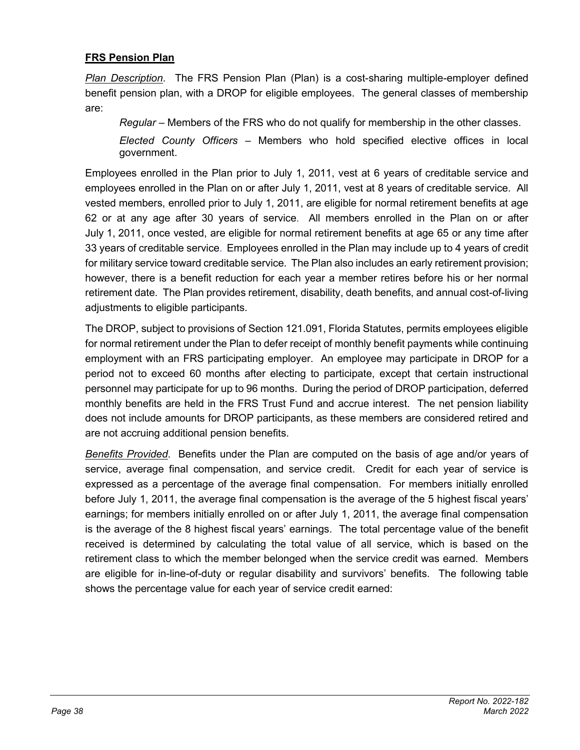**FRS Pension Plan**

*Plan Description*. The FRS Pension Plan (Plan) is a cost-sharing multiple-employer defined benefit pension plan, with a DROP for eligible employees. The general classes of membership are:

> *Regular* – Members of the FRS who do not qualify for membership in the other classes.
>
> *Elected County Officers* – Members who hold specified elective offices in local government.

Employees enrolled in the Plan prior to July 1, 2011, vest at 6 years of creditable service and employees enrolled in the Plan on or after July 1, 2011, vest at 8 years of creditable service. All vested members, enrolled prior to July 1, 2011, are eligible for normal retirement benefits at age 62 or at any age after 30 years of service. All members enrolled in the Plan on or after July 1, 2011, once vested, are eligible for normal retirement benefits at age 65 or any time after 33 years of creditable service. Employees enrolled in the Plan may include up to 4 years of credit for military service toward creditable service. The Plan also includes an early retirement provision; however, there is a benefit reduction for each year a member retires before his or her normal retirement date. The Plan provides retirement, disability, death benefits, and annual cost-of-living adjustments to eligible participants.

The DROP, subject to provisions of Section 121.091, Florida Statutes, permits employees eligible for normal retirement under the Plan to defer receipt of monthly benefit payments while continuing employment with an FRS participating employer. An employee may participate in DROP for a period not to exceed 60 months after electing to participate, except that certain instructional personnel may participate for up to 96 months. During the period of DROP participation, deferred monthly benefits are held in the FRS Trust Fund and accrue interest. The net pension liability does not include amounts for DROP participants, as these members are considered retired and are not accruing additional pension benefits.

*Benefits Provided*. Benefits under the Plan are computed on the basis of age and/or years of service, average final compensation, and service credit. Credit for each year of service is expressed as a percentage of the average final compensation. For members initially enrolled before July 1, 2011, the average final compensation is the average of the 5 highest fiscal years' earnings; for members initially enrolled on or after July 1, 2011, the average final compensation is the average of the 8 highest fiscal years' earnings. The total percentage value of the benefit received is determined by calculating the total value of all service, which is based on the retirement class to which the member belonged when the service credit was earned. Members are eligible for in-line-of-duty or regular disability and survivors' benefits. The following table shows the percentage value for each year of service credit earned: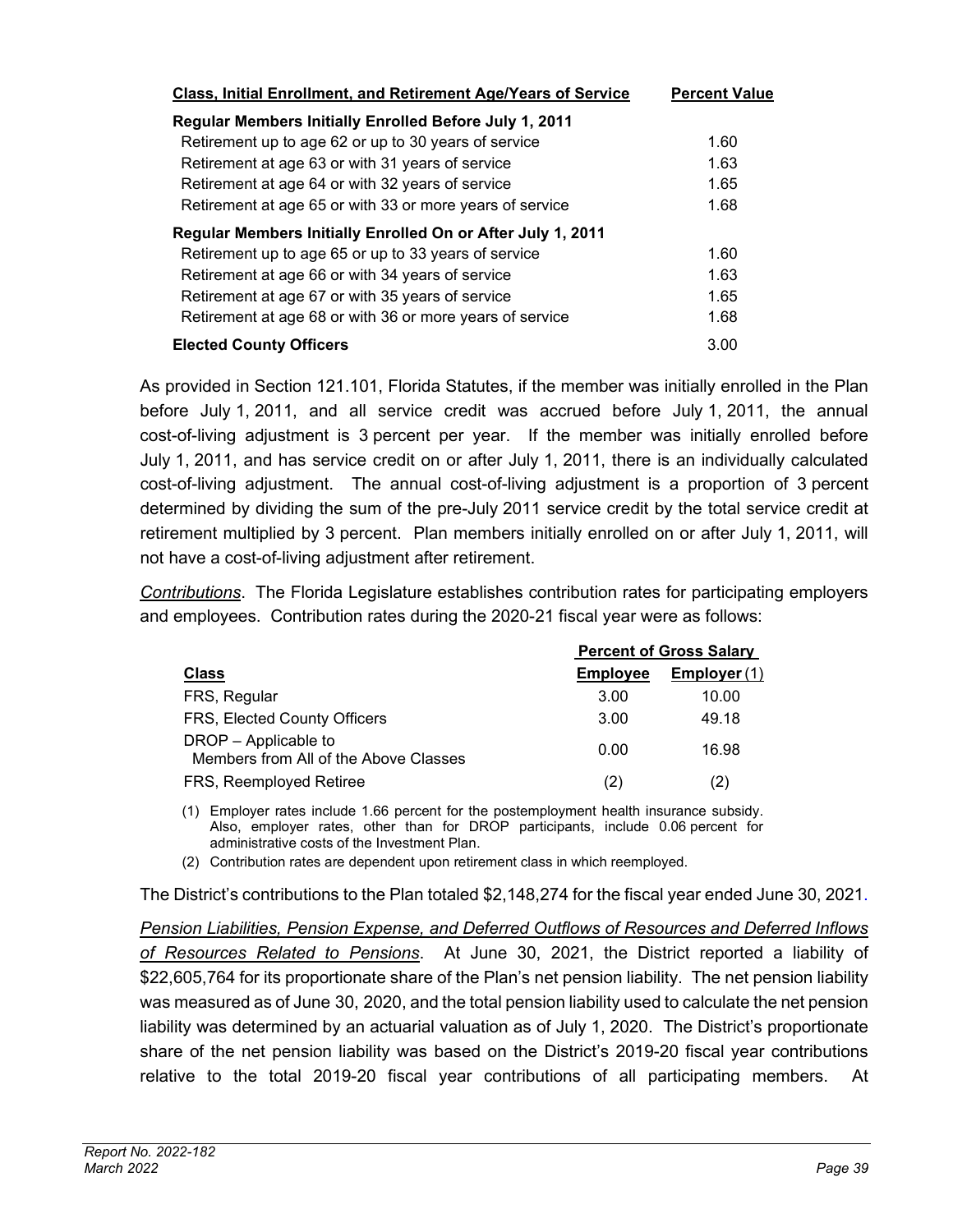| Class, Initial Enrollment, and Retirement Age/Years of Service | Percent Value |
| --- | --- |
| **Regular Members Initially Enrolled Before July 1, 2011** | |
| Retirement up to age 62 or up to 30 years of service | 1.60 |
| Retirement at age 63 or with 31 years of service | 1.63 |
| Retirement at age 64 or with 32 years of service | 1.65 |
| Retirement at age 65 or with 33 or more years of service | 1.68 |
| **Regular Members Initially Enrolled On or After July 1, 2011** | |
| Retirement up to age 65 or up to 33 years of service | 1.60 |
| Retirement at age 66 or with 34 years of service | 1.63 |
| Retirement at age 67 or with 35 years of service | 1.65 |
| Retirement at age 68 or with 36 or more years of service | 1.68 |
| **Elected County Officers** | 3.00 |

As provided in Section 121.101, Florida Statutes, if the member was initially enrolled in the Plan before July 1, 2011, and all service credit was accrued before July 1, 2011, the annual cost-of-living adjustment is 3 percent per year. If the member was initially enrolled before July 1, 2011, and has service credit on or after July 1, 2011, there is an individually calculated cost-of-living adjustment. The annual cost-of-living adjustment is a proportion of 3 percent determined by dividing the sum of the pre-July 2011 service credit by the total service credit at retirement multiplied by 3 percent. Plan members initially enrolled on or after July 1, 2011, will not have a cost-of-living adjustment after retirement.

*Contributions*. The Florida Legislature establishes contribution rates for participating employers and employees. Contribution rates during the 2020-21 fiscal year were as follows:

| | Percent of Gross Salary | |
| --- | --- | --- |
| **Class** | **Employee** | **Employer** (1) |
| FRS, Regular | 3.00 | 10.00 |
| FRS, Elected County Officers | 3.00 | 49.18 |
| DROP – Applicable to Members from All of the Above Classes | 0.00 | 16.98 |
| FRS, Reemployed Retiree | (2) | (2) |

(1) Employer rates include 1.66 percent for the postemployment health insurance subsidy. Also, employer rates, other than for DROP participants, include 0.06 percent for administrative costs of the Investment Plan.

(2) Contribution rates are dependent upon retirement class in which reemployed.

The District's contributions to the Plan totaled $2,148,274 for the fiscal year ended June 30, 2021.

*Pension Liabilities, Pension Expense, and Deferred Outflows of Resources and Deferred Inflows of Resources Related to Pensions*. At June 30, 2021, the District reported a liability of $22,605,764 for its proportionate share of the Plan's net pension liability. The net pension liability was measured as of June 30, 2020, and the total pension liability used to calculate the net pension liability was determined by an actuarial valuation as of July 1, 2020. The District's proportionate share of the net pension liability was based on the District's 2019-20 fiscal year contributions relative to the total 2019-20 fiscal year contributions of all participating members. At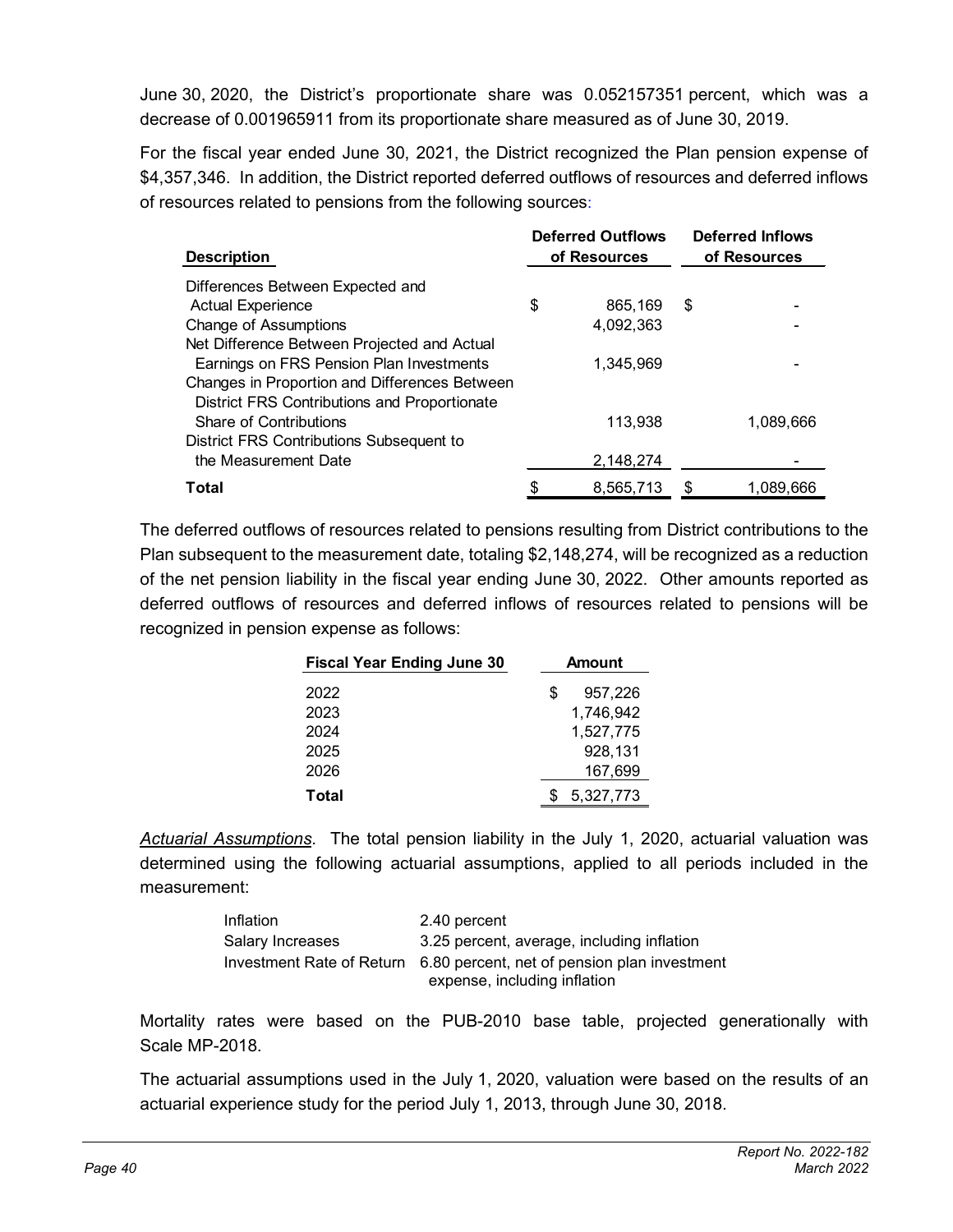June 30, 2020, the District's proportionate share was 0.052157351 percent, which was a decrease of 0.001965911 from its proportionate share measured as of June 30, 2019.

For the fiscal year ended June 30, 2021, the District recognized the Plan pension expense of $4,357,346. In addition, the District reported deferred outflows of resources and deferred inflows of resources related to pensions from the following sources:

| Description | Deferred Outflows of Resources | Deferred Inflows of Resources |
|---|---|---|
| Differences Between Expected and Actual Experience | $ 865,169 | $ - |
| Change of Assumptions | 4,092,363 | - |
| Net Difference Between Projected and Actual Earnings on FRS Pension Plan Investments | 1,345,969 | - |
| Changes in Proportion and Differences Between District FRS Contributions and Proportionate Share of Contributions | 113,938 | 1,089,666 |
| District FRS Contributions Subsequent to the Measurement Date | 2,148,274 | - |
| **Total** | $ 8,565,713 | $ 1,089,666 |

The deferred outflows of resources related to pensions resulting from District contributions to the Plan subsequent to the measurement date, totaling $2,148,274, will be recognized as a reduction of the net pension liability in the fiscal year ending June 30, 2022. Other amounts reported as deferred outflows of resources and deferred inflows of resources related to pensions will be recognized in pension expense as follows:

| Fiscal Year Ending June 30 | Amount |
|---|---|
| 2022 | $ 957,226 |
| 2023 | 1,746,942 |
| 2024 | 1,527,775 |
| 2025 | 928,131 |
| 2026 | 167,699 |
| **Total** | $ 5,327,773 |

*Actuarial Assumptions*. The total pension liability in the July 1, 2020, actuarial valuation was determined using the following actuarial assumptions, applied to all periods included in the measurement:

| | |
|---|---|
| Inflation | 2.40 percent |
| Salary Increases | 3.25 percent, average, including inflation |
| Investment Rate of Return | 6.80 percent, net of pension plan investment expense, including inflation |

Mortality rates were based on the PUB-2010 base table, projected generationally with Scale MP-2018.

The actuarial assumptions used in the July 1, 2020, valuation were based on the results of an actuarial experience study for the period July 1, 2013, through June 30, 2018.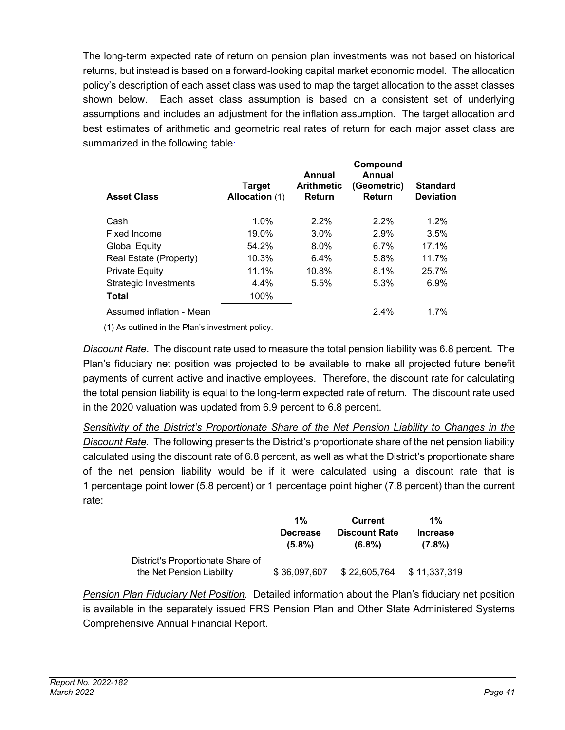The long-term expected rate of return on pension plan investments was not based on historical returns, but instead is based on a forward-looking capital market economic model. The allocation policy's description of each asset class was used to map the target allocation to the asset classes shown below. Each asset class assumption is based on a consistent set of underlying assumptions and includes an adjustment for the inflation assumption. The target allocation and best estimates of arithmetic and geometric real rates of return for each major asset class are summarized in the following table:

| Asset Class | Target Allocation (1) | Annual Arithmetic Return | Compound Annual (Geometric) Return | Standard Deviation |
|---|---|---|---|---|
| Cash | 1.0% | 2.2% | 2.2% | 1.2% |
| Fixed Income | 19.0% | 3.0% | 2.9% | 3.5% |
| Global Equity | 54.2% | 8.0% | 6.7% | 17.1% |
| Real Estate (Property) | 10.3% | 6.4% | 5.8% | 11.7% |
| Private Equity | 11.1% | 10.8% | 8.1% | 25.7% |
| Strategic Investments | 4.4% | 5.5% | 5.3% | 6.9% |
| **Total** | 100% | | | |
| Assumed inflation - Mean | | | 2.4% | 1.7% |

(1) As outlined in the Plan's investment policy.

*Discount Rate*. The discount rate used to measure the total pension liability was 6.8 percent. The Plan's fiduciary net position was projected to be available to make all projected future benefit payments of current active and inactive employees. Therefore, the discount rate for calculating the total pension liability is equal to the long-term expected rate of return. The discount rate used in the 2020 valuation was updated from 6.9 percent to 6.8 percent.

*Sensitivity of the District's Proportionate Share of the Net Pension Liability to Changes in the Discount Rate*. The following presents the District's proportionate share of the net pension liability calculated using the discount rate of 6.8 percent, as well as what the District's proportionate share of the net pension liability would be if it were calculated using a discount rate that is 1 percentage point lower (5.8 percent) or 1 percentage point higher (7.8 percent) than the current rate:

| | 1% Decrease (5.8%) | Current Discount Rate (6.8%) | 1% Increase (7.8%) |
|---|---|---|---|
| District's Proportionate Share of the Net Pension Liability | $ 36,097,607 | $ 22,605,764 | $ 11,337,319 |

*Pension Plan Fiduciary Net Position*. Detailed information about the Plan's fiduciary net position is available in the separately issued FRS Pension Plan and Other State Administered Systems Comprehensive Annual Financial Report.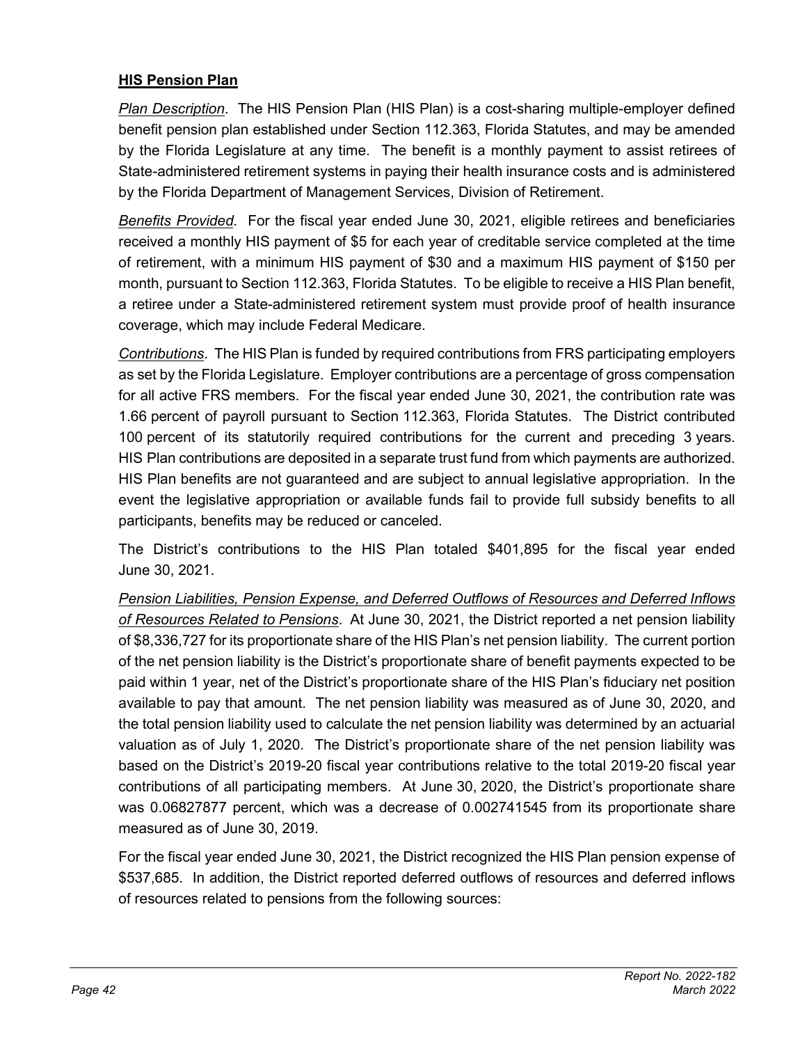**HIS Pension Plan**

*Plan Description*. The HIS Pension Plan (HIS Plan) is a cost-sharing multiple-employer defined benefit pension plan established under Section 112.363, Florida Statutes, and may be amended by the Florida Legislature at any time. The benefit is a monthly payment to assist retirees of State-administered retirement systems in paying their health insurance costs and is administered by the Florida Department of Management Services, Division of Retirement.

*Benefits Provided*. For the fiscal year ended June 30, 2021, eligible retirees and beneficiaries received a monthly HIS payment of $5 for each year of creditable service completed at the time of retirement, with a minimum HIS payment of $30 and a maximum HIS payment of $150 per month, pursuant to Section 112.363, Florida Statutes. To be eligible to receive a HIS Plan benefit, a retiree under a State-administered retirement system must provide proof of health insurance coverage, which may include Federal Medicare.

*Contributions*. The HIS Plan is funded by required contributions from FRS participating employers as set by the Florida Legislature. Employer contributions are a percentage of gross compensation for all active FRS members. For the fiscal year ended June 30, 2021, the contribution rate was 1.66 percent of payroll pursuant to Section 112.363, Florida Statutes. The District contributed 100 percent of its statutorily required contributions for the current and preceding 3 years. HIS Plan contributions are deposited in a separate trust fund from which payments are authorized. HIS Plan benefits are not guaranteed and are subject to annual legislative appropriation. In the event the legislative appropriation or available funds fail to provide full subsidy benefits to all participants, benefits may be reduced or canceled.

The District's contributions to the HIS Plan totaled $401,895 for the fiscal year ended June 30, 2021.

*Pension Liabilities, Pension Expense, and Deferred Outflows of Resources and Deferred Inflows of Resources Related to Pensions*. At June 30, 2021, the District reported a net pension liability of $8,336,727 for its proportionate share of the HIS Plan's net pension liability. The current portion of the net pension liability is the District's proportionate share of benefit payments expected to be paid within 1 year, net of the District's proportionate share of the HIS Plan's fiduciary net position available to pay that amount. The net pension liability was measured as of June 30, 2020, and the total pension liability used to calculate the net pension liability was determined by an actuarial valuation as of July 1, 2020. The District's proportionate share of the net pension liability was based on the District's 2019-20 fiscal year contributions relative to the total 2019-20 fiscal year contributions of all participating members. At June 30, 2020, the District's proportionate share was 0.06827877 percent, which was a decrease of 0.002741545 from its proportionate share measured as of June 30, 2019.

For the fiscal year ended June 30, 2021, the District recognized the HIS Plan pension expense of $537,685. In addition, the District reported deferred outflows of resources and deferred inflows of resources related to pensions from the following sources: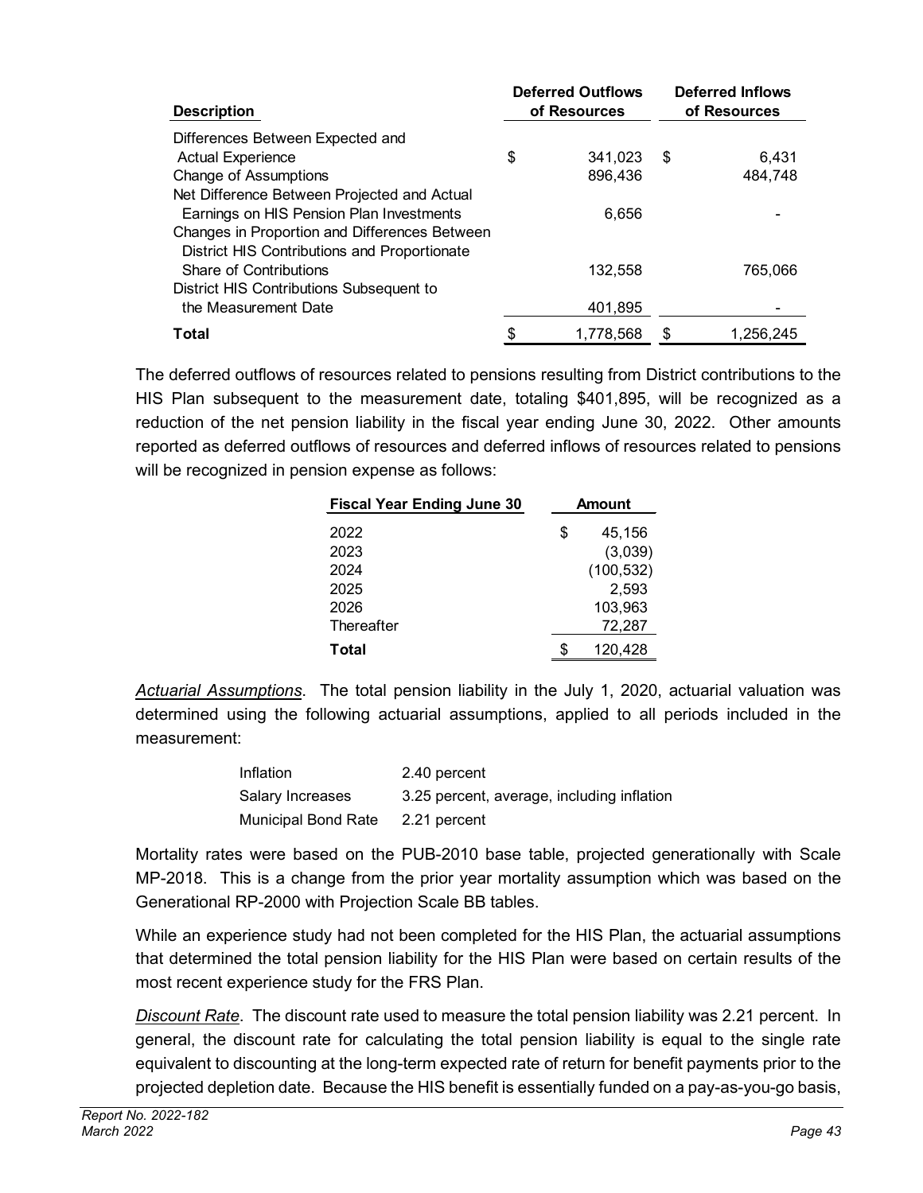| Description | Deferred Outflows of Resources | Deferred Inflows of Resources |
|---|---|---|
| Differences Between Expected and Actual Experience | $ 341,023 | $ 6,431 |
| Change of Assumptions | 896,436 | 484,748 |
| Net Difference Between Projected and Actual Earnings on HIS Pension Plan Investments | 6,656 | - |
| Changes in Proportion and Differences Between District HIS Contributions and Proportionate Share of Contributions | 132,558 | 765,066 |
| District HIS Contributions Subsequent to the Measurement Date | 401,895 | - |
| **Total** | $ 1,778,568 | $ 1,256,245 |

The deferred outflows of resources related to pensions resulting from District contributions to the HIS Plan subsequent to the measurement date, totaling $401,895, will be recognized as a reduction of the net pension liability in the fiscal year ending June 30, 2022. Other amounts reported as deferred outflows of resources and deferred inflows of resources related to pensions will be recognized in pension expense as follows:

| Fiscal Year Ending June 30 | Amount |
|---|---|
| 2022 | $ 45,156 |
| 2023 | (3,039) |
| 2024 | (100,532) |
| 2025 | 2,593 |
| 2026 | 103,963 |
| Thereafter | 72,287 |
| **Total** | $ 120,428 |

*Actuarial Assumptions*. The total pension liability in the July 1, 2020, actuarial valuation was determined using the following actuarial assumptions, applied to all periods included in the measurement:

| | |
|---|---|
| Inflation | 2.40 percent |
| Salary Increases | 3.25 percent, average, including inflation |
| Municipal Bond Rate | 2.21 percent |

Mortality rates were based on the PUB-2010 base table, projected generationally with Scale MP-2018. This is a change from the prior year mortality assumption which was based on the Generational RP-2000 with Projection Scale BB tables.

While an experience study had not been completed for the HIS Plan, the actuarial assumptions that determined the total pension liability for the HIS Plan were based on certain results of the most recent experience study for the FRS Plan.

*Discount Rate*. The discount rate used to measure the total pension liability was 2.21 percent. In general, the discount rate for calculating the total pension liability is equal to the single rate equivalent to discounting at the long-term expected rate of return for benefit payments prior to the projected depletion date. Because the HIS benefit is essentially funded on a pay-as-you-go basis,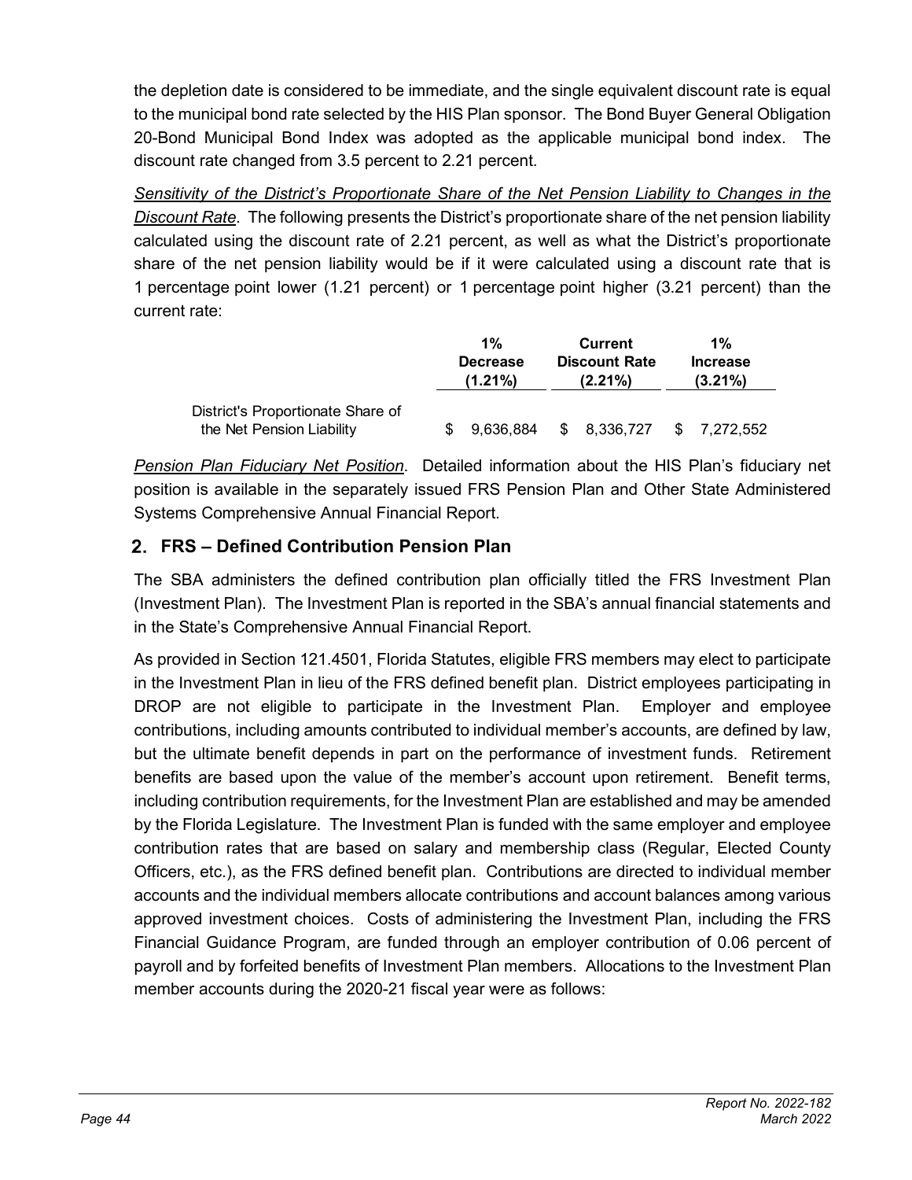the depletion date is considered to be immediate, and the single equivalent discount rate is equal to the municipal bond rate selected by the HIS Plan sponsor. The Bond Buyer General Obligation 20-Bond Municipal Bond Index was adopted as the applicable municipal bond index. The discount rate changed from 3.5 percent to 2.21 percent.

*Sensitivity of the District's Proportionate Share of the Net Pension Liability to Changes in the Discount Rate*. The following presents the District's proportionate share of the net pension liability calculated using the discount rate of 2.21 percent, as well as what the District's proportionate share of the net pension liability would be if it were calculated using a discount rate that is 1 percentage point lower (1.21 percent) or 1 percentage point higher (3.21 percent) than the current rate:

| | 1% Decrease (1.21%) | Current Discount Rate (2.21%) | 1% Increase (3.21%) |
|---|---|---|---|
| District's Proportionate Share of the Net Pension Liability | $ 9,636,884 | $ 8,336,727 | $ 7,272,552 |

*Pension Plan Fiduciary Net Position*. Detailed information about the HIS Plan's fiduciary net position is available in the separately issued FRS Pension Plan and Other State Administered Systems Comprehensive Annual Financial Report.

## 2. FRS – Defined Contribution Pension Plan

The SBA administers the defined contribution plan officially titled the FRS Investment Plan (Investment Plan). The Investment Plan is reported in the SBA's annual financial statements and in the State's Comprehensive Annual Financial Report.

As provided in Section 121.4501, Florida Statutes, eligible FRS members may elect to participate in the Investment Plan in lieu of the FRS defined benefit plan. District employees participating in DROP are not eligible to participate in the Investment Plan. Employer and employee contributions, including amounts contributed to individual member's accounts, are defined by law, but the ultimate benefit depends in part on the performance of investment funds. Retirement benefits are based upon the value of the member's account upon retirement. Benefit terms, including contribution requirements, for the Investment Plan are established and may be amended by the Florida Legislature. The Investment Plan is funded with the same employer and employee contribution rates that are based on salary and membership class (Regular, Elected County Officers, etc.), as the FRS defined benefit plan. Contributions are directed to individual member accounts and the individual members allocate contributions and account balances among various approved investment choices. Costs of administering the Investment Plan, including the FRS Financial Guidance Program, are funded through an employer contribution of 0.06 percent of payroll and by forfeited benefits of Investment Plan members. Allocations to the Investment Plan member accounts during the 2020-21 fiscal year were as follows: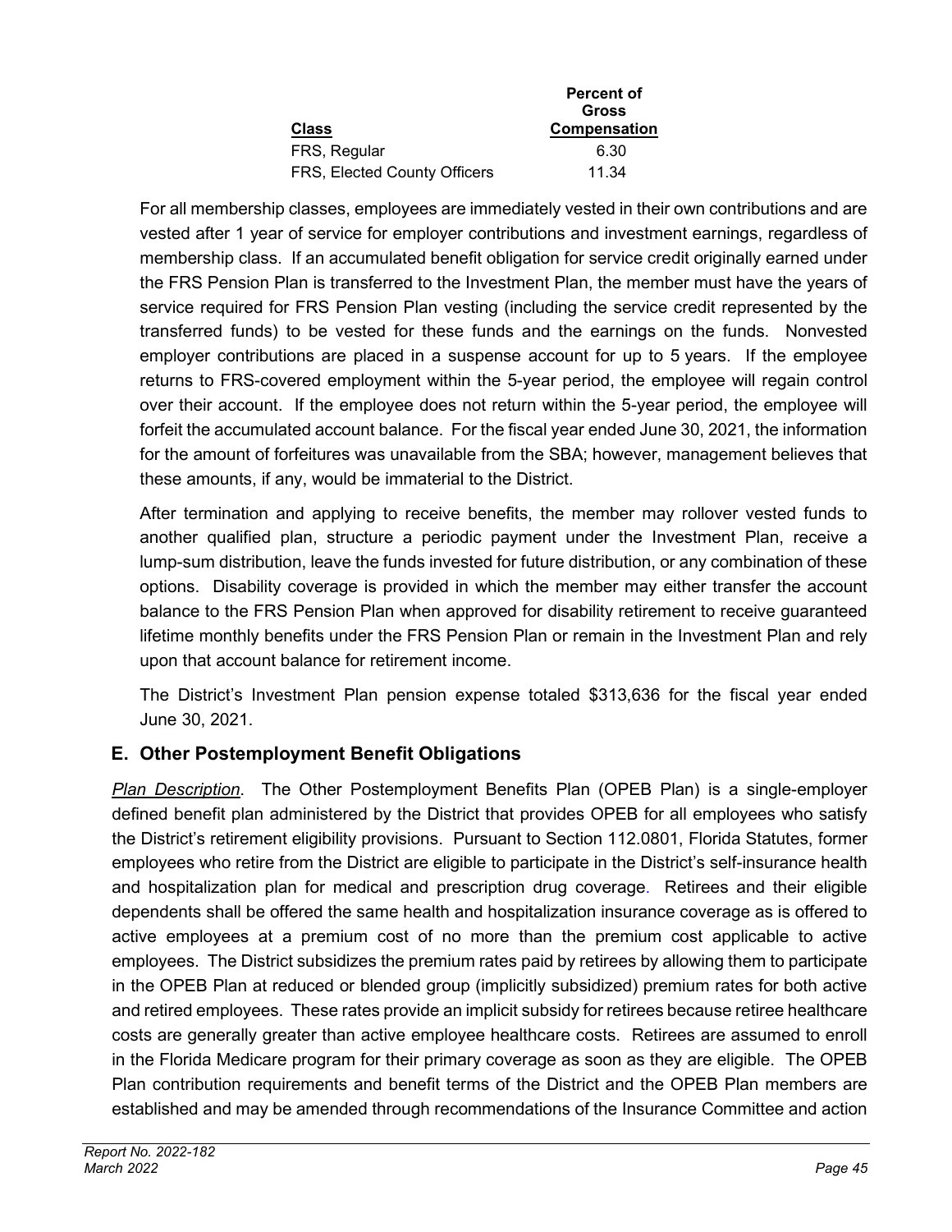| Class | Percent of Gross Compensation |
| --- | --- |
| FRS, Regular | 6.30 |
| FRS, Elected County Officers | 11.34 |

For all membership classes, employees are immediately vested in their own contributions and are vested after 1 year of service for employer contributions and investment earnings, regardless of membership class. If an accumulated benefit obligation for service credit originally earned under the FRS Pension Plan is transferred to the Investment Plan, the member must have the years of service required for FRS Pension Plan vesting (including the service credit represented by the transferred funds) to be vested for these funds and the earnings on the funds. Nonvested employer contributions are placed in a suspense account for up to 5 years. If the employee returns to FRS-covered employment within the 5-year period, the employee will regain control over their account. If the employee does not return within the 5-year period, the employee will forfeit the accumulated account balance. For the fiscal year ended June 30, 2021, the information for the amount of forfeitures was unavailable from the SBA; however, management believes that these amounts, if any, would be immaterial to the District.

After termination and applying to receive benefits, the member may rollover vested funds to another qualified plan, structure a periodic payment under the Investment Plan, receive a lump-sum distribution, leave the funds invested for future distribution, or any combination of these options. Disability coverage is provided in which the member may either transfer the account balance to the FRS Pension Plan when approved for disability retirement to receive guaranteed lifetime monthly benefits under the FRS Pension Plan or remain in the Investment Plan and rely upon that account balance for retirement income.

The District's Investment Plan pension expense totaled $313,636 for the fiscal year ended June 30, 2021.

## E. Other Postemployment Benefit Obligations

*Plan Description*. The Other Postemployment Benefits Plan (OPEB Plan) is a single-employer defined benefit plan administered by the District that provides OPEB for all employees who satisfy the District's retirement eligibility provisions. Pursuant to Section 112.0801, Florida Statutes, former employees who retire from the District are eligible to participate in the District's self-insurance health and hospitalization plan for medical and prescription drug coverage. Retirees and their eligible dependents shall be offered the same health and hospitalization insurance coverage as is offered to active employees at a premium cost of no more than the premium cost applicable to active employees. The District subsidizes the premium rates paid by retirees by allowing them to participate in the OPEB Plan at reduced or blended group (implicitly subsidized) premium rates for both active and retired employees. These rates provide an implicit subsidy for retirees because retiree healthcare costs are generally greater than active employee healthcare costs. Retirees are assumed to enroll in the Florida Medicare program for their primary coverage as soon as they are eligible. The OPEB Plan contribution requirements and benefit terms of the District and the OPEB Plan members are established and may be amended through recommendations of the Insurance Committee and action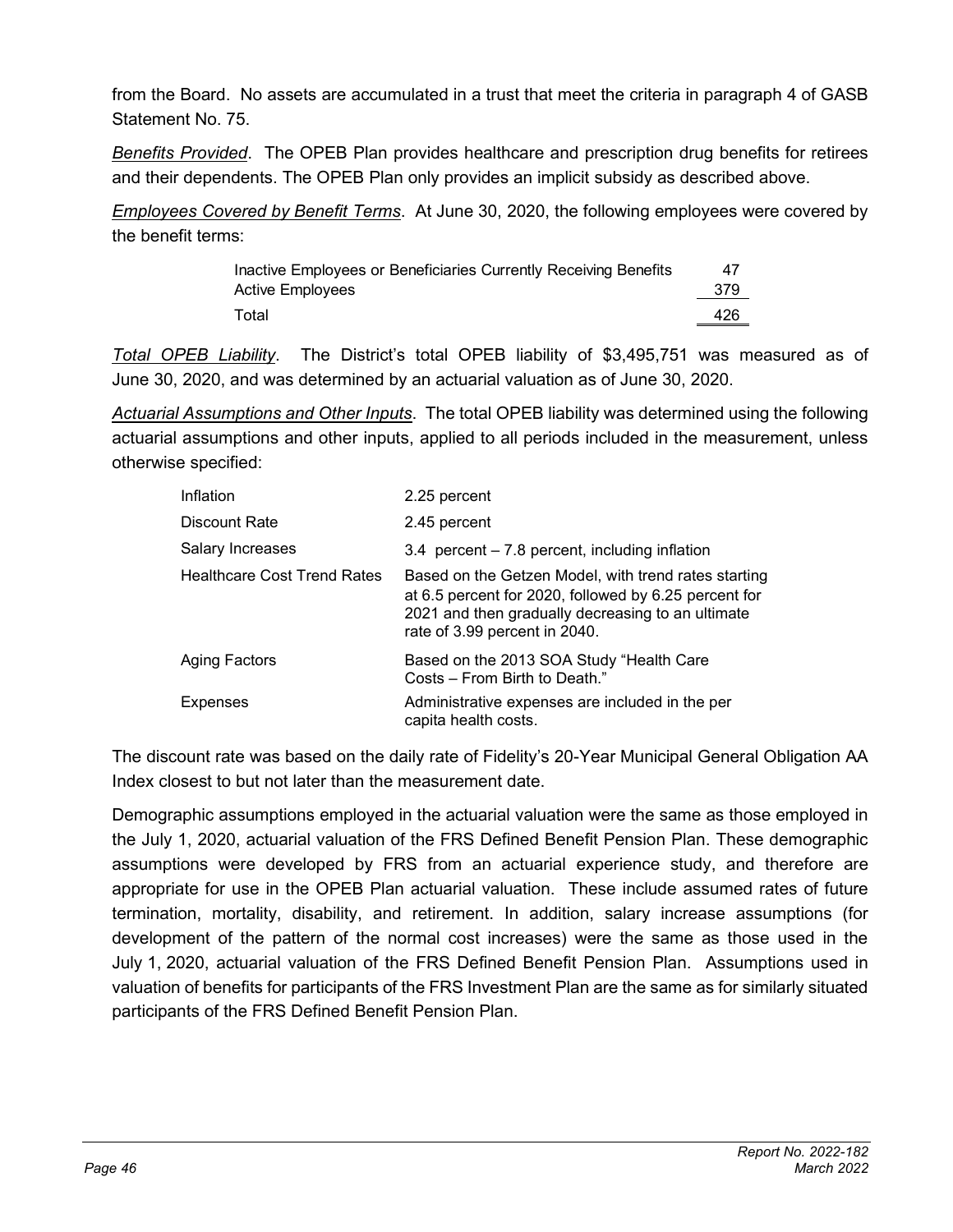from the Board. No assets are accumulated in a trust that meet the criteria in paragraph 4 of GASB Statement No. 75.

*Benefits Provided*. The OPEB Plan provides healthcare and prescription drug benefits for retirees and their dependents. The OPEB Plan only provides an implicit subsidy as described above.

*Employees Covered by Benefit Terms*. At June 30, 2020, the following employees were covered by the benefit terms:

| | |
|---|---|
| Inactive Employees or Beneficiaries Currently Receiving Benefits | 47 |
| Active Employees | 379 |
| Total | 426 |

*Total OPEB Liability*. The District's total OPEB liability of $3,495,751 was measured as of June 30, 2020, and was determined by an actuarial valuation as of June 30, 2020.

*Actuarial Assumptions and Other Inputs*. The total OPEB liability was determined using the following actuarial assumptions and other inputs, applied to all periods included in the measurement, unless otherwise specified:

| | |
|---|---|
| Inflation | 2.25 percent |
| Discount Rate | 2.45 percent |
| Salary Increases | 3.4 percent – 7.8 percent, including inflation |
| Healthcare Cost Trend Rates | Based on the Getzen Model, with trend rates starting at 6.5 percent for 2020, followed by 6.25 percent for 2021 and then gradually decreasing to an ultimate rate of 3.99 percent in 2040. |
| Aging Factors | Based on the 2013 SOA Study "Health Care Costs – From Birth to Death." |
| Expenses | Administrative expenses are included in the per capita health costs. |

The discount rate was based on the daily rate of Fidelity's 20-Year Municipal General Obligation AA Index closest to but not later than the measurement date.

Demographic assumptions employed in the actuarial valuation were the same as those employed in the July 1, 2020, actuarial valuation of the FRS Defined Benefit Pension Plan. These demographic assumptions were developed by FRS from an actuarial experience study, and therefore are appropriate for use in the OPEB Plan actuarial valuation. These include assumed rates of future termination, mortality, disability, and retirement. In addition, salary increase assumptions (for development of the pattern of the normal cost increases) were the same as those used in the July 1, 2020, actuarial valuation of the FRS Defined Benefit Pension Plan. Assumptions used in valuation of benefits for participants of the FRS Investment Plan are the same as for similarly situated participants of the FRS Defined Benefit Pension Plan.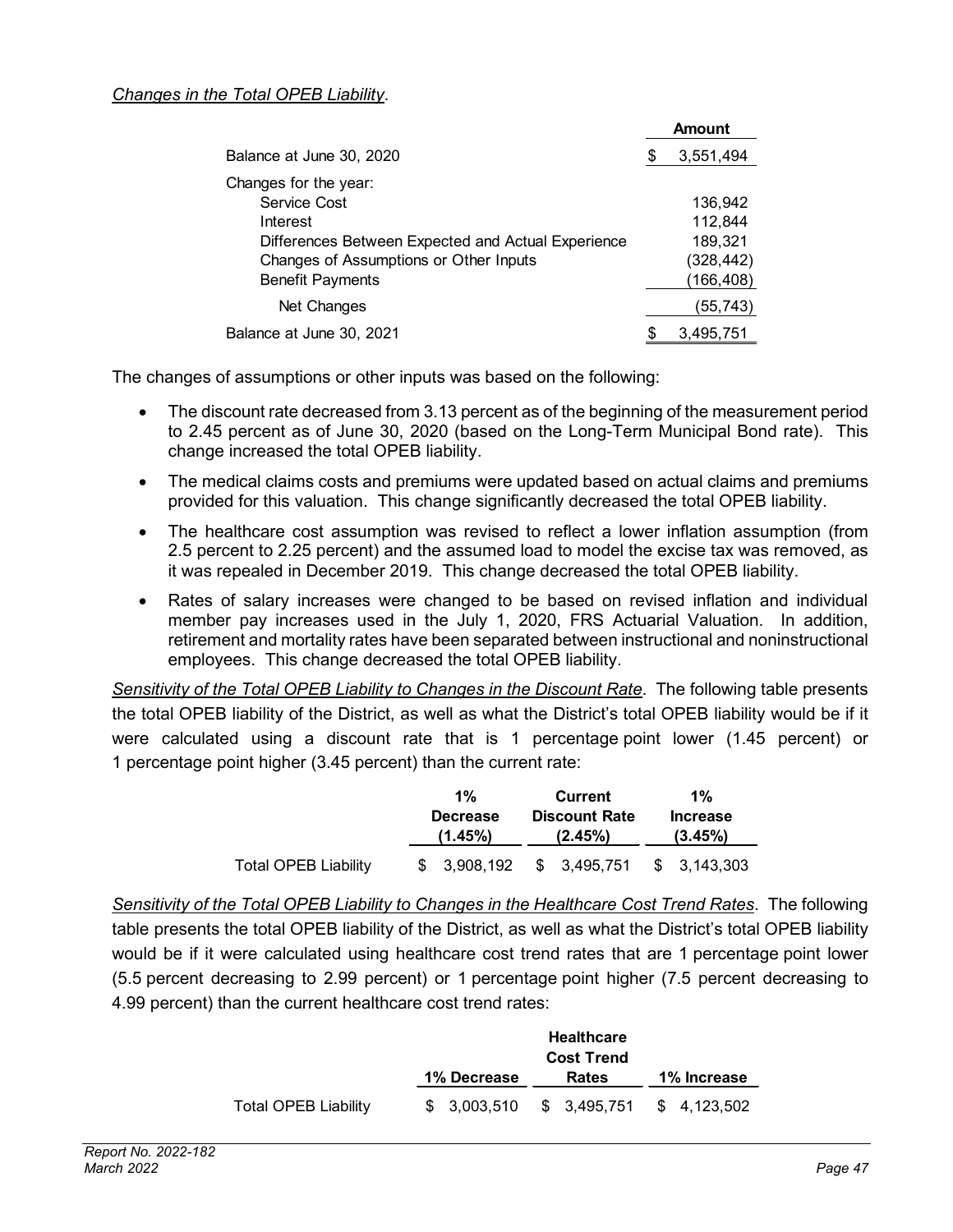*Changes in the Total OPEB Liability*.

| | Amount |
|---|---|
| Balance at June 30, 2020 | $ 3,551,494 |
| Changes for the year: | |
| Service Cost | 136,942 |
| Interest | 112,844 |
| Differences Between Expected and Actual Experience | 189,321 |
| Changes of Assumptions or Other Inputs | (328,442) |
| Benefit Payments | (166,408) |
| Net Changes | (55,743) |
| Balance at June 30, 2021 | $ 3,495,751 |

The changes of assumptions or other inputs was based on the following:

- The discount rate decreased from 3.13 percent as of the beginning of the measurement period to 2.45 percent as of June 30, 2020 (based on the Long-Term Municipal Bond rate). This change increased the total OPEB liability.
- The medical claims costs and premiums were updated based on actual claims and premiums provided for this valuation. This change significantly decreased the total OPEB liability.
- The healthcare cost assumption was revised to reflect a lower inflation assumption (from 2.5 percent to 2.25 percent) and the assumed load to model the excise tax was removed, as it was repealed in December 2019. This change decreased the total OPEB liability.
- Rates of salary increases were changed to be based on revised inflation and individual member pay increases used in the July 1, 2020, FRS Actuarial Valuation. In addition, retirement and mortality rates have been separated between instructional and noninstructional employees. This change decreased the total OPEB liability.

*Sensitivity of the Total OPEB Liability to Changes in the Discount Rate*. The following table presents the total OPEB liability of the District, as well as what the District's total OPEB liability would be if it were calculated using a discount rate that is 1 percentage point lower (1.45 percent) or 1 percentage point higher (3.45 percent) than the current rate:

| | 1% Decrease (1.45%) | Current Discount Rate (2.45%) | 1% Increase (3.45%) |
|---|---|---|---|
| Total OPEB Liability | $ 3,908,192 | $ 3,495,751 | $ 3,143,303 |

*Sensitivity of the Total OPEB Liability to Changes in the Healthcare Cost Trend Rates*. The following table presents the total OPEB liability of the District, as well as what the District's total OPEB liability would be if it were calculated using healthcare cost trend rates that are 1 percentage point lower (5.5 percent decreasing to 2.99 percent) or 1 percentage point higher (7.5 percent decreasing to 4.99 percent) than the current healthcare cost trend rates:

| | 1% Decrease | Healthcare Cost Trend Rates | 1% Increase |
|---|---|---|---|
| Total OPEB Liability | $ 3,003,510 | $ 3,495,751 | $ 4,123,502 |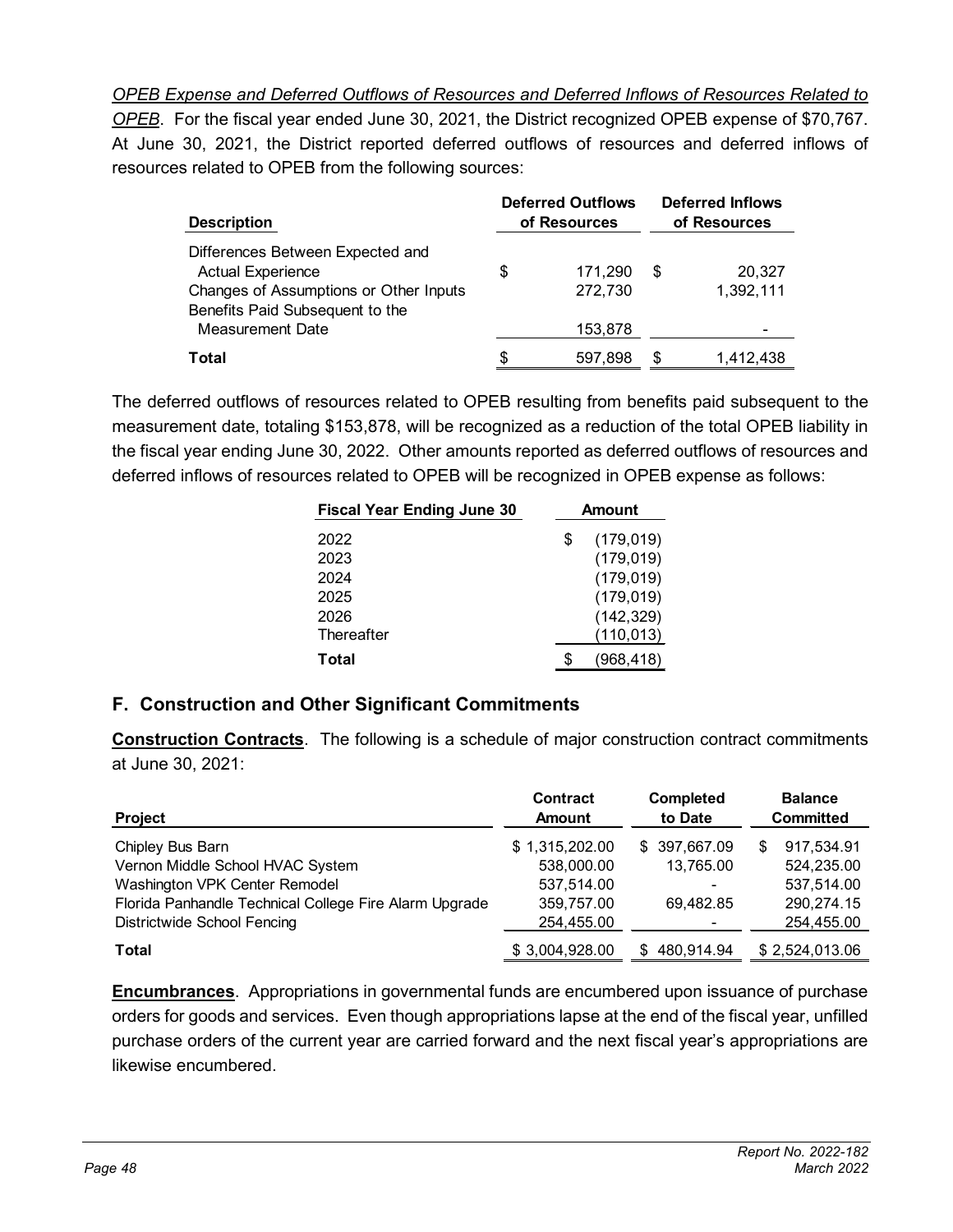*OPEB Expense and Deferred Outflows of Resources and Deferred Inflows of Resources Related to OPEB*. For the fiscal year ended June 30, 2021, the District recognized OPEB expense of $70,767. At June 30, 2021, the District reported deferred outflows of resources and deferred inflows of resources related to OPEB from the following sources:

| Description | Deferred Outflows of Resources | Deferred Inflows of Resources |
|---|---|---|
| Differences Between Expected and Actual Experience | $ 171,290 | $ 20,327 |
| Changes of Assumptions or Other Inputs | 272,730 | 1,392,111 |
| Benefits Paid Subsequent to the Measurement Date | 153,878 | - |
| **Total** | $ 597,898 | $ 1,412,438 |

The deferred outflows of resources related to OPEB resulting from benefits paid subsequent to the measurement date, totaling $153,878, will be recognized as a reduction of the total OPEB liability in the fiscal year ending June 30, 2022. Other amounts reported as deferred outflows of resources and deferred inflows of resources related to OPEB will be recognized in OPEB expense as follows:

| Fiscal Year Ending June 30 | Amount |
|---|---|
| 2022 | $ (179,019) |
| 2023 | (179,019) |
| 2024 | (179,019) |
| 2025 | (179,019) |
| 2026 | (142,329) |
| Thereafter | (110,013) |
| **Total** | $ (968,418) |

## F. Construction and Other Significant Commitments

**Construction Contracts**. The following is a schedule of major construction contract commitments at June 30, 2021:

| Project | Contract Amount | Completed to Date | Balance Committed |
|---|---|---|---|
| Chipley Bus Barn | $ 1,315,202.00 | $ 397,667.09 | $ 917,534.91 |
| Vernon Middle School HVAC System | 538,000.00 | 13,765.00 | 524,235.00 |
| Washington VPK Center Remodel | 537,514.00 | - | 537,514.00 |
| Florida Panhandle Technical College Fire Alarm Upgrade | 359,757.00 | 69,482.85 | 290,274.15 |
| Districtwide School Fencing | 254,455.00 | - | 254,455.00 |
| **Total** | $ 3,004,928.00 | $ 480,914.94 | $ 2,524,013.06 |

**Encumbrances**. Appropriations in governmental funds are encumbered upon issuance of purchase orders for goods and services. Even though appropriations lapse at the end of the fiscal year, unfilled purchase orders of the current year are carried forward and the next fiscal year's appropriations are likewise encumbered.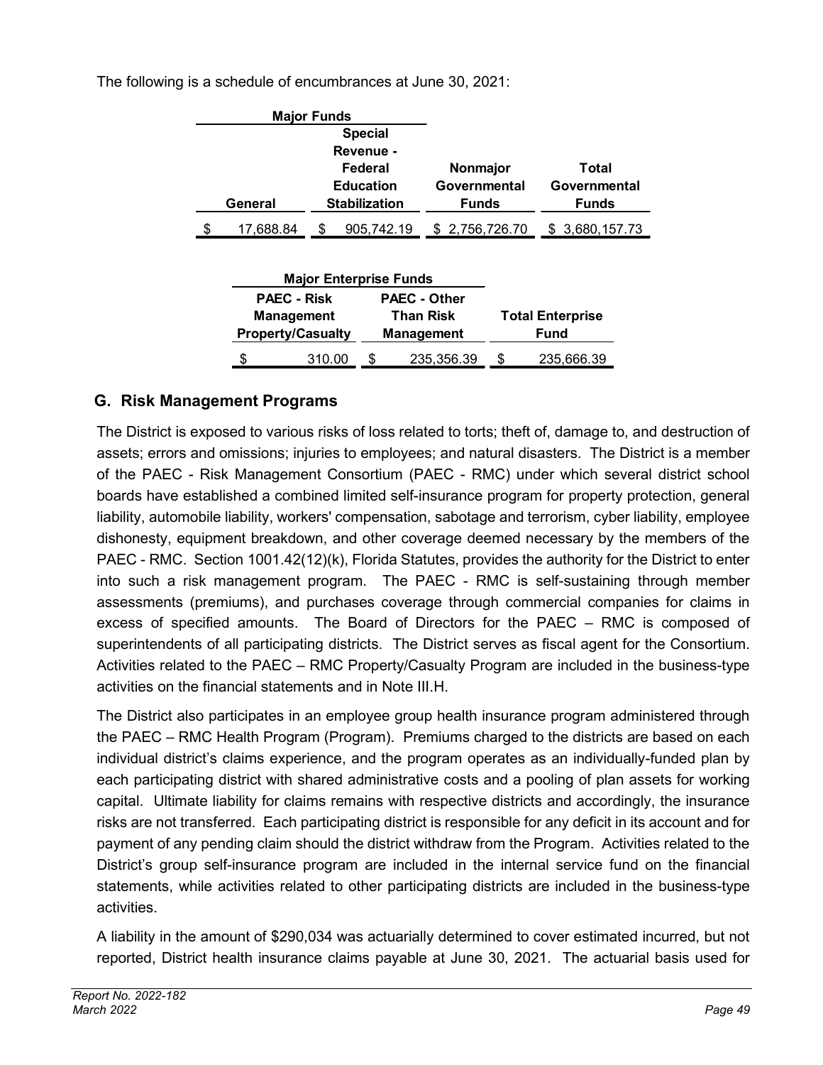The following is a schedule of encumbrances at June 30, 2021:

| Major Funds | | | | |
|---|---|---|---|---|
| **General** | **Special Revenue - Federal Education Stabilization** | **Nonmajor Governmental Funds** | **Total Governmental Funds** |
| $ 17,688.84 | $ 905,742.19 | $ 2,756,726.70 | $ 3,680,157.73 |

| Major Enterprise Funds | | |
|---|---|---|
| **PAEC - Risk Management Property/Casualty** | **PAEC - Other Than Risk Management** | **Total Enterprise Fund** |
| $ 310.00 | $ 235,356.39 | $ 235,666.39 |

## G. Risk Management Programs

The District is exposed to various risks of loss related to torts; theft of, damage to, and destruction of assets; errors and omissions; injuries to employees; and natural disasters. The District is a member of the PAEC - Risk Management Consortium (PAEC - RMC) under which several district school boards have established a combined limited self-insurance program for property protection, general liability, automobile liability, workers' compensation, sabotage and terrorism, cyber liability, employee dishonesty, equipment breakdown, and other coverage deemed necessary by the members of the PAEC - RMC. Section 1001.42(12)(k), Florida Statutes, provides the authority for the District to enter into such a risk management program. The PAEC - RMC is self-sustaining through member assessments (premiums), and purchases coverage through commercial companies for claims in excess of specified amounts. The Board of Directors for the PAEC – RMC is composed of superintendents of all participating districts. The District serves as fiscal agent for the Consortium. Activities related to the PAEC – RMC Property/Casualty Program are included in the business-type activities on the financial statements and in Note III.H.

The District also participates in an employee group health insurance program administered through the PAEC – RMC Health Program (Program). Premiums charged to the districts are based on each individual district's claims experience, and the program operates as an individually-funded plan by each participating district with shared administrative costs and a pooling of plan assets for working capital. Ultimate liability for claims remains with respective districts and accordingly, the insurance risks are not transferred. Each participating district is responsible for any deficit in its account and for payment of any pending claim should the district withdraw from the Program. Activities related to the District's group self-insurance program are included in the internal service fund on the financial statements, while activities related to other participating districts are included in the business-type activities.

A liability in the amount of $290,034 was actuarially determined to cover estimated incurred, but not reported, District health insurance claims payable at June 30, 2021. The actuarial basis used for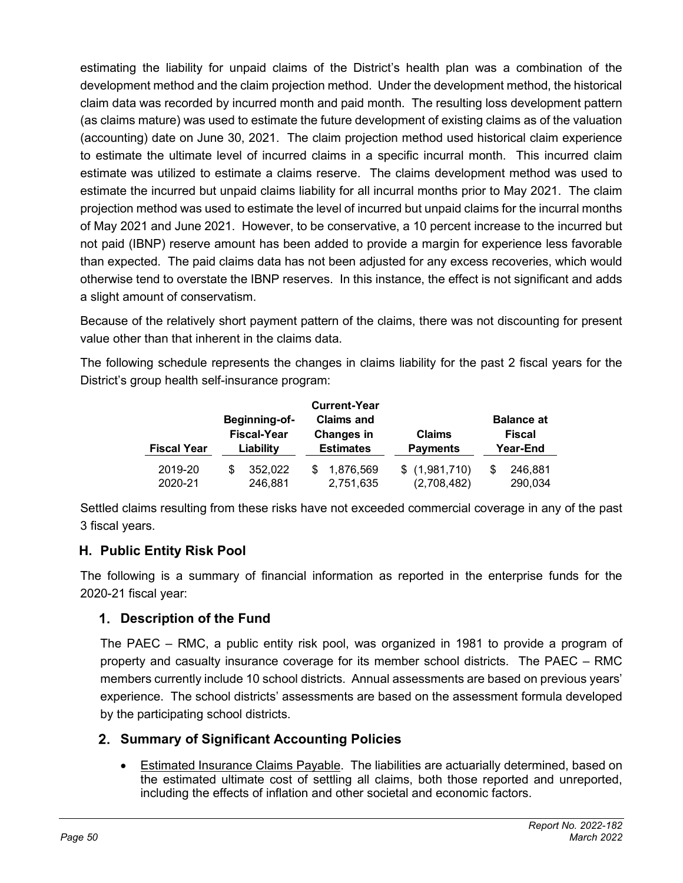estimating the liability for unpaid claims of the District's health plan was a combination of the development method and the claim projection method. Under the development method, the historical claim data was recorded by incurred month and paid month. The resulting loss development pattern (as claims mature) was used to estimate the future development of existing claims as of the valuation (accounting) date on June 30, 2021. The claim projection method used historical claim experience to estimate the ultimate level of incurred claims in a specific incurral month. This incurred claim estimate was utilized to estimate a claims reserve. The claims development method was used to estimate the incurred but unpaid claims liability for all incurral months prior to May 2021. The claim projection method was used to estimate the level of incurred but unpaid claims for the incurral months of May 2021 and June 2021. However, to be conservative, a 10 percent increase to the incurred but not paid (IBNP) reserve amount has been added to provide a margin for experience less favorable than expected. The paid claims data has not been adjusted for any excess recoveries, which would otherwise tend to overstate the IBNP reserves. In this instance, the effect is not significant and adds a slight amount of conservatism.

Because of the relatively short payment pattern of the claims, there was not discounting for present value other than that inherent in the claims data.

The following schedule represents the changes in claims liability for the past 2 fiscal years for the District's group health self-insurance program:

| Fiscal Year | Beginning-of-Fiscal-Year Liability | Current-Year Claims and Changes in Estimates | Claims Payments | Balance at Fiscal Year-End |
|---|---|---|---|---|
| 2019-20 | $ 352,022 | $ 1,876,569 | $ (1,981,710) | $ 246,881 |
| 2020-21 | 246,881 | 2,751,635 | (2,708,482) | 290,034 |

Settled claims resulting from these risks have not exceeded commercial coverage in any of the past 3 fiscal years.

## H. Public Entity Risk Pool

The following is a summary of financial information as reported in the enterprise funds for the 2020-21 fiscal year:

### 1. Description of the Fund

The PAEC – RMC, a public entity risk pool, was organized in 1981 to provide a program of property and casualty insurance coverage for its member school districts. The PAEC – RMC members currently include 10 school districts. Annual assessments are based on previous years' experience. The school districts' assessments are based on the assessment formula developed by the participating school districts.

### 2. Summary of Significant Accounting Policies

- Estimated Insurance Claims Payable. The liabilities are actuarially determined, based on the estimated ultimate cost of settling all claims, both those reported and unreported, including the effects of inflation and other societal and economic factors.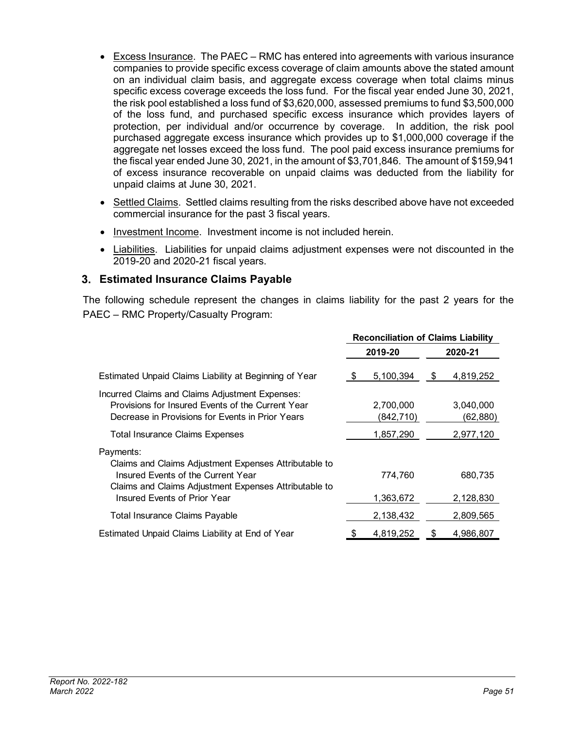- Excess Insurance. The PAEC – RMC has entered into agreements with various insurance companies to provide specific excess coverage of claim amounts above the stated amount on an individual claim basis, and aggregate excess coverage when total claims minus specific excess coverage exceeds the loss fund. For the fiscal year ended June 30, 2021, the risk pool established a loss fund of $3,620,000, assessed premiums to fund $3,500,000 of the loss fund, and purchased specific excess insurance which provides layers of protection, per individual and/or occurrence by coverage. In addition, the risk pool purchased aggregate excess insurance which provides up to $1,000,000 coverage if the aggregate net losses exceed the loss fund. The pool paid excess insurance premiums for the fiscal year ended June 30, 2021, in the amount of $3,701,846. The amount of $159,941 of excess insurance recoverable on unpaid claims was deducted from the liability for unpaid claims at June 30, 2021.
- Settled Claims. Settled claims resulting from the risks described above have not exceeded commercial insurance for the past 3 fiscal years.
- Investment Income. Investment income is not included herein.
- Liabilities. Liabilities for unpaid claims adjustment expenses were not discounted in the 2019-20 and 2020-21 fiscal years.

## 3. Estimated Insurance Claims Payable

The following schedule represent the changes in claims liability for the past 2 years for the PAEC – RMC Property/Casualty Program:

| | Reconciliation of Claims Liability | |
|---|---|---|
| | **2019-20** | **2020-21** |
| Estimated Unpaid Claims Liability at Beginning of Year | $ 5,100,394 | $ 4,819,252 |
| Incurred Claims and Claims Adjustment Expenses: | | |
| Provisions for Insured Events of the Current Year | 2,700,000 | 3,040,000 |
| Decrease in Provisions for Events in Prior Years | (842,710) | (62,880) |
| Total Insurance Claims Expenses | 1,857,290 | 2,977,120 |
| Payments: | | |
| Claims and Claims Adjustment Expenses Attributable to Insured Events of the Current Year | 774,760 | 680,735 |
| Claims and Claims Adjustment Expenses Attributable to Insured Events of Prior Year | 1,363,672 | 2,128,830 |
| Total Insurance Claims Payable | 2,138,432 | 2,809,565 |
| Estimated Unpaid Claims Liability at End of Year | $ 4,819,252 | $ 4,986,807 |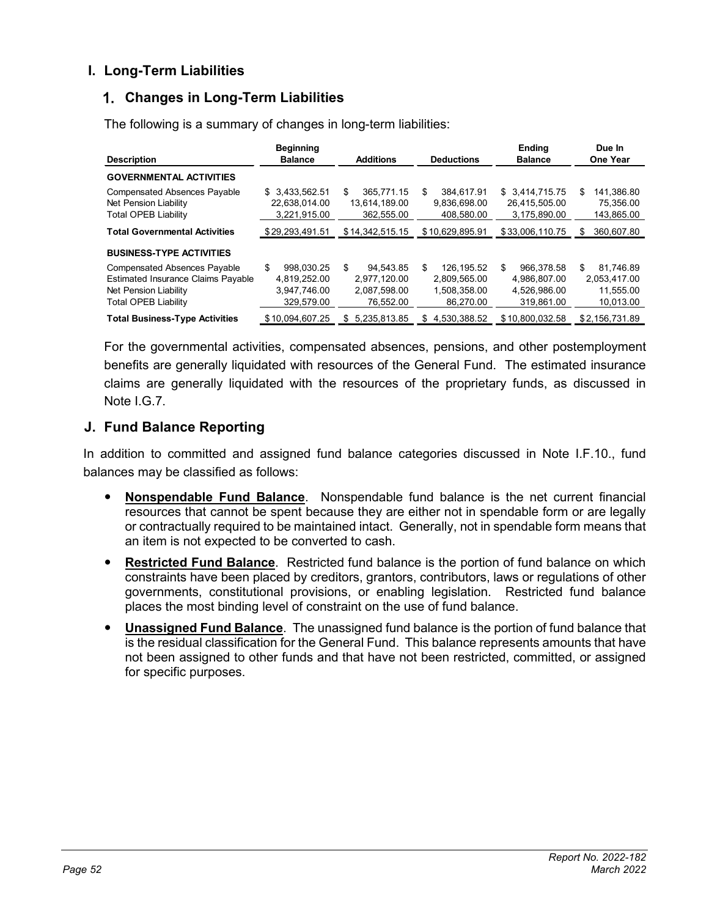## I. Long-Term Liabilities

### 1. Changes in Long-Term Liabilities

The following is a summary of changes in long-term liabilities:

| Description | Beginning Balance | Additions | Deductions | Ending Balance | Due In One Year |
|---|---|---|---|---|---|
| **GOVERNMENTAL ACTIVITIES** | | | | | |
| Compensated Absences Payable | $ 3,433,562.51 | $ 365,771.15 | $ 384,617.91 | $ 3,414,715.75 | $ 141,386.80 |
| Net Pension Liability | 22,638,014.00 | 13,614,189.00 | 9,836,698.00 | 26,415,505.00 | 75,356.00 |
| Total OPEB Liability | 3,221,915.00 | 362,555.00 | 408,580.00 | 3,175,890.00 | 143,865.00 |
| **Total Governmental Activities** | $ 29,293,491.51 | $ 14,342,515.15 | $ 10,629,895.91 | $ 33,006,110.75 | $ 360,607.80 |
| **BUSINESS-TYPE ACTIVITIES** | | | | | |
| Compensated Absences Payable | $ 998,030.25 | $ 94,543.85 | $ 126,195.52 | $ 966,378.58 | $ 81,746.89 |
| Estimated Insurance Claims Payable | 4,819,252.00 | 2,977,120.00 | 2,809,565.00 | 4,986,807.00 | 2,053,417.00 |
| Net Pension Liability | 3,947,746.00 | 2,087,598.00 | 1,508,358.00 | 4,526,986.00 | 11,555.00 |
| Total OPEB Liability | 329,579.00 | 76,552.00 | 86,270.00 | 319,861.00 | 10,013.00 |
| **Total Business-Type Activities** | $ 10,094,607.25 | $ 5,235,813.85 | $ 4,530,388.52 | $ 10,800,032.58 | $ 2,156,731.89 |

For the governmental activities, compensated absences, pensions, and other postemployment benefits are generally liquidated with resources of the General Fund. The estimated insurance claims are generally liquidated with the resources of the proprietary funds, as discussed in Note I.G.7.

## J. Fund Balance Reporting

In addition to committed and assigned fund balance categories discussed in Note I.F.10., fund balances may be classified as follows:

- **Nonspendable Fund Balance**. Nonspendable fund balance is the net current financial resources that cannot be spent because they are either not in spendable form or are legally or contractually required to be maintained intact. Generally, not in spendable form means that an item is not expected to be converted to cash.
- **Restricted Fund Balance**. Restricted fund balance is the portion of fund balance on which constraints have been placed by creditors, grantors, contributors, laws or regulations of other governments, constitutional provisions, or enabling legislation. Restricted fund balance places the most binding level of constraint on the use of fund balance.
- **Unassigned Fund Balance**. The unassigned fund balance is the portion of fund balance that is the residual classification for the General Fund. This balance represents amounts that have not been assigned to other funds and that have not been restricted, committed, or assigned for specific purposes.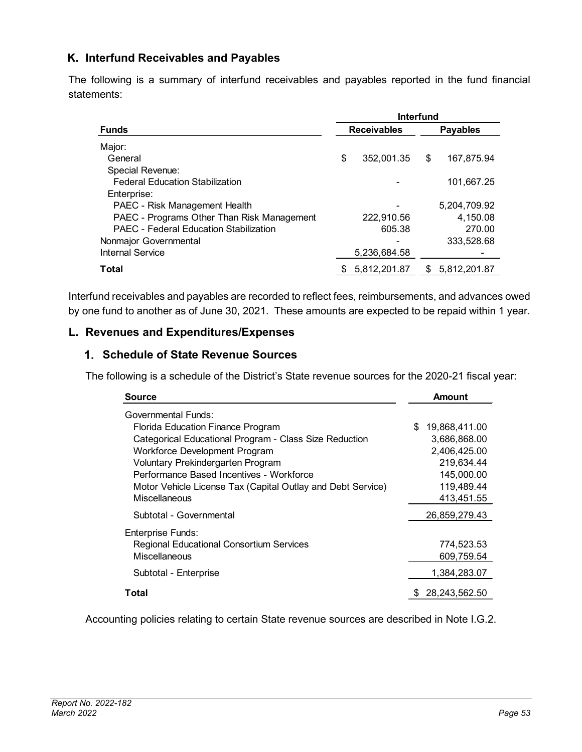## K. Interfund Receivables and Payables

The following is a summary of interfund receivables and payables reported in the fund financial statements:

| Funds | Interfund Receivables | Interfund Payables |
|---|---|---|
| Major: | | |
| General | $ 352,001.35 | $ 167,875.94 |
| Special Revenue: | | |
| Federal Education Stabilization | - | 101,667.25 |
| Enterprise: | | |
| PAEC - Risk Management Health | - | 5,204,709.92 |
| PAEC - Programs Other Than Risk Management | 222,910.56 | 4,150.08 |
| PAEC - Federal Education Stabilization | 605.38 | 270.00 |
| Nonmajor Governmental | - | 333,528.68 |
| Internal Service | 5,236,684.58 | - |
| **Total** | $ 5,812,201.87 | $ 5,812,201.87 |

Interfund receivables and payables are recorded to reflect fees, reimbursements, and advances owed by one fund to another as of June 30, 2021. These amounts are expected to be repaid within 1 year.

## L. Revenues and Expenditures/Expenses

### 1. Schedule of State Revenue Sources

The following is a schedule of the District's State revenue sources for the 2020-21 fiscal year:

| Source | Amount |
|---|---|
| Governmental Funds: | |
| Florida Education Finance Program | $ 19,868,411.00 |
| Categorical Educational Program - Class Size Reduction | 3,686,868.00 |
| Workforce Development Program | 2,406,425.00 |
| Voluntary Prekindergarten Program | 219,634.44 |
| Performance Based Incentives - Workforce | 145,000.00 |
| Motor Vehicle License Tax (Capital Outlay and Debt Service) | 119,489.44 |
| Miscellaneous | 413,451.55 |
| Subtotal - Governmental | 26,859,279.43 |
| Enterprise Funds: | |
| Regional Educational Consortium Services | 774,523.53 |
| Miscellaneous | 609,759.54 |
| Subtotal - Enterprise | 1,384,283.07 |
| **Total** | $ 28,243,562.50 |

Accounting policies relating to certain State revenue sources are described in Note I.G.2.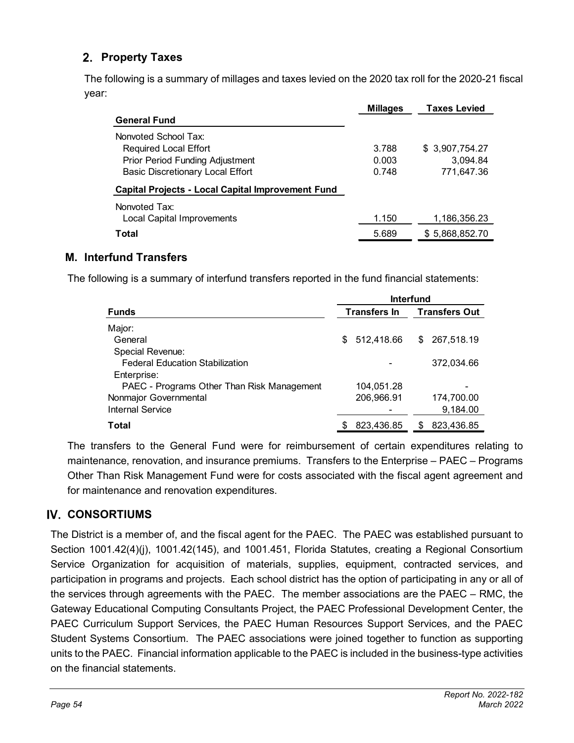## 2. Property Taxes

The following is a summary of millages and taxes levied on the 2020 tax roll for the 2020-21 fiscal year:

| | Millages | Taxes Levied |
|---|---|---|
| **General Fund** | | |
| Nonvoted School Tax: | | |
| Required Local Effort | 3.788 | $ 3,907,754.27 |
| Prior Period Funding Adjustment | 0.003 | 3,094.84 |
| Basic Discretionary Local Effort | 0.748 | 771,647.36 |
| **Capital Projects - Local Capital Improvement Fund** | | |
| Nonvoted Tax: | | |
| Local Capital Improvements | 1.150 | 1,186,356.23 |
| **Total** | 5.689 | $ 5,868,852.70 |

## M. Interfund Transfers

The following is a summary of interfund transfers reported in the fund financial statements:

| | Interfund | |
|---|---|---|
| **Funds** | **Transfers In** | **Transfers Out** |
| Major: | | |
| General | $ 512,418.66 | $ 267,518.19 |
| Special Revenue: | | |
| Federal Education Stabilization | - | 372,034.66 |
| Enterprise: | | |
| PAEC - Programs Other Than Risk Management | 104,051.28 | - |
| Nonmajor Governmental | 206,966.91 | 174,700.00 |
| Internal Service | - | 9,184.00 |
| **Total** | $ 823,436.85 | $ 823,436.85 |

The transfers to the General Fund were for reimbursement of certain expenditures relating to maintenance, renovation, and insurance premiums. Transfers to the Enterprise – PAEC – Programs Other Than Risk Management Fund were for costs associated with the fiscal agent agreement and for maintenance and renovation expenditures.

# IV. CONSORTIUMS

The District is a member of, and the fiscal agent for the PAEC. The PAEC was established pursuant to Section 1001.42(4)(j), 1001.42(145), and 1001.451, Florida Statutes, creating a Regional Consortium Service Organization for acquisition of materials, supplies, equipment, contracted services, and participation in programs and projects. Each school district has the option of participating in any or all of the services through agreements with the PAEC. The member associations are the PAEC – RMC, the Gateway Educational Computing Consultants Project, the PAEC Professional Development Center, the PAEC Curriculum Support Services, the PAEC Human Resources Support Services, and the PAEC Student Systems Consortium. The PAEC associations were joined together to function as supporting units to the PAEC. Financial information applicable to the PAEC is included in the business-type activities on the financial statements.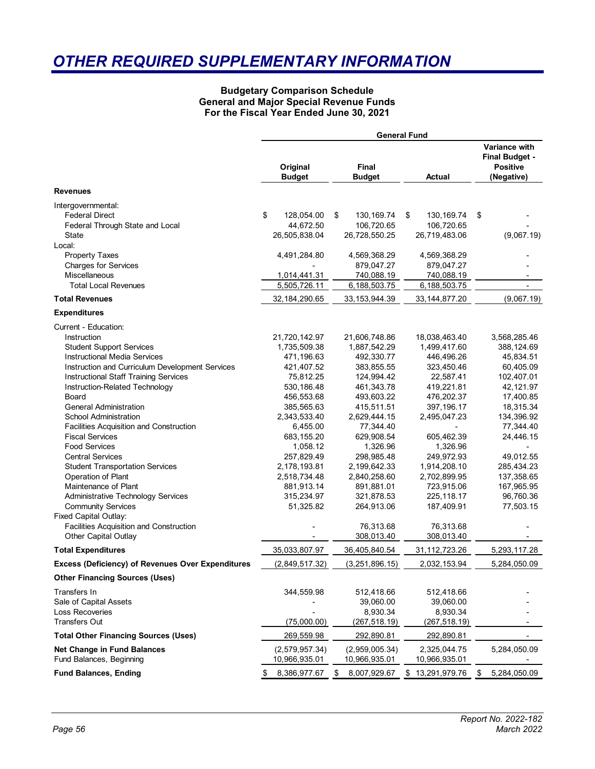# OTHER REQUIRED SUPPLEMENTARY INFORMATION

**Budgetary Comparison Schedule**
**General and Major Special Revenue Funds**
**For the Fiscal Year Ended June 30, 2021**

| | General Fund | | | |
|---|---|---|---|---|
| | Original Budget | Final Budget | Actual | Variance with Final Budget - Positive (Negative) |
| **Revenues** | | | | |
| Intergovernmental: | | | | |
| Federal Direct | $ 128,054.00 | $ 130,169.74 | $ 130,169.74 | $ - |
| Federal Through State and Local | 44,672.50 | 106,720.65 | 106,720.65 | - |
| State | 26,505,838.04 | 26,728,550.25 | 26,719,483.06 | (9,067.19) |
| Local: | | | | |
| Property Taxes | 4,491,284.80 | 4,569,368.29 | 4,569,368.29 | - |
| Charges for Services | - | 879,047.27 | 879,047.27 | - |
| Miscellaneous | 1,014,441.31 | 740,088.19 | 740,088.19 | - |
| Total Local Revenues | 5,505,726.11 | 6,188,503.75 | 6,188,503.75 | - |
| **Total Revenues** | 32,184,290.65 | 33,153,944.39 | 33,144,877.20 | (9,067.19) |
| **Expenditures** | | | | |
| Current - Education: | | | | |
| Instruction | 21,720,142.97 | 21,606,748.86 | 18,038,463.40 | 3,568,285.46 |
| Student Support Services | 1,735,509.38 | 1,887,542.29 | 1,499,417.60 | 388,124.69 |
| Instructional Media Services | 471,196.63 | 492,330.77 | 446,496.26 | 45,834.51 |
| Instruction and Curriculum Development Services | 421,407.52 | 383,855.55 | 323,450.46 | 60,405.09 |
| Instructional Staff Training Services | 75,812.25 | 124,994.42 | 22,587.41 | 102,407.01 |
| Instruction-Related Technology | 530,186.48 | 461,343.78 | 419,221.81 | 42,121.97 |
| Board | 456,553.68 | 493,603.22 | 476,202.37 | 17,400.85 |
| General Administration | 385,565.63 | 415,511.51 | 397,196.17 | 18,315.34 |
| School Administration | 2,343,533.40 | 2,629,444.15 | 2,495,047.23 | 134,396.92 |
| Facilities Acquisition and Construction | 6,455.00 | 77,344.40 | - | 77,344.40 |
| Fiscal Services | 683,155.20 | 629,908.54 | 605,462.39 | 24,446.15 |
| Food Services | 1,058.12 | 1,326.96 | 1,326.96 | - |
| Central Services | 257,829.49 | 298,985.48 | 249,972.93 | 49,012.55 |
| Student Transportation Services | 2,178,193.81 | 2,199,642.33 | 1,914,208.10 | 285,434.23 |
| Operation of Plant | 2,518,734.48 | 2,840,258.60 | 2,702,899.95 | 137,358.65 |
| Maintenance of Plant | 881,913.14 | 891,881.01 | 723,915.06 | 167,965.95 |
| Administrative Technology Services | 315,234.97 | 321,878.53 | 225,118.17 | 96,760.36 |
| Community Services | 51,325.82 | 264,913.06 | 187,409.91 | 77,503.15 |
| Fixed Capital Outlay: | | | | |
| Facilities Acquisition and Construction | - | 76,313.68 | 76,313.68 | - |
| Other Capital Outlay | - | 308,013.40 | 308,013.40 | - |
| **Total Expenditures** | 35,033,807.97 | 36,405,840.54 | 31,112,723.26 | 5,293,117.28 |
| **Excess (Deficiency) of Revenues Over Expenditures** | (2,849,517.32) | (3,251,896.15) | 2,032,153.94 | 5,284,050.09 |
| **Other Financing Sources (Uses)** | | | | |
| Transfers In | 344,559.98 | 512,418.66 | 512,418.66 | - |
| Sale of Capital Assets | - | 39,060.00 | 39,060.00 | - |
| Loss Recoveries | - | 8,930.34 | 8,930.34 | - |
| Transfers Out | (75,000.00) | (267,518.19) | (267,518.19) | - |
| **Total Other Financing Sources (Uses)** | 269,559.98 | 292,890.81 | 292,890.81 | - |
| **Net Change in Fund Balances** | (2,579,957.34) | (2,959,005.34) | 2,325,044.75 | 5,284,050.09 |
| Fund Balances, Beginning | 10,966,935.01 | 10,966,935.01 | 10,966,935.01 | - |
| **Fund Balances, Ending** | $ 8,386,977.67 | $ 8,007,929.67 | $ 13,291,979.76 | $ 5,284,050.09 |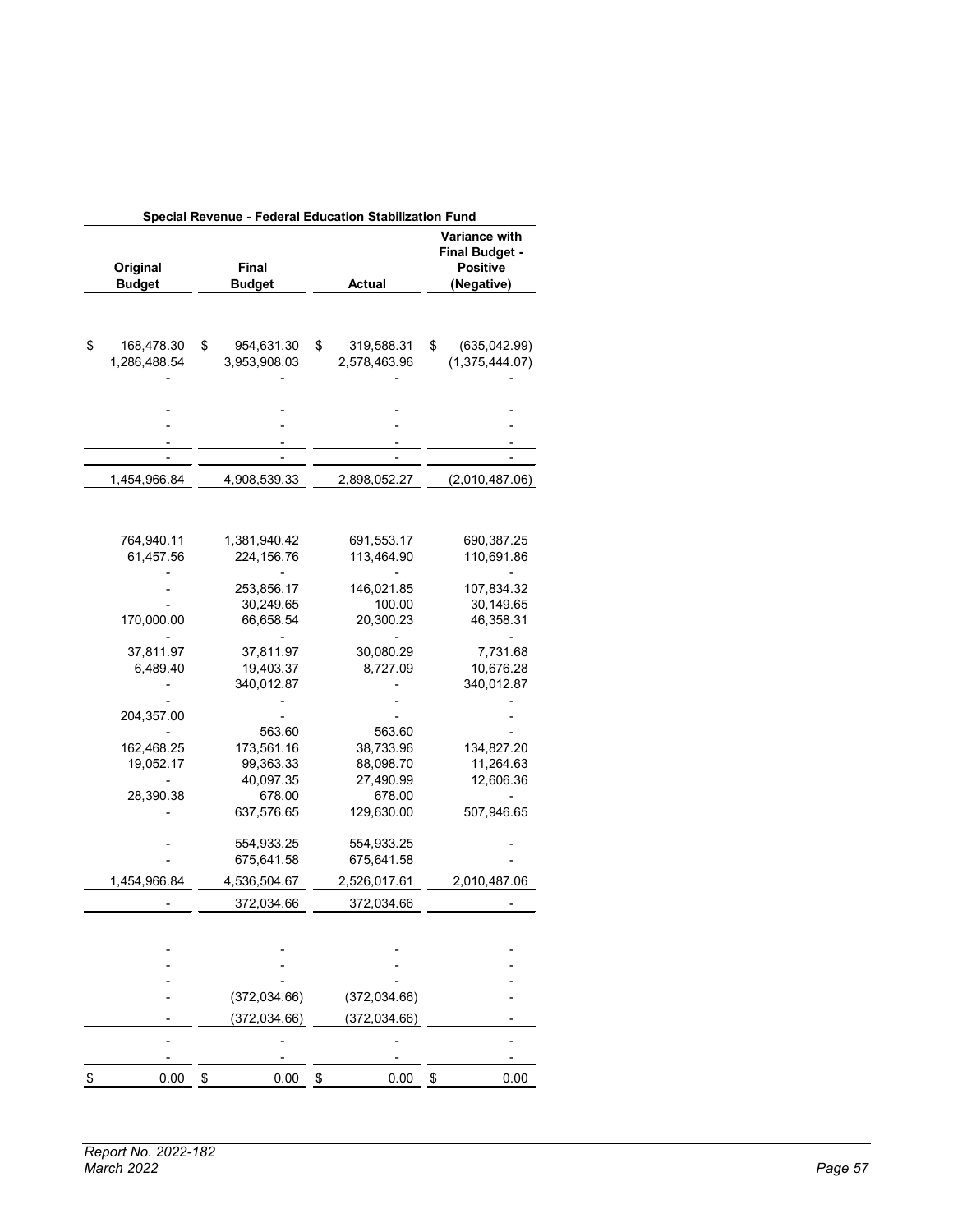| Special Revenue - Federal Education Stabilization Fund | | | |
|---|---|---|---|
| Original Budget | Final Budget | Actual | Variance with Final Budget - Positive (Negative) |
| $ 168,478.30 | $ 954,631.30 | $ 319,588.31 | $ (635,042.99) |
| 1,286,488.54 | 3,953,908.03 | 2,578,463.96 | (1,375,444.07) |
| - | - | - | - |
| - | - | - | - |
| - | - | - | - |
| - | - | - | - |
| - | - | - | - |
| 1,454,966.84 | 4,908,539.33 | 2,898,052.27 | (2,010,487.06) |
| 764,940.11 | 1,381,940.42 | 691,553.17 | 690,387.25 |
| 61,457.56 | 224,156.76 | 113,464.90 | 110,691.86 |
| - | - | - | - |
| - | 253,856.17 | 146,021.85 | 107,834.32 |
| - | 30,249.65 | 100.00 | 30,149.65 |
| 170,000.00 | 66,658.54 | 20,300.23 | 46,358.31 |
| - | - | - | - |
| 37,811.97 | 37,811.97 | 30,080.29 | 7,731.68 |
| 6,489.40 | 19,403.37 | 8,727.09 | 10,676.28 |
| - | 340,012.87 | - | 340,012.87 |
| - | - | - | - |
| 204,357.00 | - | - | - |
| - | 563.60 | 563.60 | - |
| 162,468.25 | 173,561.16 | 38,733.96 | 134,827.20 |
| 19,052.17 | 99,363.33 | 88,098.70 | 11,264.63 |
| - | 40,097.35 | 27,490.99 | 12,606.36 |
| 28,390.38 | 678.00 | 678.00 | - |
| - | 637,576.65 | 129,630.00 | 507,946.65 |
| - | 554,933.25 | 554,933.25 | - |
| - | 675,641.58 | 675,641.58 | - |
| 1,454,966.84 | 4,536,504.67 | 2,526,017.61 | 2,010,487.06 |
| - | 372,034.66 | 372,034.66 | - |
| - | - | - | - |
| - | - | - | - |
| - | - | - | - |
| - | (372,034.66) | (372,034.66) | - |
| - | (372,034.66) | (372,034.66) | - |
| - | - | - | - |
| - | - | - | - |
| $ 0.00 | $ 0.00 | $ 0.00 | $ 0.00 |

*Report No. 2022-182*
*March 2022*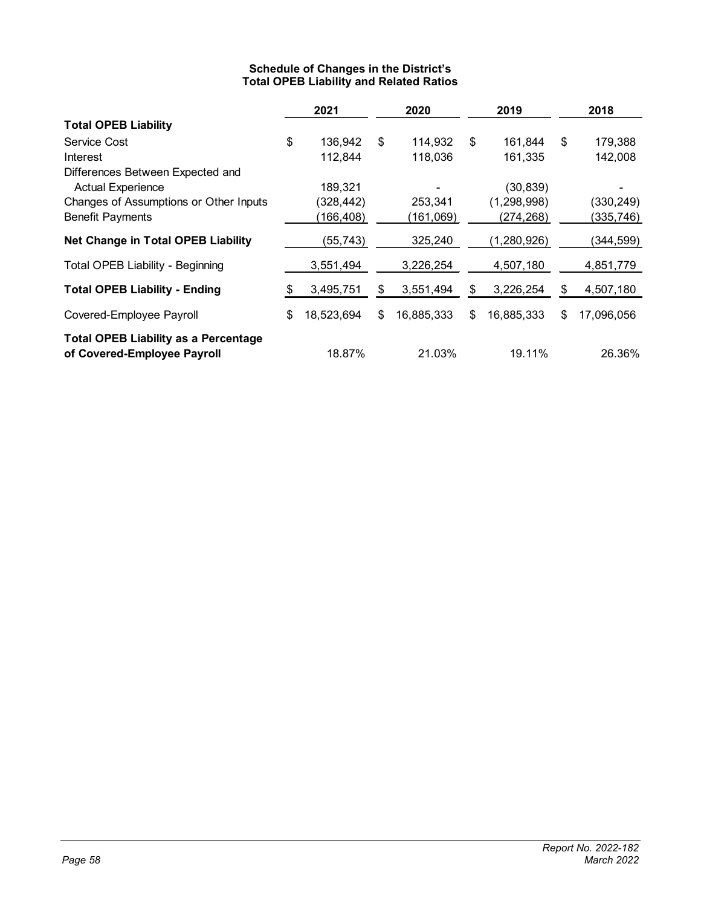### Schedule of Changes in the District's Total OPEB Liability and Related Ratios

| | 2021 | 2020 | 2019 | 2018 |
|---|---|---|---|---|
| **Total OPEB Liability** | | | | |
| Service Cost | $ 136,942 | $ 114,932 | $ 161,844 | $ 179,388 |
| Interest | 112,844 | 118,036 | 161,335 | 142,008 |
| Differences Between Expected and Actual Experience | 189,321 | - | (30,839) | - |
| Changes of Assumptions or Other Inputs | (328,442) | 253,341 | (1,298,998) | (330,249) |
| Benefit Payments | (166,408) | (161,069) | (274,268) | (335,746) |
| **Net Change in Total OPEB Liability** | (55,743) | 325,240 | (1,280,926) | (344,599) |
| Total OPEB Liability - Beginning | 3,551,494 | 3,226,254 | 4,507,180 | 4,851,779 |
| **Total OPEB Liability - Ending** | $ 3,495,751 | $ 3,551,494 | $ 3,226,254 | $ 4,507,180 |
| Covered-Employee Payroll | $ 18,523,694 | $ 16,885,333 | $ 16,885,333 | $ 17,096,056 |
| **Total OPEB Liability as a Percentage of Covered-Employee Payroll** | 18.87% | 21.03% | 19.11% | 26.36% |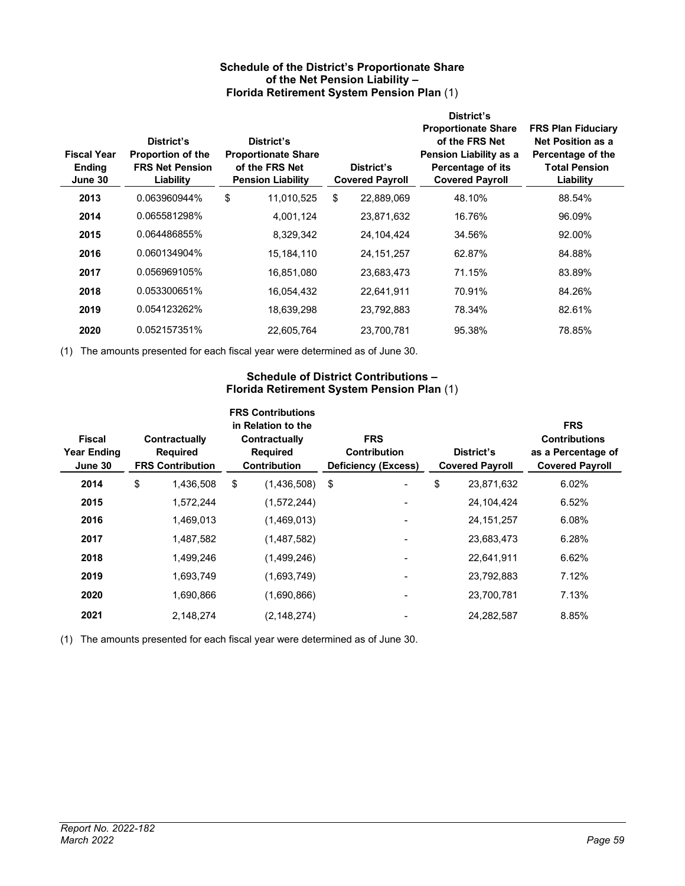### Schedule of the District's Proportionate Share of the Net Pension Liability – Florida Retirement System Pension Plan (1)

| Fiscal Year Ending June 30 | District's Proportion of the FRS Net Pension Liability | District's Proportionate Share of the FRS Net Pension Liability | District's Covered Payroll | District's Proportionate Share of the FRS Net Pension Liability as a Percentage of its Covered Payroll | FRS Plan Fiduciary Net Position as a Percentage of the Total Pension Liability |
|---|---|---|---|---|---|
| **2013** | 0.063960944% | $ 11,010,525 | $ 22,889,069 | 48.10% | 88.54% |
| **2014** | 0.065581298% | 4,001,124 | 23,871,632 | 16.76% | 96.09% |
| **2015** | 0.064486855% | 8,329,342 | 24,104,424 | 34.56% | 92.00% |
| **2016** | 0.060134904% | 15,184,110 | 24,151,257 | 62.87% | 84.88% |
| **2017** | 0.056969105% | 16,851,080 | 23,683,473 | 71.15% | 83.89% |
| **2018** | 0.053300651% | 16,054,432 | 22,641,911 | 70.91% | 84.26% |
| **2019** | 0.054123262% | 18,639,298 | 23,792,883 | 78.34% | 82.61% |
| **2020** | 0.052157351% | 22,605,764 | 23,700,781 | 95.38% | 78.85% |

(1) The amounts presented for each fiscal year were determined as of June 30.

### Schedule of District Contributions – Florida Retirement System Pension Plan (1)

| Fiscal Year Ending June 30 | Contractually Required FRS Contribution | FRS Contributions in Relation to the Contractually Required Contribution | FRS Contribution Deficiency (Excess) | District's Covered Payroll | FRS Contributions as a Percentage of Covered Payroll |
|---|---|---|---|---|---|
| **2014** | $ 1,436,508 | $ (1,436,508) | $ - | $ 23,871,632 | 6.02% |
| **2015** | 1,572,244 | (1,572,244) | - | 24,104,424 | 6.52% |
| **2016** | 1,469,013 | (1,469,013) | - | 24,151,257 | 6.08% |
| **2017** | 1,487,582 | (1,487,582) | - | 23,683,473 | 6.28% |
| **2018** | 1,499,246 | (1,499,246) | - | 22,641,911 | 6.62% |
| **2019** | 1,693,749 | (1,693,749) | - | 23,792,883 | 7.12% |
| **2020** | 1,690,866 | (1,690,866) | - | 23,700,781 | 7.13% |
| **2021** | 2,148,274 | (2,148,274) | - | 24,282,587 | 8.85% |

(1) The amounts presented for each fiscal year were determined as of June 30.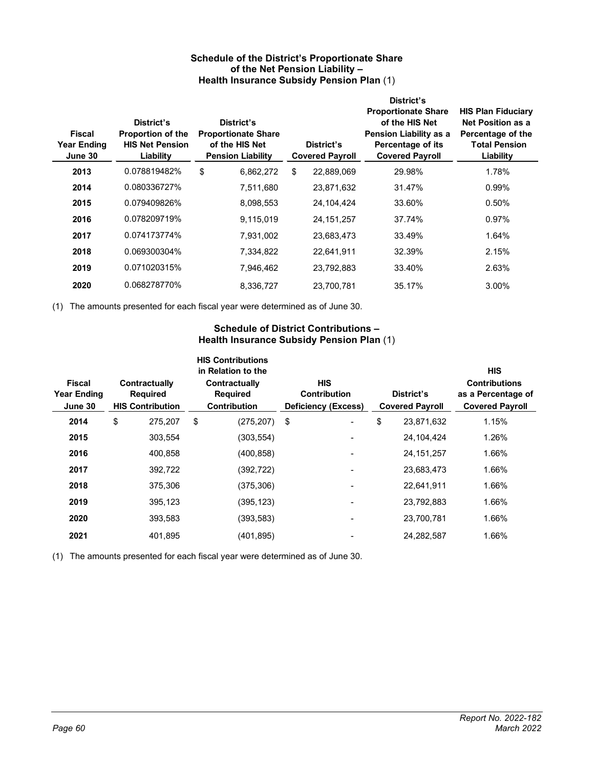### Schedule of the District's Proportionate Share of the Net Pension Liability – Health Insurance Subsidy Pension Plan (1)

| Fiscal Year Ending June 30 | District's Proportion of the HIS Net Pension Liability | District's Proportionate Share of the HIS Net Pension Liability | District's Covered Payroll | District's Proportionate Share of the HIS Net Pension Liability as a Percentage of its Covered Payroll | HIS Plan Fiduciary Net Position as a Percentage of the Total Pension Liability |
|---|---|---|---|---|---|
| **2013** | 0.078819482% | $ 6,862,272 | $ 22,889,069 | 29.98% | 1.78% |
| **2014** | 0.080336727% | 7,511,680 | 23,871,632 | 31.47% | 0.99% |
| **2015** | 0.079409826% | 8,098,553 | 24,104,424 | 33.60% | 0.50% |
| **2016** | 0.078209719% | 9,115,019 | 24,151,257 | 37.74% | 0.97% |
| **2017** | 0.074173774% | 7,931,002 | 23,683,473 | 33.49% | 1.64% |
| **2018** | 0.069300304% | 7,334,822 | 22,641,911 | 32.39% | 2.15% |
| **2019** | 0.071020315% | 7,946,462 | 23,792,883 | 33.40% | 2.63% |
| **2020** | 0.068278770% | 8,336,727 | 23,700,781 | 35.17% | 3.00% |

(1) The amounts presented for each fiscal year were determined as of June 30.

### Schedule of District Contributions – Health Insurance Subsidy Pension Plan (1)

| Fiscal Year Ending June 30 | Contractually Required HIS Contribution | HIS Contributions in Relation to the Contractually Required Contribution | HIS Contribution Deficiency (Excess) | District's Covered Payroll | HIS Contributions as a Percentage of Covered Payroll |
|---|---|---|---|---|---|
| **2014** | $ 275,207 | $ (275,207) | $ - | $ 23,871,632 | 1.15% |
| **2015** | 303,554 | (303,554) | - | 24,104,424 | 1.26% |
| **2016** | 400,858 | (400,858) | - | 24,151,257 | 1.66% |
| **2017** | 392,722 | (392,722) | - | 23,683,473 | 1.66% |
| **2018** | 375,306 | (375,306) | - | 22,641,911 | 1.66% |
| **2019** | 395,123 | (395,123) | - | 23,792,883 | 1.66% |
| **2020** | 393,583 | (393,583) | - | 23,700,781 | 1.66% |
| **2021** | 401,895 | (401,895) | - | 24,282,587 | 1.66% |

(1) The amounts presented for each fiscal year were determined as of June 30.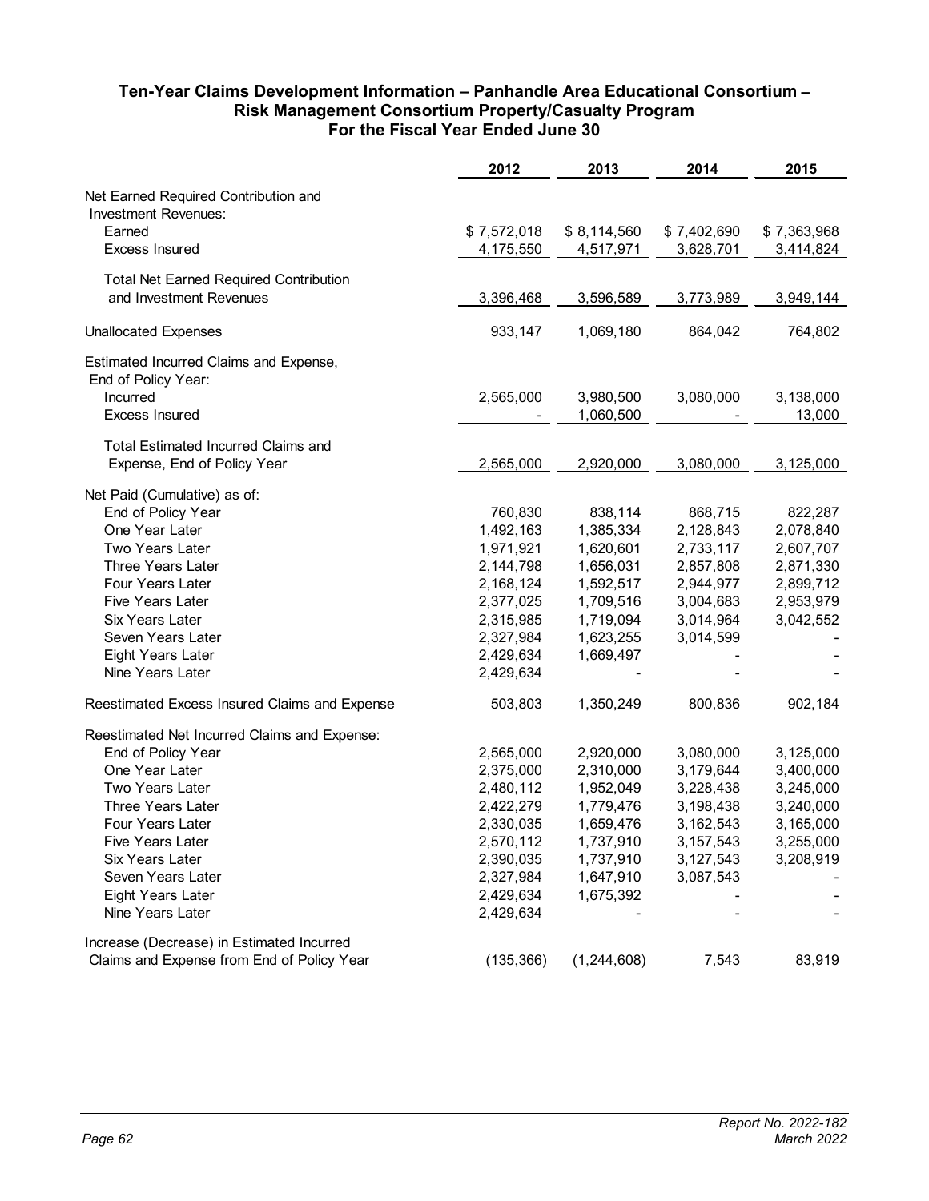**Ten-Year Claims Development Information – Panhandle Area Educational Consortium – Risk Management Consortium Property/Casualty Program For the Fiscal Year Ended June 30**

| | 2012 | 2013 | 2014 | 2015 |
|---|---|---|---|---|
| Net Earned Required Contribution and Investment Revenues: | | | | |
| Earned | $ 7,572,018 | $ 8,114,560 | $ 7,402,690 | $ 7,363,968 |
| Excess Insured | 4,175,550 | 4,517,971 | 3,628,701 | 3,414,824 |
| Total Net Earned Required Contribution and Investment Revenues | 3,396,468 | 3,596,589 | 3,773,989 | 3,949,144 |
| Unallocated Expenses | 933,147 | 1,069,180 | 864,042 | 764,802 |
| Estimated Incurred Claims and Expense, End of Policy Year: | | | | |
| Incurred | 2,565,000 | 3,980,500 | 3,080,000 | 3,138,000 |
| Excess Insured | - | 1,060,500 | - | 13,000 |
| Total Estimated Incurred Claims and Expense, End of Policy Year | 2,565,000 | 2,920,000 | 3,080,000 | 3,125,000 |
| Net Paid (Cumulative) as of: | | | | |
| End of Policy Year | 760,830 | 838,114 | 868,715 | 822,287 |
| One Year Later | 1,492,163 | 1,385,334 | 2,128,843 | 2,078,840 |
| Two Years Later | 1,971,921 | 1,620,601 | 2,733,117 | 2,607,707 |
| Three Years Later | 2,144,798 | 1,656,031 | 2,857,808 | 2,871,330 |
| Four Years Later | 2,168,124 | 1,592,517 | 2,944,977 | 2,899,712 |
| Five Years Later | 2,377,025 | 1,709,516 | 3,004,683 | 2,953,979 |
| Six Years Later | 2,315,985 | 1,719,094 | 3,014,964 | 3,042,552 |
| Seven Years Later | 2,327,984 | 1,623,255 | 3,014,599 | - |
| Eight Years Later | 2,429,634 | 1,669,497 | - | - |
| Nine Years Later | 2,429,634 | - | - | - |
| Reestimated Excess Insured Claims and Expense | 503,803 | 1,350,249 | 800,836 | 902,184 |
| Reestimated Net Incurred Claims and Expense: | | | | |
| End of Policy Year | 2,565,000 | 2,920,000 | 3,080,000 | 3,125,000 |
| One Year Later | 2,375,000 | 2,310,000 | 3,179,644 | 3,400,000 |
| Two Years Later | 2,480,112 | 1,952,049 | 3,228,438 | 3,245,000 |
| Three Years Later | 2,422,279 | 1,779,476 | 3,198,438 | 3,240,000 |
| Four Years Later | 2,330,035 | 1,659,476 | 3,162,543 | 3,165,000 |
| Five Years Later | 2,570,112 | 1,737,910 | 3,157,543 | 3,255,000 |
| Six Years Later | 2,390,035 | 1,737,910 | 3,127,543 | 3,208,919 |
| Seven Years Later | 2,327,984 | 1,647,910 | 3,087,543 | - |
| Eight Years Later | 2,429,634 | 1,675,392 | - | - |
| Nine Years Later | 2,429,634 | - | - | - |
| Increase (Decrease) in Estimated Incurred Claims and Expense from End of Policy Year | (135,366) | (1,244,608) | 7,543 | 83,919 |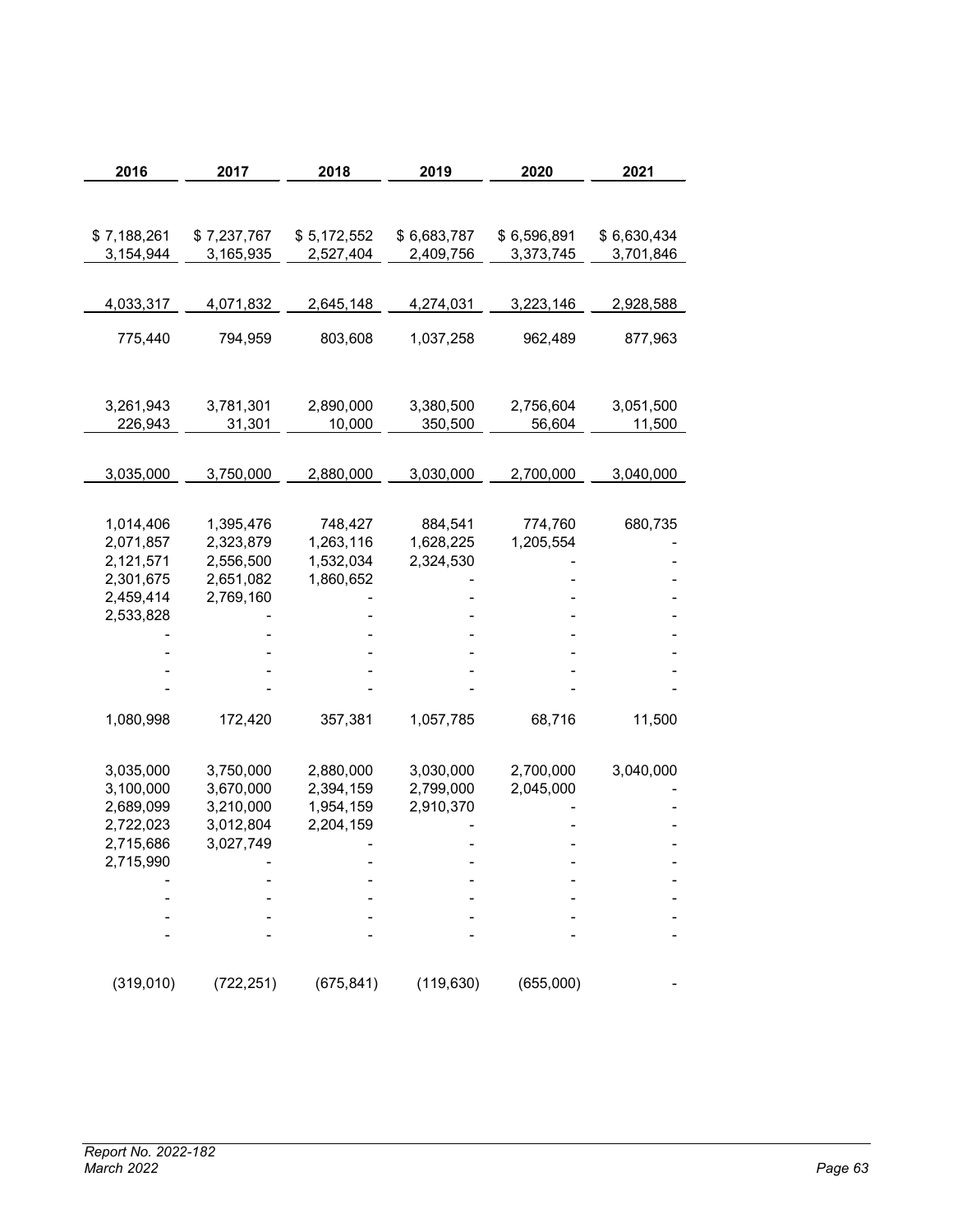| 2016 | 2017 | 2018 | 2019 | 2020 | 2021 |
|---|---|---|---|---|---|
| | | | | | |
| $ 7,188,261 | $ 7,237,767 | $ 5,172,552 | $ 6,683,787 | $ 6,596,891 | $ 6,630,434 |
| 3,154,944 | 3,165,935 | 2,527,404 | 2,409,756 | 3,373,745 | 3,701,846 |
| 4,033,317 | 4,071,832 | 2,645,148 | 4,274,031 | 3,223,146 | 2,928,588 |
| 775,440 | 794,959 | 803,608 | 1,037,258 | 962,489 | 877,963 |
| 3,261,943 | 3,781,301 | 2,890,000 | 3,380,500 | 2,756,604 | 3,051,500 |
| 226,943 | 31,301 | 10,000 | 350,500 | 56,604 | 11,500 |
| 3,035,000 | 3,750,000 | 2,880,000 | 3,030,000 | 2,700,000 | 3,040,000 |
| 1,014,406 | 1,395,476 | 748,427 | 884,541 | 774,760 | 680,735 |
| 2,071,857 | 2,323,879 | 1,263,116 | 1,628,225 | 1,205,554 | - |
| 2,121,571 | 2,556,500 | 1,532,034 | 2,324,530 | - | - |
| 2,301,675 | 2,651,082 | 1,860,652 | - | - | - |
| 2,459,414 | 2,769,160 | - | - | - | - |
| 2,533,828 | - | - | - | - | - |
| - | - | - | - | - | - |
| - | - | - | - | - | - |
| - | - | - | - | - | - |
| - | - | - | - | - | - |
| 1,080,998 | 172,420 | 357,381 | 1,057,785 | 68,716 | 11,500 |
| 3,035,000 | 3,750,000 | 2,880,000 | 3,030,000 | 2,700,000 | 3,040,000 |
| 3,100,000 | 3,670,000 | 2,394,159 | 2,799,000 | 2,045,000 | - |
| 2,689,099 | 3,210,000 | 1,954,159 | 2,910,370 | - | - |
| 2,722,023 | 3,012,804 | 2,204,159 | - | - | - |
| 2,715,686 | 3,027,749 | - | - | - | - |
| 2,715,990 | - | - | - | - | - |
| - | - | - | - | - | - |
| - | - | - | - | - | - |
| - | - | - | - | - | - |
| - | - | - | - | - | - |
| (319,010) | (722,251) | (675,841) | (119,630) | (655,000) | - |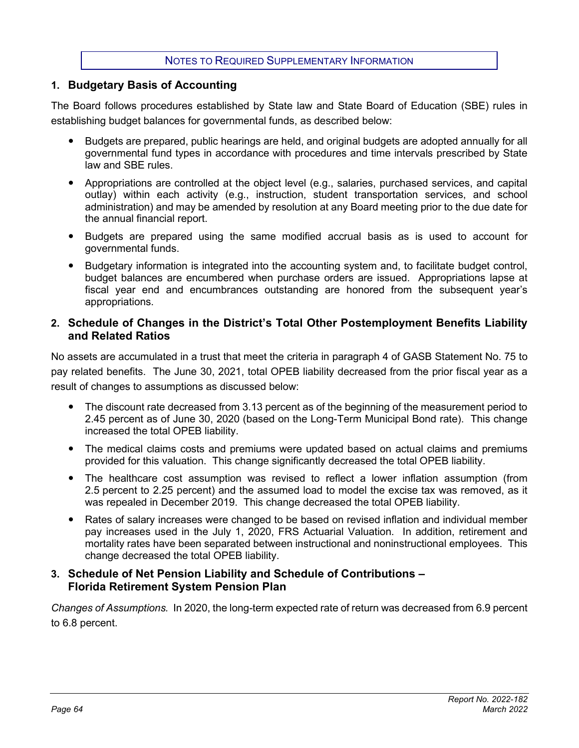# Notes to Required Supplementary Information

## 1. Budgetary Basis of Accounting

The Board follows procedures established by State law and State Board of Education (SBE) rules in establishing budget balances for governmental funds, as described below:

- Budgets are prepared, public hearings are held, and original budgets are adopted annually for all governmental fund types in accordance with procedures and time intervals prescribed by State law and SBE rules.
- Appropriations are controlled at the object level (e.g., salaries, purchased services, and capital outlay) within each activity (e.g., instruction, student transportation services, and school administration) and may be amended by resolution at any Board meeting prior to the due date for the annual financial report.
- Budgets are prepared using the same modified accrual basis as is used to account for governmental funds.
- Budgetary information is integrated into the accounting system and, to facilitate budget control, budget balances are encumbered when purchase orders are issued. Appropriations lapse at fiscal year end and encumbrances outstanding are honored from the subsequent year's appropriations.

## 2. Schedule of Changes in the District's Total Other Postemployment Benefits Liability and Related Ratios

No assets are accumulated in a trust that meet the criteria in paragraph 4 of GASB Statement No. 75 to pay related benefits. The June 30, 2021, total OPEB liability decreased from the prior fiscal year as a result of changes to assumptions as discussed below:

- The discount rate decreased from 3.13 percent as of the beginning of the measurement period to 2.45 percent as of June 30, 2020 (based on the Long-Term Municipal Bond rate). This change increased the total OPEB liability.
- The medical claims costs and premiums were updated based on actual claims and premiums provided for this valuation. This change significantly decreased the total OPEB liability.
- The healthcare cost assumption was revised to reflect a lower inflation assumption (from 2.5 percent to 2.25 percent) and the assumed load to model the excise tax was removed, as it was repealed in December 2019. This change decreased the total OPEB liability.
- Rates of salary increases were changed to be based on revised inflation and individual member pay increases used in the July 1, 2020, FRS Actuarial Valuation. In addition, retirement and mortality rates have been separated between instructional and noninstructional employees. This change decreased the total OPEB liability.

## 3. Schedule of Net Pension Liability and Schedule of Contributions – Florida Retirement System Pension Plan

*Changes of Assumptions.* In 2020, the long-term expected rate of return was decreased from 6.9 percent to 6.8 percent.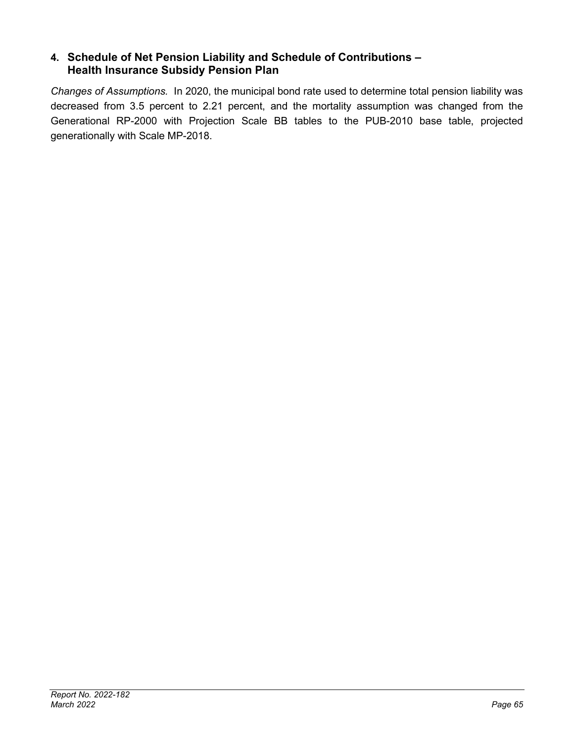### 4. Schedule of Net Pension Liability and Schedule of Contributions – Health Insurance Subsidy Pension Plan

*Changes of Assumptions.* In 2020, the municipal bond rate used to determine total pension liability was decreased from 3.5 percent to 2.21 percent, and the mortality assumption was changed from the Generational RP-2000 with Projection Scale BB tables to the PUB-2010 base table, projected generationally with Scale MP-2018.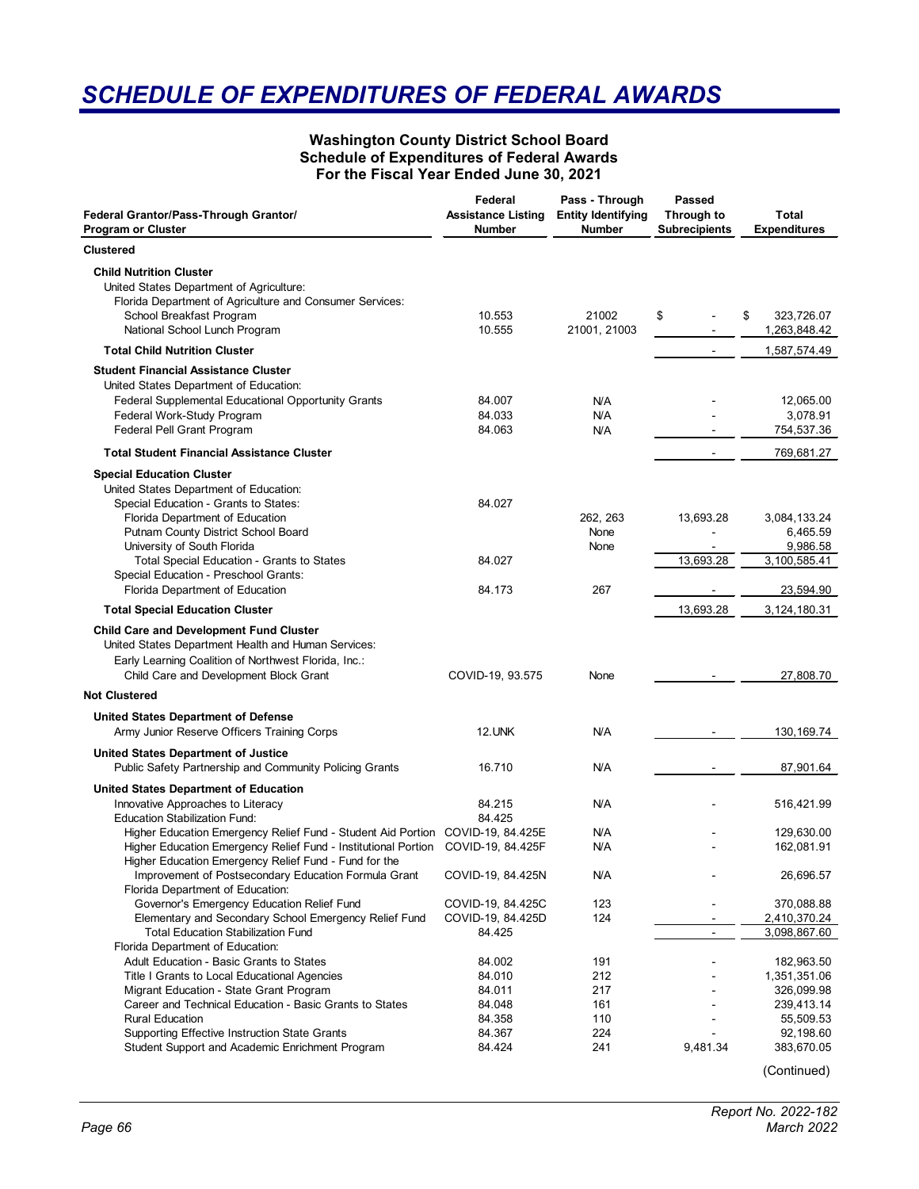# SCHEDULE OF EXPENDITURES OF FEDERAL AWARDS

**Washington County District School Board**
**Schedule of Expenditures of Federal Awards**
**For the Fiscal Year Ended June 30, 2021**

| Federal Grantor/Pass-Through Grantor/ Program or Cluster | Federal Assistance Listing Number | Pass - Through Entity Identifying Number | Passed Through to Subrecipients | Total Expenditures |
|---|---|---|---|---|
| **Clustered** | | | | |
| **Child Nutrition Cluster** | | | | |
| United States Department of Agriculture: | | | | |
| Florida Department of Agriculture and Consumer Services: | | | | |
| School Breakfast Program | 10.553 | 21002 | $ - | $ 323,726.07 |
| National School Lunch Program | 10.555 | 21001, 21003 | - | 1,263,848.42 |
| **Total Child Nutrition Cluster** | | | - | 1,587,574.49 |
| **Student Financial Assistance Cluster** | | | | |
| United States Department of Education: | | | | |
| Federal Supplemental Educational Opportunity Grants | 84.007 | N/A | - | 12,065.00 |
| Federal Work-Study Program | 84.033 | N/A | - | 3,078.91 |
| Federal Pell Grant Program | 84.063 | N/A | - | 754,537.36 |
| **Total Student Financial Assistance Cluster** | | | - | 769,681.27 |
| **Special Education Cluster** | | | | |
| United States Department of Education: | | | | |
| Special Education - Grants to States: | 84.027 | | | |
| Florida Department of Education | | 262, 263 | 13,693.28 | 3,084,133.24 |
| Putnam County District School Board | | None | - | 6,465.59 |
| University of South Florida | | None | - | 9,986.58 |
| Total Special Education - Grants to States | 84.027 | | 13,693.28 | 3,100,585.41 |
| Special Education - Preschool Grants: | | | | |
| Florida Department of Education | 84.173 | 267 | - | 23,594.90 |
| **Total Special Education Cluster** | | | 13,693.28 | 3,124,180.31 |
| **Child Care and Development Fund Cluster** | | | | |
| United States Department Health and Human Services: | | | | |
| Early Learning Coalition of Northwest Florida, Inc.: | | | | |
| Child Care and Development Block Grant | COVID-19, 93.575 | None | - | 27,808.70 |
| **Not Clustered** | | | | |
| **United States Department of Defense** | | | | |
| Army Junior Reserve Officers Training Corps | 12.UNK | N/A | - | 130,169.74 |
| **United States Department of Justice** | | | | |
| Public Safety Partnership and Community Policing Grants | 16.710 | N/A | - | 87,901.64 |
| **United States Department of Education** | | | | |
| Innovative Approaches to Literacy | 84.215 | N/A | - | 516,421.99 |
| Education Stabilization Fund: | 84.425 | | | |
| Higher Education Emergency Relief Fund - Student Aid Portion | COVID-19, 84.425E | N/A | - | 129,630.00 |
| Higher Education Emergency Relief Fund - Institutional Portion | COVID-19, 84.425F | N/A | - | 162,081.91 |
| Higher Education Emergency Relief Fund - Fund for the Improvement of Postsecondary Education Formula Grant | COVID-19, 84.425N | N/A | - | 26,696.57 |
| Florida Department of Education: | | | | |
| Governor's Emergency Education Relief Fund | COVID-19, 84.425C | 123 | - | 370,088.88 |
| Elementary and Secondary School Emergency Relief Fund | COVID-19, 84.425D | 124 | - | 2,410,370.24 |
| Total Education Stabilization Fund | 84.425 | | - | 3,098,867.60 |
| Florida Department of Education: | | | | |
| Adult Education - Basic Grants to States | 84.002 | 191 | - | 182,963.50 |
| Title I Grants to Local Educational Agencies | 84.010 | 212 | - | 1,351,351.06 |
| Migrant Education - State Grant Program | 84.011 | 217 | - | 326,099.98 |
| Career and Technical Education - Basic Grants to States | 84.048 | 161 | - | 239,413.14 |
| Rural Education | 84.358 | 110 | - | 55,509.53 |
| Supporting Effective Instruction State Grants | 84.367 | 224 | - | 92,198.60 |
| Student Support and Academic Enrichment Program | 84.424 | 241 | 9,481.34 | 383,670.05 |

(Continued)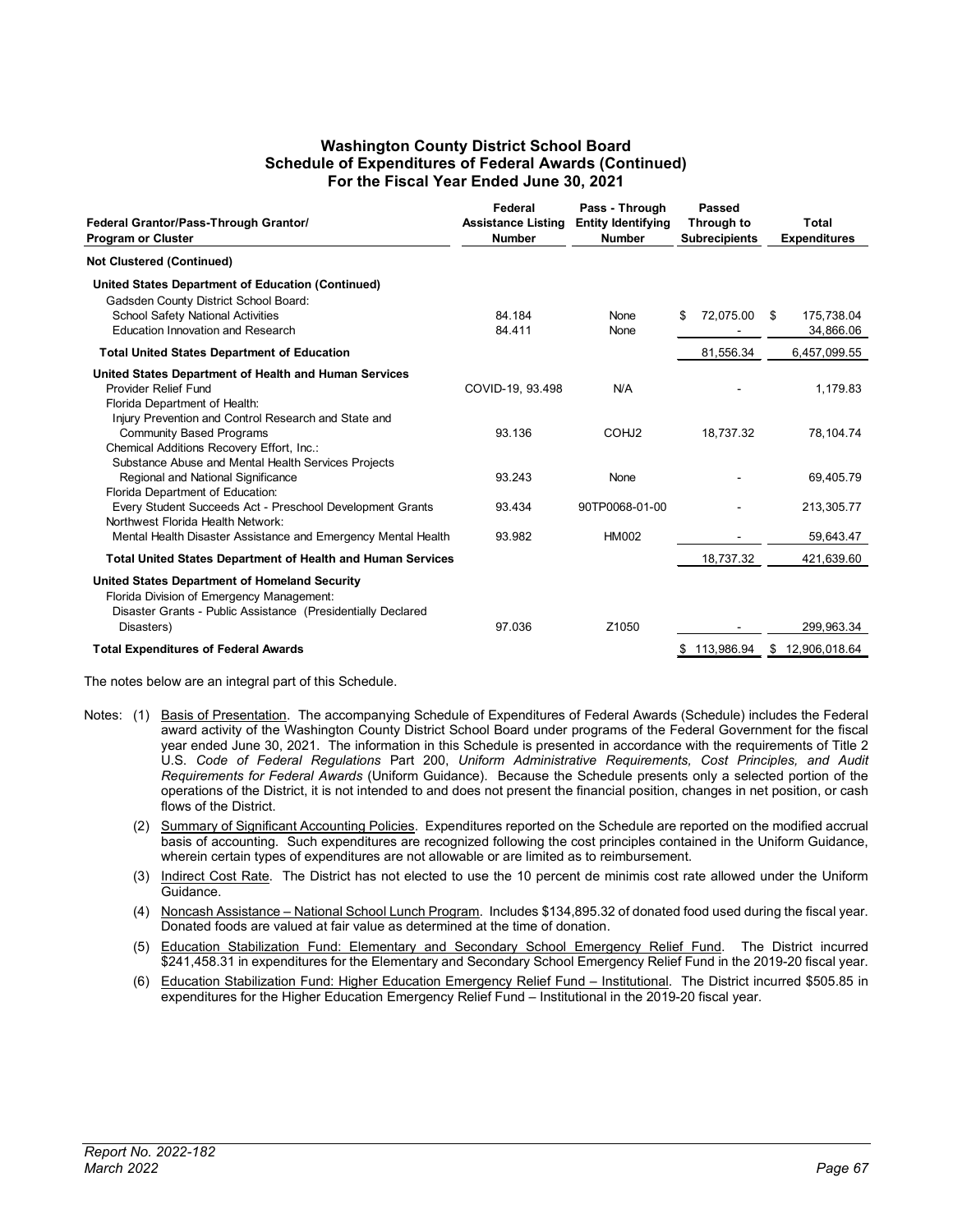# Washington County District School Board
## Schedule of Expenditures of Federal Awards (Continued)
### For the Fiscal Year Ended June 30, 2021

| Federal Grantor/Pass-Through Grantor/ Program or Cluster | Federal Assistance Listing Number | Pass - Through Entity Identifying Number | Passed Through to Subrecipients | Total Expenditures |
|---|---|---|---|---|
| **Not Clustered (Continued)** | | | | |
| **United States Department of Education (Continued)** | | | | |
| Gadsden County District School Board: | | | | |
| School Safety National Activities | 84.184 | None | $ 72,075.00 | $ 175,738.04 |
| Education Innovation and Research | 84.411 | None | - | 34,866.06 |
| **Total United States Department of Education** | | | 81,556.34 | 6,457,099.55 |
| **United States Department of Health and Human Services** | | | | |
| Provider Relief Fund | COVID-19, 93.498 | N/A | - | 1,179.83 |
| Florida Department of Health: | | | | |
| Injury Prevention and Control Research and State and Community Based Programs | 93.136 | COHJ2 | 18,737.32 | 78,104.74 |
| Chemical Additions Recovery Effort, Inc.: | | | | |
| Substance Abuse and Mental Health Services Projects Regional and National Significance | 93.243 | None | - | 69,405.79 |
| Florida Department of Education: | | | | |
| Every Student Succeeds Act - Preschool Development Grants | 93.434 | 90TP0068-01-00 | - | 213,305.77 |
| Northwest Florida Health Network: | | | | |
| Mental Health Disaster Assistance and Emergency Mental Health | 93.982 | HM002 | - | 59,643.47 |
| **Total United States Department of Health and Human Services** | | | 18,737.32 | 421,639.60 |
| **United States Department of Homeland Security** | | | | |
| Florida Division of Emergency Management: | | | | |
| Disaster Grants - Public Assistance (Presidentially Declared Disasters) | 97.036 | Z1050 | - | 299,963.34 |
| **Total Expenditures of Federal Awards** | | | $ 113,986.94 | $ 12,906,018.64 |

The notes below are an integral part of this Schedule.

Notes: (1) Basis of Presentation. The accompanying Schedule of Expenditures of Federal Awards (Schedule) includes the Federal award activity of the Washington County District School Board under programs of the Federal Government for the fiscal year ended June 30, 2021. The information in this Schedule is presented in accordance with the requirements of Title 2 U.S. *Code of Federal Regulations* Part 200, *Uniform Administrative Requirements, Cost Principles, and Audit Requirements for Federal Awards* (Uniform Guidance). Because the Schedule presents only a selected portion of the operations of the District, it is not intended to and does not present the financial position, changes in net position, or cash flows of the District.

(2) Summary of Significant Accounting Policies. Expenditures reported on the Schedule are reported on the modified accrual basis of accounting. Such expenditures are recognized following the cost principles contained in the Uniform Guidance, wherein certain types of expenditures are not allowable or are limited as to reimbursement.

(3) Indirect Cost Rate. The District has not elected to use the 10 percent de minimis cost rate allowed under the Uniform Guidance.

(4) Noncash Assistance – National School Lunch Program. Includes $134,895.32 of donated food used during the fiscal year. Donated foods are valued at fair value as determined at the time of donation.

(5) Education Stabilization Fund: Elementary and Secondary School Emergency Relief Fund. The District incurred $241,458.31 in expenditures for the Elementary and Secondary School Emergency Relief Fund in the 2019-20 fiscal year.

(6) Education Stabilization Fund: Higher Education Emergency Relief Fund – Institutional. The District incurred $505.85 in expenditures for the Higher Education Emergency Relief Fund – Institutional in the 2019-20 fiscal year.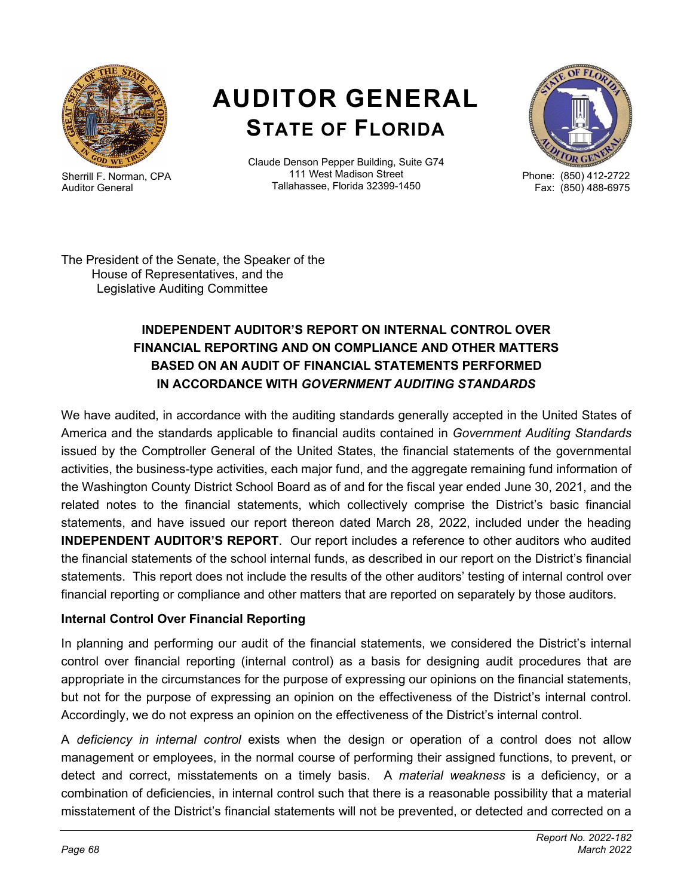# AUDITOR GENERAL
## STATE OF FLORIDA

Sherrill F. Norman, CPA
Auditor General

Claude Denson Pepper Building, Suite G74
111 West Madison Street
Tallahassee, Florida 32399-1450

Phone: (850) 412-2722
Fax: (850) 488-6975

The President of the Senate, the Speaker of the
House of Representatives, and the
Legislative Auditing Committee

### INDEPENDENT AUDITOR'S REPORT ON INTERNAL CONTROL OVER FINANCIAL REPORTING AND ON COMPLIANCE AND OTHER MATTERS BASED ON AN AUDIT OF FINANCIAL STATEMENTS PERFORMED IN ACCORDANCE WITH *GOVERNMENT AUDITING STANDARDS*

We have audited, in accordance with the auditing standards generally accepted in the United States of America and the standards applicable to financial audits contained in *Government Auditing Standards* issued by the Comptroller General of the United States, the financial statements of the governmental activities, the business-type activities, each major fund, and the aggregate remaining fund information of the Washington County District School Board as of and for the fiscal year ended June 30, 2021, and the related notes to the financial statements, which collectively comprise the District's basic financial statements, and have issued our report thereon dated March 28, 2022, included under the heading **INDEPENDENT AUDITOR'S REPORT**. Our report includes a reference to other auditors who audited the financial statements of the school internal funds, as described in our report on the District's financial statements. This report does not include the results of the other auditors' testing of internal control over financial reporting or compliance and other matters that are reported on separately by those auditors.

**Internal Control Over Financial Reporting**

In planning and performing our audit of the financial statements, we considered the District's internal control over financial reporting (internal control) as a basis for designing audit procedures that are appropriate in the circumstances for the purpose of expressing our opinions on the financial statements, but not for the purpose of expressing an opinion on the effectiveness of the District's internal control. Accordingly, we do not express an opinion on the effectiveness of the District's internal control.

A *deficiency in internal control* exists when the design or operation of a control does not allow management or employees, in the normal course of performing their assigned functions, to prevent, or detect and correct, misstatements on a timely basis. A *material weakness* is a deficiency, or a combination of deficiencies, in internal control such that there is a reasonable possibility that a material misstatement of the District's financial statements will not be prevented, or detected and corrected on a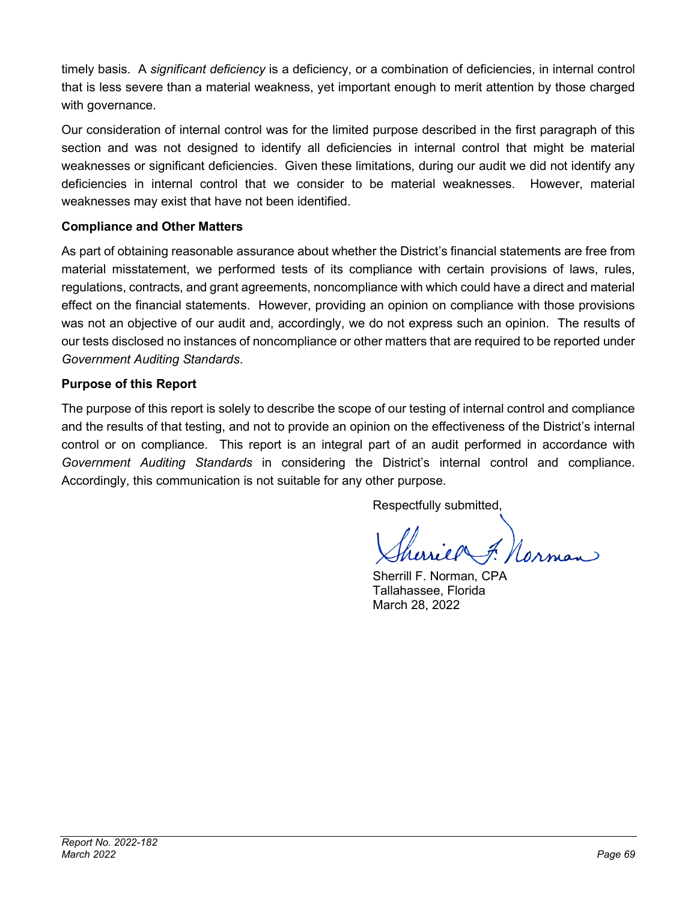timely basis. A *significant deficiency* is a deficiency, or a combination of deficiencies, in internal control that is less severe than a material weakness, yet important enough to merit attention by those charged with governance.

Our consideration of internal control was for the limited purpose described in the first paragraph of this section and was not designed to identify all deficiencies in internal control that might be material weaknesses or significant deficiencies. Given these limitations, during our audit we did not identify any deficiencies in internal control that we consider to be material weaknesses. However, material weaknesses may exist that have not been identified.

**Compliance and Other Matters**

As part of obtaining reasonable assurance about whether the District's financial statements are free from material misstatement, we performed tests of its compliance with certain provisions of laws, rules, regulations, contracts, and grant agreements, noncompliance with which could have a direct and material effect on the financial statements. However, providing an opinion on compliance with those provisions was not an objective of our audit and, accordingly, we do not express such an opinion. The results of our tests disclosed no instances of noncompliance or other matters that are required to be reported under *Government Auditing Standards*.

**Purpose of this Report**

The purpose of this report is solely to describe the scope of our testing of internal control and compliance and the results of that testing, and not to provide an opinion on the effectiveness of the District's internal control or on compliance. This report is an integral part of an audit performed in accordance with *Government Auditing Standards* in considering the District's internal control and compliance. Accordingly, this communication is not suitable for any other purpose.

Respectfully submitted,

Sherrill F. Norman, CPA
Tallahassee, Florida
March 28, 2022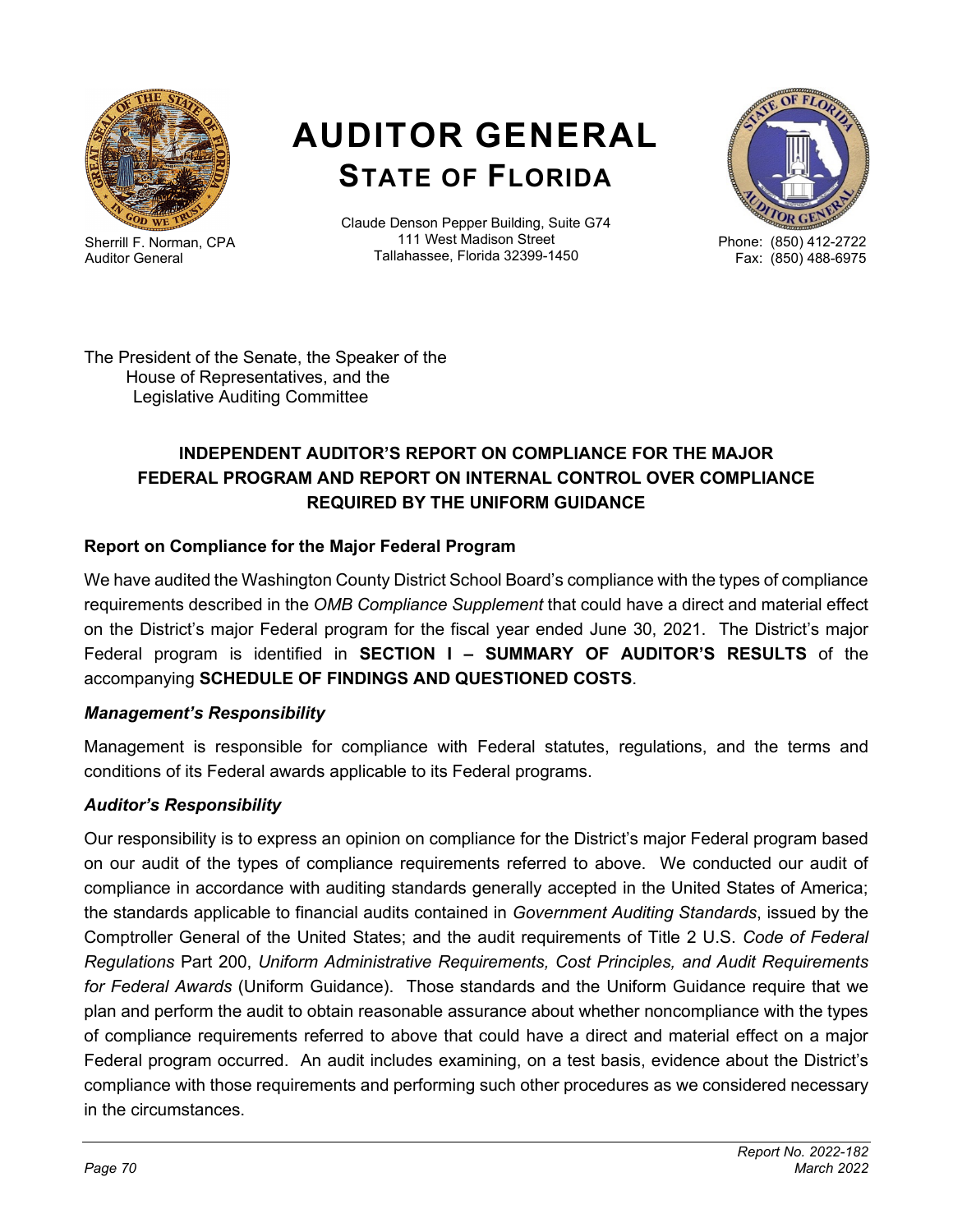# AUDITOR GENERAL
## STATE OF FLORIDA

Sherrill F. Norman, CPA
Auditor General

Claude Denson Pepper Building, Suite G74
111 West Madison Street
Tallahassee, Florida 32399-1450

Phone: (850) 412-2722
Fax: (850) 488-6975

The President of the Senate, the Speaker of the
House of Representatives, and the
Legislative Auditing Committee

### INDEPENDENT AUDITOR'S REPORT ON COMPLIANCE FOR THE MAJOR FEDERAL PROGRAM AND REPORT ON INTERNAL CONTROL OVER COMPLIANCE REQUIRED BY THE UNIFORM GUIDANCE

**Report on Compliance for the Major Federal Program**

We have audited the Washington County District School Board's compliance with the types of compliance requirements described in the *OMB Compliance Supplement* that could have a direct and material effect on the District's major Federal program for the fiscal year ended June 30, 2021. The District's major Federal program is identified in **SECTION I – SUMMARY OF AUDITOR'S RESULTS** of the accompanying **SCHEDULE OF FINDINGS AND QUESTIONED COSTS**.

***Management's Responsibility***

Management is responsible for compliance with Federal statutes, regulations, and the terms and conditions of its Federal awards applicable to its Federal programs.

***Auditor's Responsibility***

Our responsibility is to express an opinion on compliance for the District's major Federal program based on our audit of the types of compliance requirements referred to above. We conducted our audit of compliance in accordance with auditing standards generally accepted in the United States of America; the standards applicable to financial audits contained in *Government Auditing Standards*, issued by the Comptroller General of the United States; and the audit requirements of Title 2 U.S. *Code of Federal Regulations* Part 200, *Uniform Administrative Requirements, Cost Principles, and Audit Requirements for Federal Awards* (Uniform Guidance). Those standards and the Uniform Guidance require that we plan and perform the audit to obtain reasonable assurance about whether noncompliance with the types of compliance requirements referred to above that could have a direct and material effect on a major Federal program occurred. An audit includes examining, on a test basis, evidence about the District's compliance with those requirements and performing such other procedures as we considered necessary in the circumstances.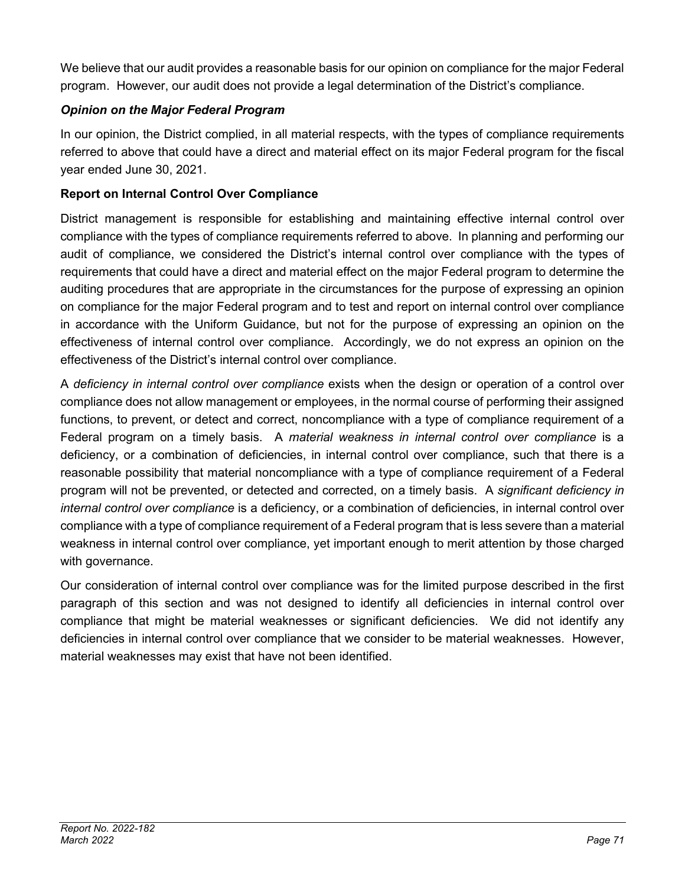We believe that our audit provides a reasonable basis for our opinion on compliance for the major Federal program. However, our audit does not provide a legal determination of the District's compliance.

### *Opinion on the Major Federal Program*

In our opinion, the District complied, in all material respects, with the types of compliance requirements referred to above that could have a direct and material effect on its major Federal program for the fiscal year ended June 30, 2021.

### Report on Internal Control Over Compliance

District management is responsible for establishing and maintaining effective internal control over compliance with the types of compliance requirements referred to above. In planning and performing our audit of compliance, we considered the District's internal control over compliance with the types of requirements that could have a direct and material effect on the major Federal program to determine the auditing procedures that are appropriate in the circumstances for the purpose of expressing an opinion on compliance for the major Federal program and to test and report on internal control over compliance in accordance with the Uniform Guidance, but not for the purpose of expressing an opinion on the effectiveness of internal control over compliance. Accordingly, we do not express an opinion on the effectiveness of the District's internal control over compliance.

A *deficiency in internal control over compliance* exists when the design or operation of a control over compliance does not allow management or employees, in the normal course of performing their assigned functions, to prevent, or detect and correct, noncompliance with a type of compliance requirement of a Federal program on a timely basis. A *material weakness in internal control over compliance* is a deficiency, or a combination of deficiencies, in internal control over compliance, such that there is a reasonable possibility that material noncompliance with a type of compliance requirement of a Federal program will not be prevented, or detected and corrected, on a timely basis. A *significant deficiency in internal control over compliance* is a deficiency, or a combination of deficiencies, in internal control over compliance with a type of compliance requirement of a Federal program that is less severe than a material weakness in internal control over compliance, yet important enough to merit attention by those charged with governance.

Our consideration of internal control over compliance was for the limited purpose described in the first paragraph of this section and was not designed to identify all deficiencies in internal control over compliance that might be material weaknesses or significant deficiencies. We did not identify any deficiencies in internal control over compliance that we consider to be material weaknesses. However, material weaknesses may exist that have not been identified.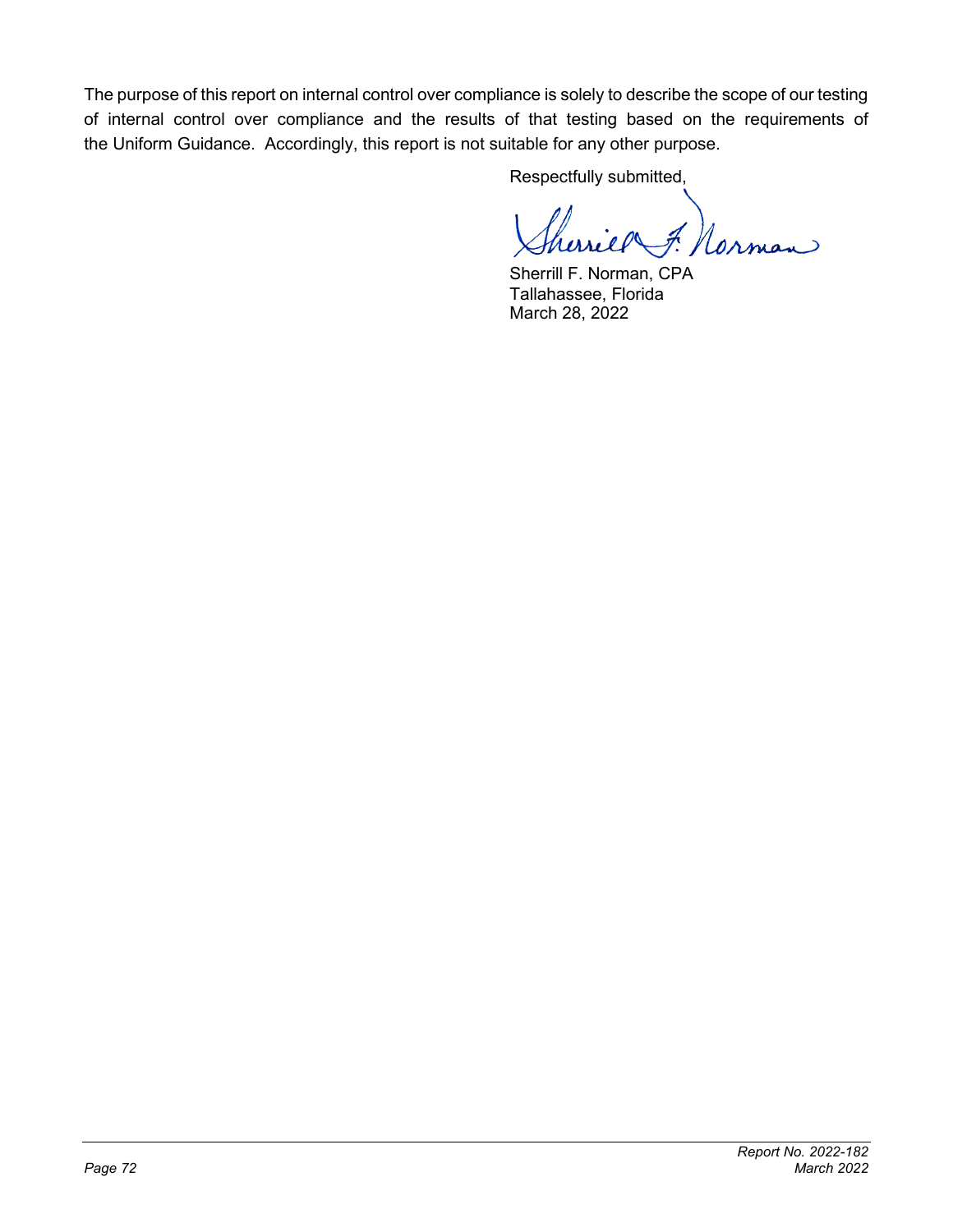The purpose of this report on internal control over compliance is solely to describe the scope of our testing of internal control over compliance and the results of that testing based on the requirements of the Uniform Guidance. Accordingly, this report is not suitable for any other purpose.

Respectfully submitted,

Sherrill F. Norman, CPA
Tallahassee, Florida
March 28, 2022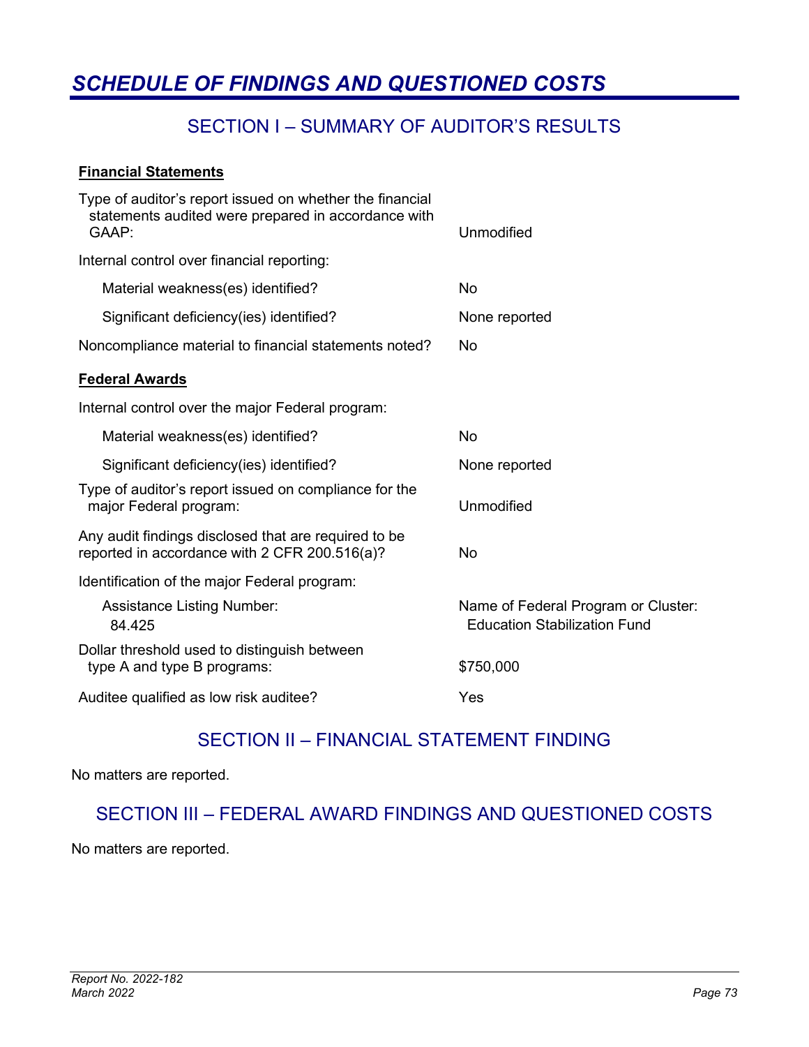# SCHEDULE OF FINDINGS AND QUESTIONED COSTS

## SECTION I – SUMMARY OF AUDITOR'S RESULTS

**Financial Statements**

| | |
|---|---|
| Type of auditor's report issued on whether the financial statements audited were prepared in accordance with GAAP: | Unmodified |
| Internal control over financial reporting: | |
| Material weakness(es) identified? | No |
| Significant deficiency(ies) identified? | None reported |
| Noncompliance material to financial statements noted? | No |

**Federal Awards**

| | |
|---|---|
| Internal control over the major Federal program: | |
| Material weakness(es) identified? | No |
| Significant deficiency(ies) identified? | None reported |
| Type of auditor's report issued on compliance for the major Federal program: | Unmodified |
| Any audit findings disclosed that are required to be reported in accordance with 2 CFR 200.516(a)? | No |
| Identification of the major Federal program: | |
| Assistance Listing Number: 84.425 | Name of Federal Program or Cluster: Education Stabilization Fund |
| Dollar threshold used to distinguish between type A and type B programs: | $750,000 |
| Auditee qualified as low risk auditee? | Yes |

## SECTION II – FINANCIAL STATEMENT FINDING

No matters are reported.

## SECTION III – FEDERAL AWARD FINDINGS AND QUESTIONED COSTS

No matters are reported.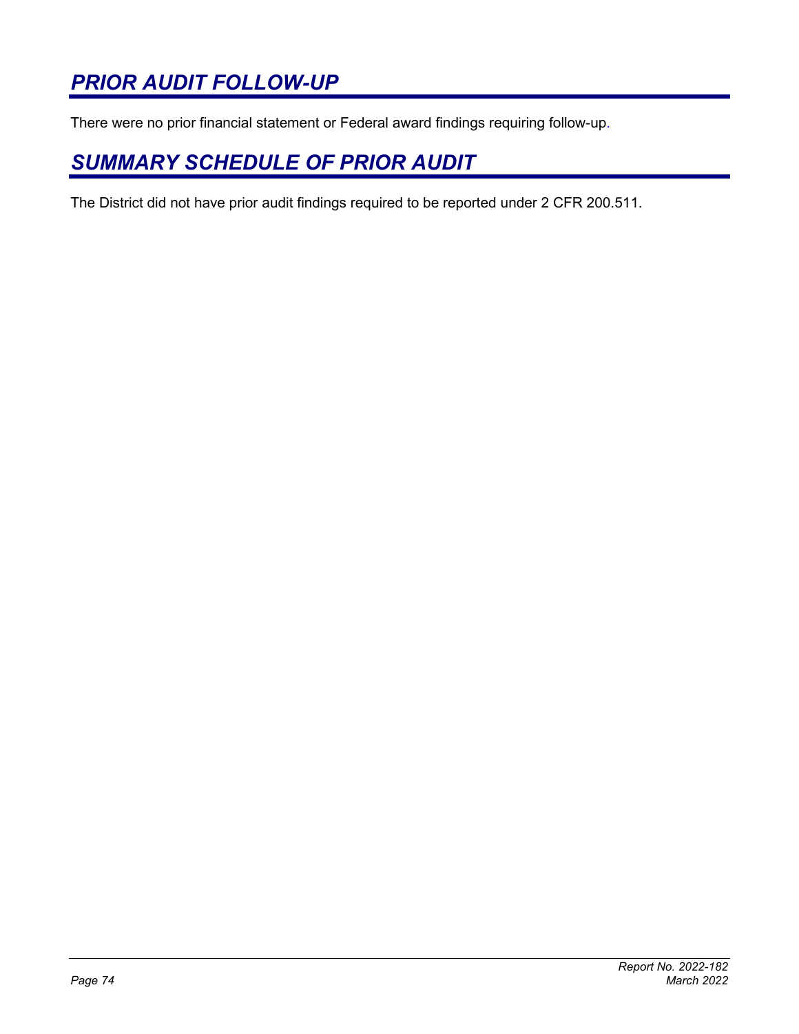## *PRIOR AUDIT FOLLOW-UP*

There were no prior financial statement or Federal award findings requiring follow-up.

## *SUMMARY SCHEDULE OF PRIOR AUDIT*

The District did not have prior audit findings required to be reported under 2 CFR 200.511.